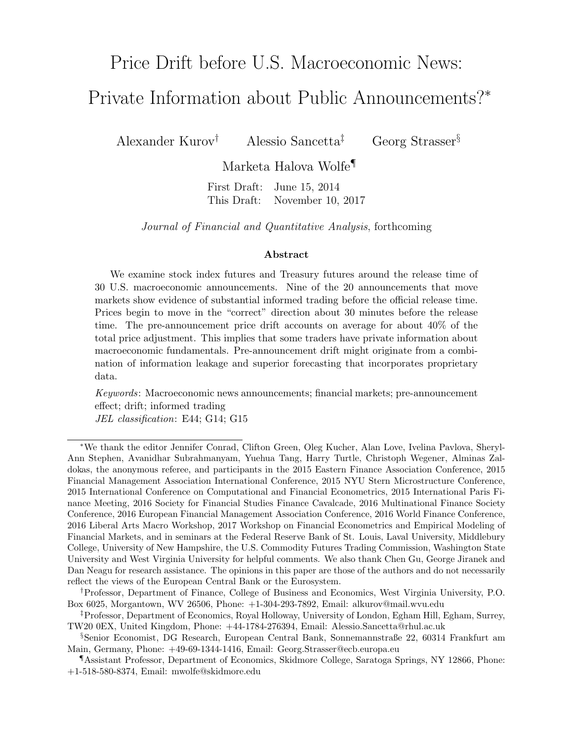# Price Drift before U.S. Macroeconomic News: Private Information about Public Announcements?[*]

Alexander Kurov[†] Alessio Sancetta[‡] Georg Strasser[§]

Marketa Halova Wolfe[¶]

First Draft: June 15, 2014
This Draft: November 10, 2017

*Journal of Financial and Quantitative Analysis*, forthcoming

## Abstract

We examine stock index futures and Treasury futures around the release time of 30 U.S. macroeconomic announcements. Nine of the 20 announcements that move markets show evidence of substantial informed trading before the official release time. Prices begin to move in the "correct" direction about 30 minutes before the release time. The pre-announcement price drift accounts on average for about 40% of the total price adjustment. This implies that some traders have private information about macroeconomic fundamentals. Pre-announcement drift might originate from a combination of information leakage and superior forecasting that incorporates proprietary data.

*Keywords*: Macroeconomic news announcements; financial markets; pre-announcement effect; drift; informed trading
*JEL classification*: E44; G14; G15

---

[*] We thank the editor Jennifer Conrad, Clifton Green, Oleg Kucher, Alan Love, Ivelina Pavlova, Sheryl-Ann Stephen, Avanidhar Subrahmanyam, Yuehua Tang, Harry Turtle, Christoph Wegener, Alminas Zaldokas, the anonymous referee, and participants in the 2015 Eastern Finance Association Conference, 2015 Financial Management Association International Conference, 2015 NYU Stern Microstructure Conference, 2015 International Conference on Computational and Financial Econometrics, 2015 International Paris Finance Meeting, 2016 Society for Financial Studies Finance Cavalcade, 2016 Multinational Finance Society Conference, 2016 European Financial Management Association Conference, 2016 World Finance Conference, 2016 Liberal Arts Macro Workshop, 2017 Workshop on Financial Econometrics and Empirical Modeling of Financial Markets, and in seminars at the Federal Reserve Bank of St. Louis, Laval University, Middlebury College, University of New Hampshire, the U.S. Commodity Futures Trading Commission, Washington State University and West Virginia University for helpful comments. We also thank Chen Gu, George Jiranek and Dan Neagu for research assistance. The opinions in this paper are those of the authors and do not necessarily reflect the views of the European Central Bank or the Eurosystem.

[†] Professor, Department of Finance, College of Business and Economics, West Virginia University, P.O. Box 6025, Morgantown, WV 26506, Phone: +1-304-293-7892, Email: alkurov@mail.wvu.edu

[‡] Professor, Department of Economics, Royal Holloway, University of London, Egham Hill, Egham, Surrey, TW20 0EX, United Kingdom, Phone: +44-1784-276394, Email: Alessio.Sancetta@rhul.ac.uk

[§] Senior Economist, DG Research, European Central Bank, Sonnemannstraße 22, 60314 Frankfurt am Main, Germany, Phone: +49-69-1344-1416, Email: Georg.Strasser@ecb.europa.eu

[¶] Assistant Professor, Department of Economics, Skidmore College, Saratoga Springs, NY 12866, Phone: +1-518-580-8374, Email: mwolfe@skidmore.edu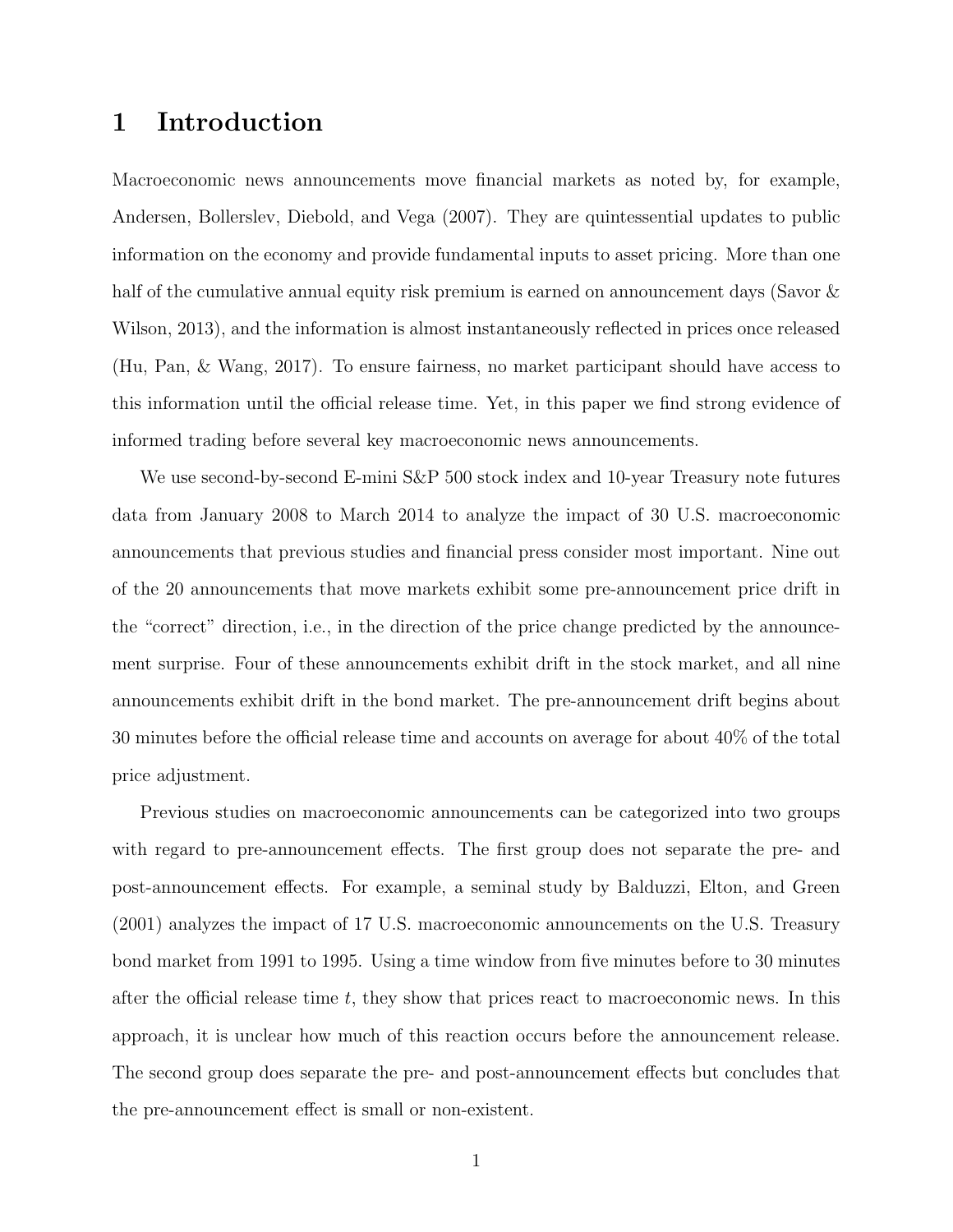# 1 Introduction

Macroeconomic news announcements move financial markets as noted by, for example, Andersen, Bollerslev, Diebold, and Vega (2007). They are quintessential updates to public information on the economy and provide fundamental inputs to asset pricing. More than one half of the cumulative annual equity risk premium is earned on announcement days (Savor & Wilson, 2013), and the information is almost instantaneously reflected in prices once released (Hu, Pan, & Wang, 2017). To ensure fairness, no market participant should have access to this information until the official release time. Yet, in this paper we find strong evidence of informed trading before several key macroeconomic news announcements.

We use second-by-second E-mini S&P 500 stock index and 10-year Treasury note futures data from January 2008 to March 2014 to analyze the impact of 30 U.S. macroeconomic announcements that previous studies and financial press consider most important. Nine out of the 20 announcements that move markets exhibit some pre-announcement price drift in the "correct" direction, i.e., in the direction of the price change predicted by the announcement surprise. Four of these announcements exhibit drift in the stock market, and all nine announcements exhibit drift in the bond market. The pre-announcement drift begins about 30 minutes before the official release time and accounts on average for about 40% of the total price adjustment.

Previous studies on macroeconomic announcements can be categorized into two groups with regard to pre-announcement effects. The first group does not separate the pre- and post-announcement effects. For example, a seminal study by Balduzzi, Elton, and Green (2001) analyzes the impact of 17 U.S. macroeconomic announcements on the U.S. Treasury bond market from 1991 to 1995. Using a time window from five minutes before to 30 minutes after the official release time $t$, they show that prices react to macroeconomic news. In this approach, it is unclear how much of this reaction occurs before the announcement release. The second group does separate the pre- and post-announcement effects but concludes that the pre-announcement effect is small or non-existent.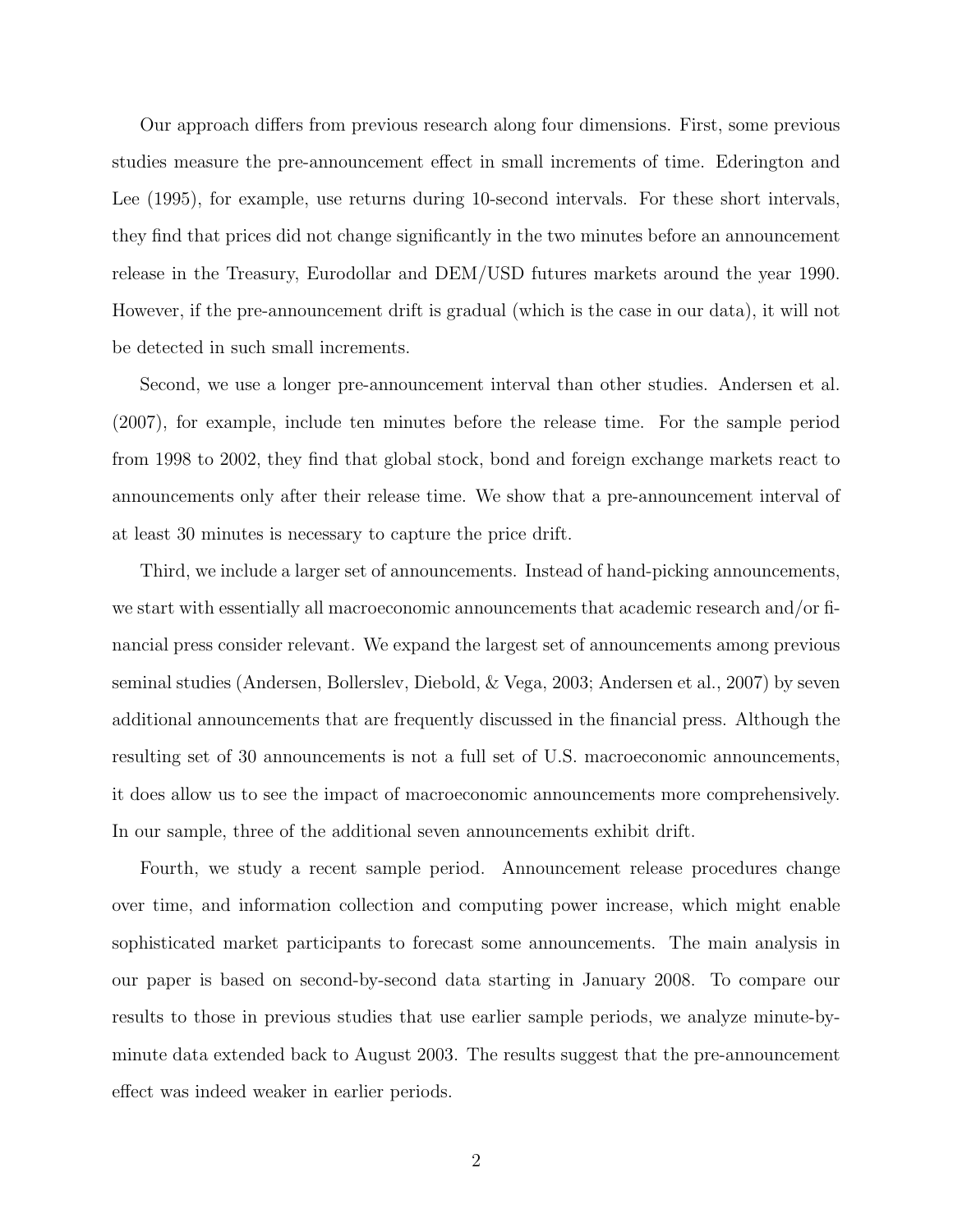Our approach differs from previous research along four dimensions. First, some previous studies measure the pre-announcement effect in small increments of time. Ederington and Lee (1995), for example, use returns during 10-second intervals. For these short intervals, they find that prices did not change significantly in the two minutes before an announcement release in the Treasury, Eurodollar and DEM/USD futures markets around the year 1990. However, if the pre-announcement drift is gradual (which is the case in our data), it will not be detected in such small increments.

Second, we use a longer pre-announcement interval than other studies. Andersen et al. (2007), for example, include ten minutes before the release time. For the sample period from 1998 to 2002, they find that global stock, bond and foreign exchange markets react to announcements only after their release time. We show that a pre-announcement interval of at least 30 minutes is necessary to capture the price drift.

Third, we include a larger set of announcements. Instead of hand-picking announcements, we start with essentially all macroeconomic announcements that academic research and/or financial press consider relevant. We expand the largest set of announcements among previous seminal studies (Andersen, Bollerslev, Diebold, & Vega, 2003; Andersen et al., 2007) by seven additional announcements that are frequently discussed in the financial press. Although the resulting set of 30 announcements is not a full set of U.S. macroeconomic announcements, it does allow us to see the impact of macroeconomic announcements more comprehensively. In our sample, three of the additional seven announcements exhibit drift.

Fourth, we study a recent sample period. Announcement release procedures change over time, and information collection and computing power increase, which might enable sophisticated market participants to forecast some announcements. The main analysis in our paper is based on second-by-second data starting in January 2008. To compare our results to those in previous studies that use earlier sample periods, we analyze minute-by-minute data extended back to August 2003. The results suggest that the pre-announcement effect was indeed weaker in earlier periods.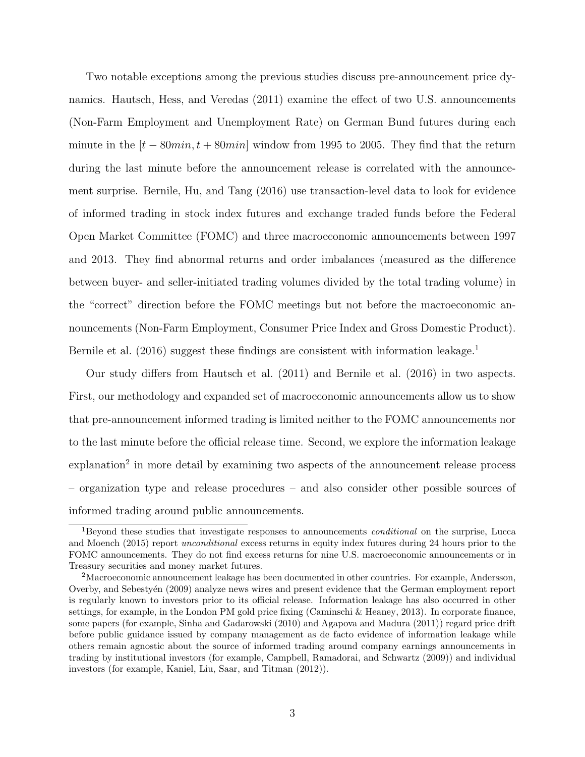Two notable exceptions among the previous studies discuss pre-announcement price dynamics. Hautsch, Hess, and Veredas (2011) examine the effect of two U.S. announcements (Non-Farm Employment and Unemployment Rate) on German Bund futures during each minute in the $[t - 80min, t + 80min]$ window from 1995 to 2005. They find that the return during the last minute before the announcement release is correlated with the announcement surprise. Bernile, Hu, and Tang (2016) use transaction-level data to look for evidence of informed trading in stock index futures and exchange traded funds before the Federal Open Market Committee (FOMC) and three macroeconomic announcements between 1997 and 2013. They find abnormal returns and order imbalances (measured as the difference between buyer- and seller-initiated trading volumes divided by the total trading volume) in the "correct" direction before the FOMC meetings but not before the macroeconomic announcements (Non-Farm Employment, Consumer Price Index and Gross Domestic Product). Bernile et al. (2016) suggest these findings are consistent with information leakage.[1]

Our study differs from Hautsch et al. (2011) and Bernile et al. (2016) in two aspects. First, our methodology and expanded set of macroeconomic announcements allow us to show that pre-announcement informed trading is limited neither to the FOMC announcements nor to the last minute before the official release time. Second, we explore the information leakage explanation[2] in more detail by examining two aspects of the announcement release process – organization type and release procedures – and also consider other possible sources of informed trading around public announcements.

[1] Beyond these studies that investigate responses to announcements *conditional* on the surprise, Lucca and Moench (2015) report *unconditional* excess returns in equity index futures during 24 hours prior to the FOMC announcements. They do not find excess returns for nine U.S. macroeconomic announcements or in Treasury securities and money market futures.

[2] Macroeconomic announcement leakage has been documented in other countries. For example, Andersson, Overby, and Sebestyén (2009) analyze news wires and present evidence that the German employment report is regularly known to investors prior to its official release. Information leakage has also occurred in other settings, for example, in the London PM gold price fixing (Caminschi & Heaney, 2013). In corporate finance, some papers (for example, Sinha and Gadarowski (2010) and Agapova and Madura (2011)) regard price drift before public guidance issued by company management as de facto evidence of information leakage while others remain agnostic about the source of informed trading around company earnings announcements in trading by institutional investors (for example, Campbell, Ramadorai, and Schwartz (2009)) and individual investors (for example, Kaniel, Liu, Saar, and Titman (2012)).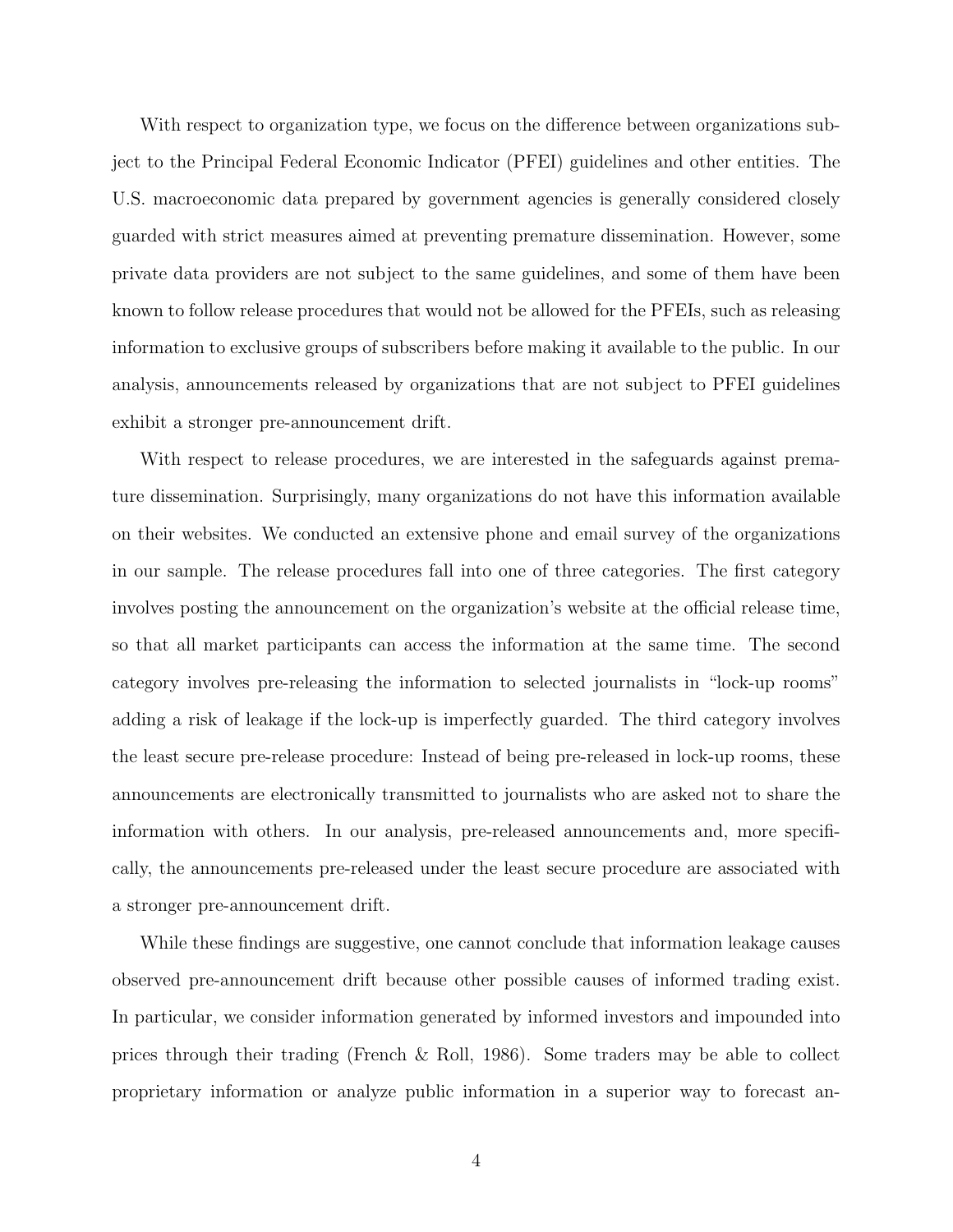With respect to organization type, we focus on the difference between organizations subject to the Principal Federal Economic Indicator (PFEI) guidelines and other entities. The U.S. macroeconomic data prepared by government agencies is generally considered closely guarded with strict measures aimed at preventing premature dissemination. However, some private data providers are not subject to the same guidelines, and some of them have been known to follow release procedures that would not be allowed for the PFEIs, such as releasing information to exclusive groups of subscribers before making it available to the public. In our analysis, announcements released by organizations that are not subject to PFEI guidelines exhibit a stronger pre-announcement drift.

With respect to release procedures, we are interested in the safeguards against premature dissemination. Surprisingly, many organizations do not have this information available on their websites. We conducted an extensive phone and email survey of the organizations in our sample. The release procedures fall into one of three categories. The first category involves posting the announcement on the organization's website at the official release time, so that all market participants can access the information at the same time. The second category involves pre-releasing the information to selected journalists in "lock-up rooms" adding a risk of leakage if the lock-up is imperfectly guarded. The third category involves the least secure pre-release procedure: Instead of being pre-released in lock-up rooms, these announcements are electronically transmitted to journalists who are asked not to share the information with others. In our analysis, pre-released announcements and, more specifically, the announcements pre-released under the least secure procedure are associated with a stronger pre-announcement drift.

While these findings are suggestive, one cannot conclude that information leakage causes observed pre-announcement drift because other possible causes of informed trading exist. In particular, we consider information generated by informed investors and impounded into prices through their trading (French & Roll, 1986). Some traders may be able to collect proprietary information or analyze public information in a superior way to forecast an-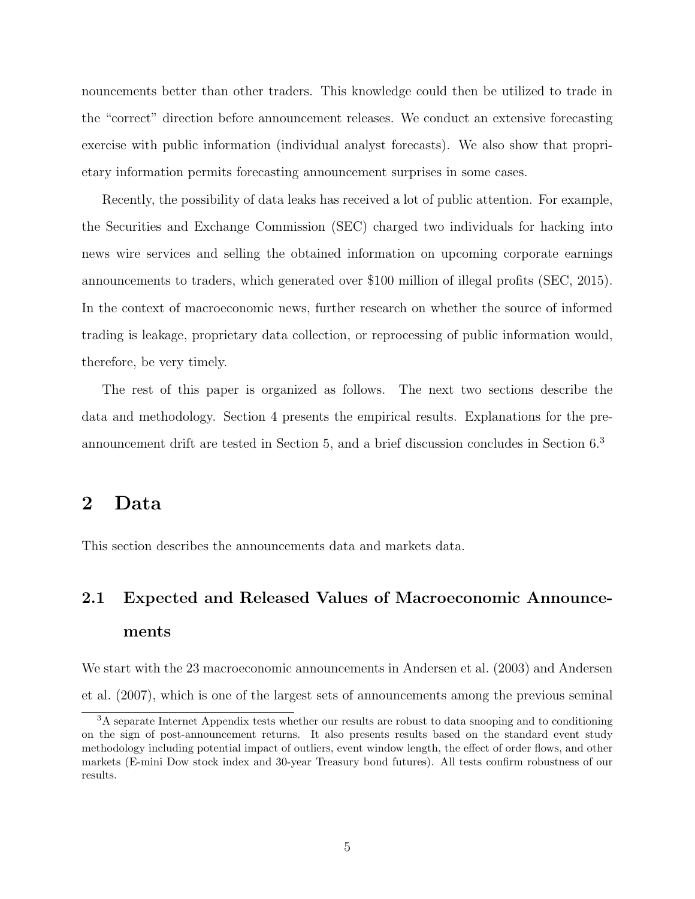nouncements better than other traders. This knowledge could then be utilized to trade in the "correct" direction before announcement releases. We conduct an extensive forecasting exercise with public information (individual analyst forecasts). We also show that proprietary information permits forecasting announcement surprises in some cases.

Recently, the possibility of data leaks has received a lot of public attention. For example, the Securities and Exchange Commission (SEC) charged two individuals for hacking into news wire services and selling the obtained information on upcoming corporate earnings announcements to traders, which generated over $100 million of illegal profits (SEC, 2015). In the context of macroeconomic news, further research on whether the source of informed trading is leakage, proprietary data collection, or reprocessing of public information would, therefore, be very timely.

The rest of this paper is organized as follows. The next two sections describe the data and methodology. Section 4 presents the empirical results. Explanations for the pre-announcement drift are tested in Section 5, and a brief discussion concludes in Section 6.[3]

# 2 Data

This section describes the announcements data and markets data.

## 2.1 Expected and Released Values of Macroeconomic Announcements

We start with the 23 macroeconomic announcements in Andersen et al. (2003) and Andersen et al. (2007), which is one of the largest sets of announcements among the previous seminal

[3] A separate Internet Appendix tests whether our results are robust to data snooping and to conditioning on the sign of post-announcement returns. It also presents results based on the standard event study methodology including potential impact of outliers, event window length, the effect of order flows, and other markets (E-mini Dow stock index and 30-year Treasury bond futures). All tests confirm robustness of our results.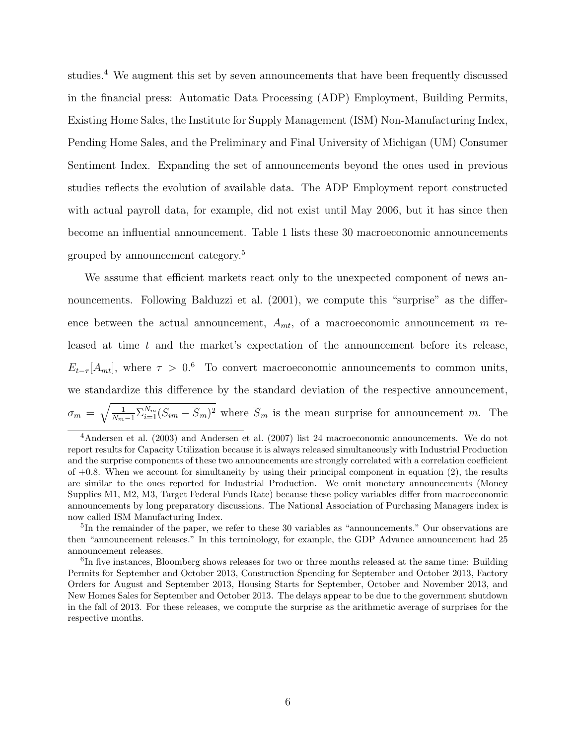studies.[4] We augment this set by seven announcements that have been frequently discussed in the financial press: Automatic Data Processing (ADP) Employment, Building Permits, Existing Home Sales, the Institute for Supply Management (ISM) Non-Manufacturing Index, Pending Home Sales, and the Preliminary and Final University of Michigan (UM) Consumer Sentiment Index. Expanding the set of announcements beyond the ones used in previous studies reflects the evolution of available data. The ADP Employment report constructed with actual payroll data, for example, did not exist until May 2006, but it has since then become an influential announcement. Table 1 lists these 30 macroeconomic announcements grouped by announcement category.[5]

We assume that efficient markets react only to the unexpected component of news announcements. Following Balduzzi et al. (2001), we compute this "surprise" as the difference between the actual announcement, $A_{mt}$, of a macroeconomic announcement $m$ released at time $t$ and the market's expectation of the announcement before its release, $E_{t-\tau}[A_{mt}]$, where $\tau > 0$.[6] To convert macroeconomic announcements to common units, we standardize this difference by the standard deviation of the respective announcement, $\sigma_m = \sqrt{\frac{1}{N_m - 1} \Sigma_{i=1}^{N_m} (S_{im} - \overline{S}_m)^2}$ where $\overline{S}_m$ is the mean surprise for announcement $m$. The

[4]Andersen et al. (2003) and Andersen et al. (2007) list 24 macroeconomic announcements. We do not report results for Capacity Utilization because it is always released simultaneously with Industrial Production and the surprise components of these two announcements are strongly correlated with a correlation coefficient of +0.8. When we account for simultaneity by using their principal component in equation (2), the results are similar to the ones reported for Industrial Production. We omit monetary announcements (Money Supplies M1, M2, M3, Target Federal Funds Rate) because these policy variables differ from macroeconomic announcements by long preparatory discussions. The National Association of Purchasing Managers index is now called ISM Manufacturing Index.

[5]In the remainder of the paper, we refer to these 30 variables as "announcements." Our observations are then "announcement releases." In this terminology, for example, the GDP Advance announcement had 25 announcement releases.

[6]In five instances, Bloomberg shows releases for two or three months released at the same time: Building Permits for September and October 2013, Construction Spending for September and October 2013, Factory Orders for August and September 2013, Housing Starts for September, October and November 2013, and New Homes Sales for September and October 2013. The delays appear to be due to the government shutdown in the fall of 2013. For these releases, we compute the surprise as the arithmetic average of surprises for the respective months.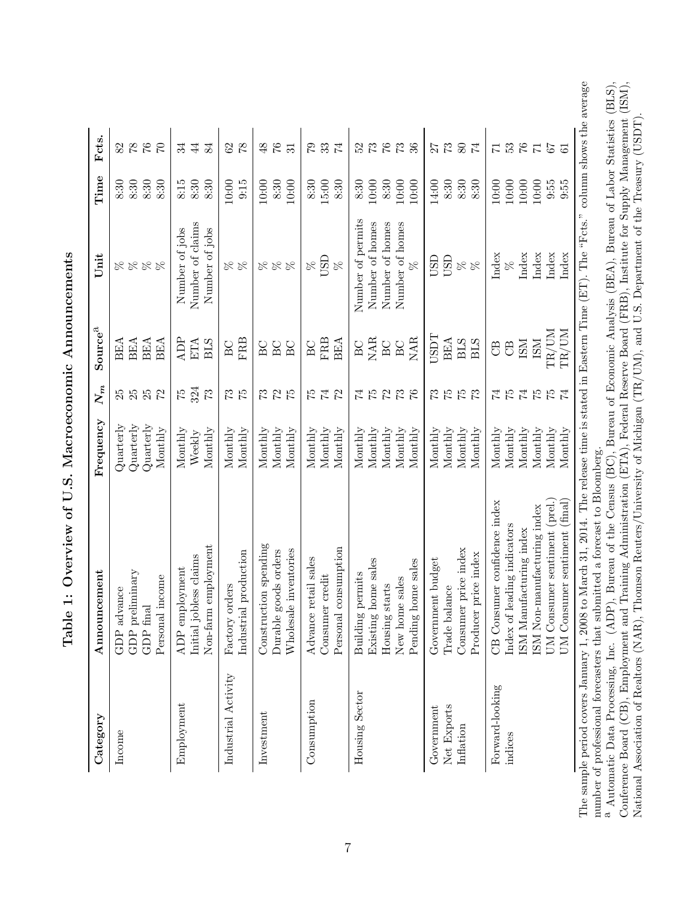# Table 1: Overview of U.S. Macroeconomic Announcements

| Category | Announcement | Frequency | $N_m$ | Source[a] | Unit | Time | Fcts. |
|---|---|---|---|---|---|---|---|
| Income | GDP advance | Quarterly | 25 | BEA | % | 8:30 | 82 |
| | GDP preliminary | Quarterly | 25 | BEA | % | 8:30 | 78 |
| | GDP final | Quarterly | 25 | BEA | % | 8:30 | 76 |
| | Personal income | Monthly | 72 | BEA | % | 8:30 | 70 |
| Employment | ADP employment | Monthly | 75 | ADP | Number of jobs | 8:15 | 34 |
| | Initial jobless claims | Weekly | 324 | ETA | Number of claims | 8:30 | 44 |
| | Non-farm employment | Monthly | 73 | BLS | Number of jobs | 8:30 | 84 |
| Industrial Activity | Factory orders | Monthly | 73 | BC | % | 10:00 | 62 |
| | Industrial production | Monthly | 75 | FRB | % | 9:15 | 78 |
| Investment | Construction spending | Monthly | 73 | BC | % | 10:00 | 48 |
| | Durable goods orders | Monthly | 72 | BC | % | 8:30 | 76 |
| | Wholesale inventories | Monthly | 75 | BC | % | 10:00 | 31 |
| Consumption | Advance retail sales | Monthly | 75 | BC | % | 8:30 | 79 |
| | Consumer credit | Monthly | 74 | FRB | USD | 15:00 | 33 |
| | Personal consumption | Monthly | 72 | BEA | % | 8:30 | 74 |
| Housing Sector | Building permits | Monthly | 74 | BC | Number of permits | 8:30 | 52 |
| | Existing home sales | Monthly | 75 | NAR | Number of homes | 10:00 | 73 |
| | Housing starts | Monthly | 72 | BC | Number of homes | 8:30 | 76 |
| | New home sales | Monthly | 73 | BC | Number of homes | 10:00 | 73 |
| | Pending home sales | Monthly | 76 | NAR | % | 10:00 | 36 |
| Government | Government budget | Monthly | 73 | USDT | USD | 14:00 | 27 |
| Net Exports | Trade balance | Monthly | 75 | BEA | USD | 8:30 | 73 |
| Inflation | Consumer price index | Monthly | 75 | BLS | % | 8:30 | 80 |
| | Producer price index | Monthly | 73 | BLS | % | 8:30 | 74 |
| Forward-looking indices | CB Consumer confidence index | Monthly | 74 | CB | Index | 10:00 | 71 |
| | Index of leading indicators | Monthly | 75 | CB | % | 10:00 | 53 |
| | ISM Manufacturing index | Monthly | 74 | ISM | Index | 10:00 | 76 |
| | ISM Non-manufacturing index | Monthly | 75 | ISM | Index | 10:00 | 71 |
| | UM Consumer sentiment (prel.) | Monthly | 75 | TR/UM | Index | 9:55 | 67 |
| | UM Consumer sentiment (final) | Monthly | 74 | TR/UM | Index | 9:55 | 61 |

The sample period covers January 1, 2008 to March 31, 2014. The release time is stated in Eastern Time (ET). The "Fcts." column shows the average number of professional forecasters that submitted a forecast to Bloomberg.

[a] Automatic Data Processing, Inc. (ADP), Bureau of the Census (BC), Bureau of Economic Analysis (BEA), Bureau of Labor Statistics (BLS), Conference Board (CB), Employment and Training Administration (ETA), Federal Reserve Board (FRB), Institute for Supply Management (ISM), National Association of Realtors (NAR), Thomson Reuters/University of Michigan (TR/UM), and U.S. Department of the Treasury (USDT).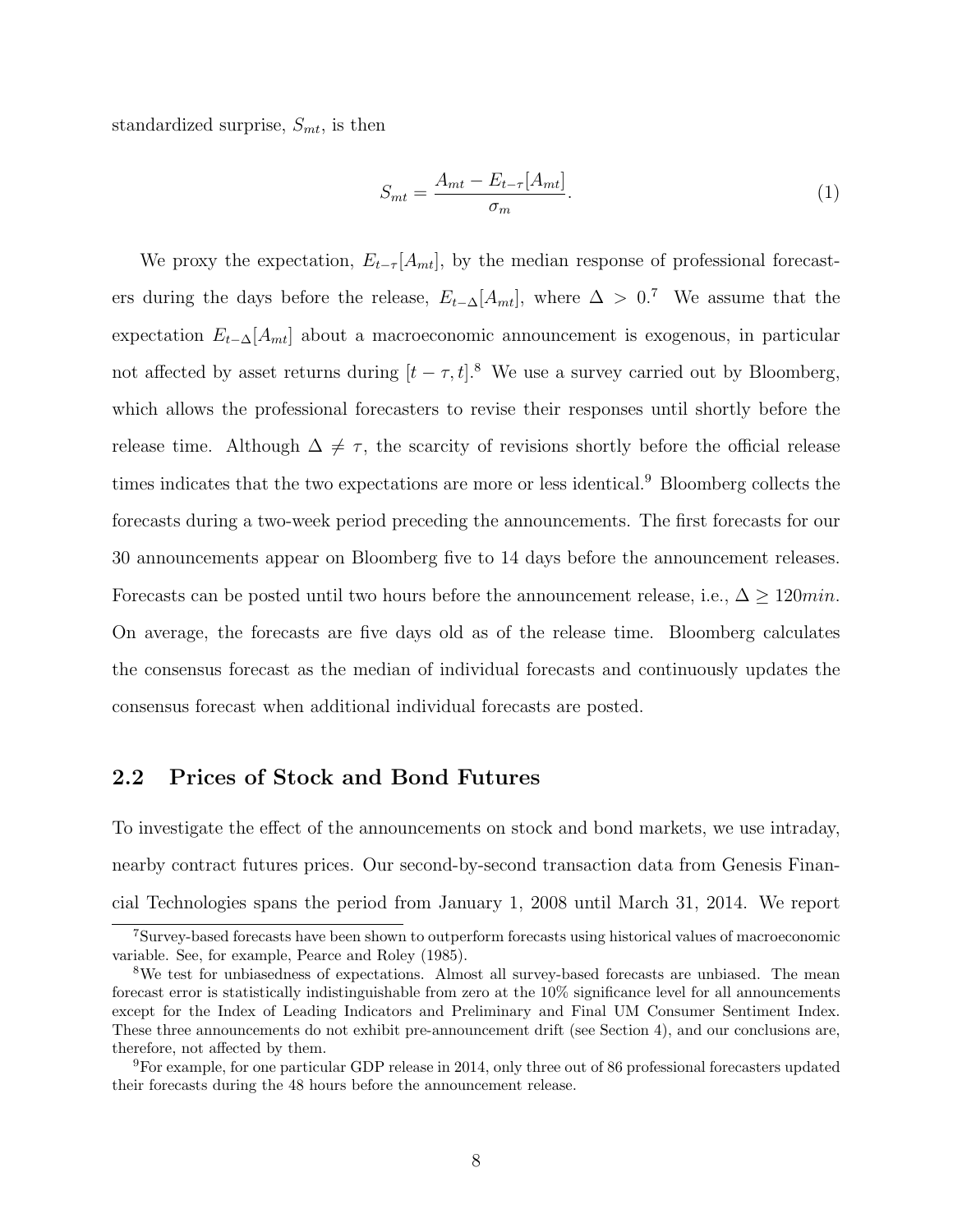standardized surprise, $S_{mt}$, is then

$$S_{mt} = \frac{A_{mt} - E_{t-\tau}[A_{mt}]}{\sigma_m}. \tag{1}$$

We proxy the expectation, $E_{t-\tau}[A_{mt}]$, by the median response of professional forecasters during the days before the release, $E_{t-\Delta}[A_{mt}]$, where $\Delta > 0$.[7] We assume that the expectation $E_{t-\Delta}[A_{mt}]$ about a macroeconomic announcement is exogenous, in particular not affected by asset returns during $[t-\tau, t]$.[8] We use a survey carried out by Bloomberg, which allows the professional forecasters to revise their responses until shortly before the release time. Although $\Delta \neq \tau$, the scarcity of revisions shortly before the official release times indicates that the two expectations are more or less identical.[9] Bloomberg collects the forecasts during a two-week period preceding the announcements. The first forecasts for our 30 announcements appear on Bloomberg five to 14 days before the announcement releases. Forecasts can be posted until two hours before the announcement release, i.e., $\Delta \geq 120min$. On average, the forecasts are five days old as of the release time. Bloomberg calculates the consensus forecast as the median of individual forecasts and continuously updates the consensus forecast when additional individual forecasts are posted.

## 2.2 Prices of Stock and Bond Futures

To investigate the effect of the announcements on stock and bond markets, we use intraday, nearby contract futures prices. Our second-by-second transaction data from Genesis Financial Technologies spans the period from January 1, 2008 until March 31, 2014. We report

---

[7] Survey-based forecasts have been shown to outperform forecasts using historical values of macroeconomic variable. See, for example, Pearce and Roley (1985).

[8] We test for unbiasedness of expectations. Almost all survey-based forecasts are unbiased. The mean forecast error is statistically indistinguishable from zero at the 10% significance level for all announcements except for the Index of Leading Indicators and Preliminary and Final UM Consumer Sentiment Index. These three announcements do not exhibit pre-announcement drift (see Section 4), and our conclusions are, therefore, not affected by them.

[9] For example, for one particular GDP release in 2014, only three out of 86 professional forecasters updated their forecasts during the 48 hours before the announcement release.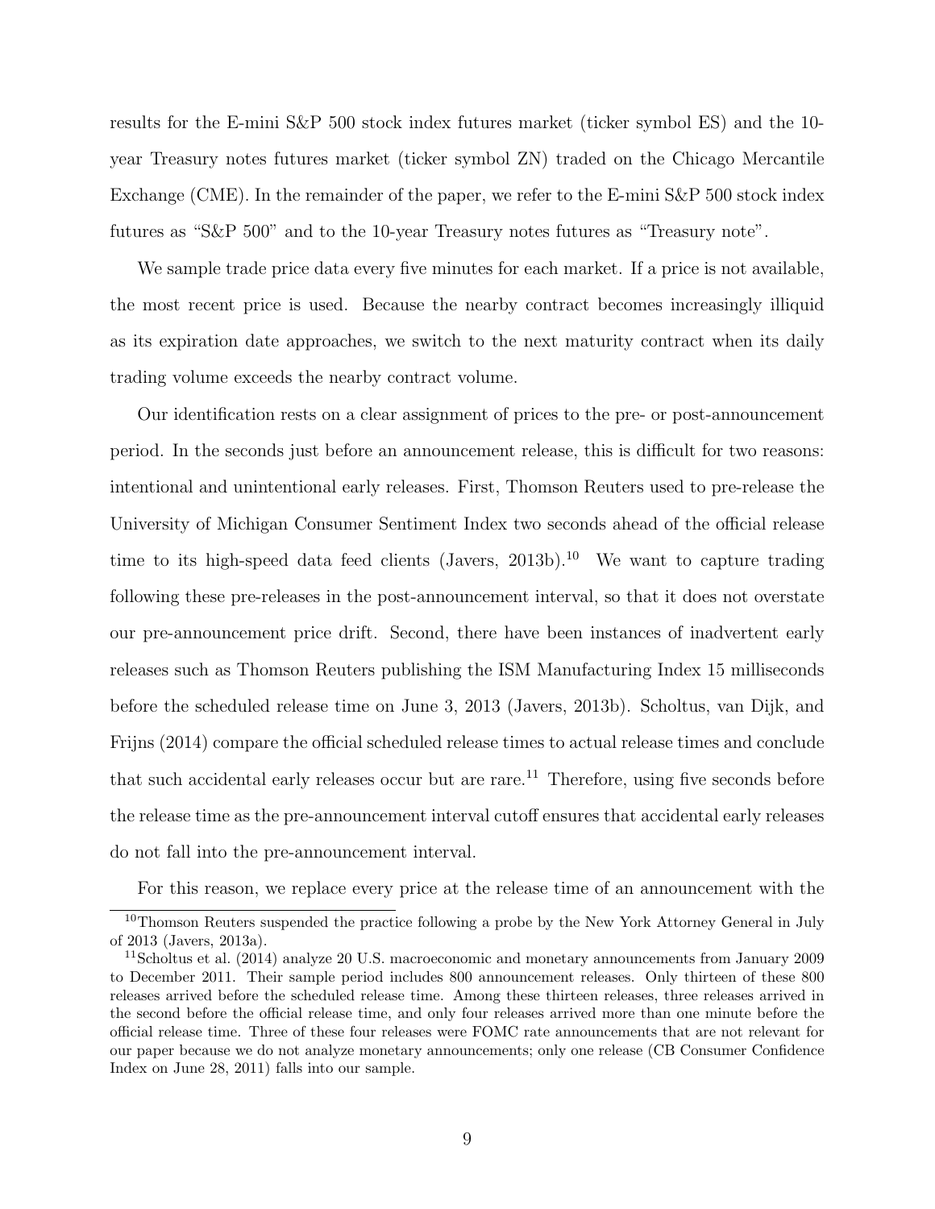results for the E-mini S&P 500 stock index futures market (ticker symbol ES) and the 10-year Treasury notes futures market (ticker symbol ZN) traded on the Chicago Mercantile Exchange (CME). In the remainder of the paper, we refer to the E-mini S&P 500 stock index futures as "S&P 500" and to the 10-year Treasury notes futures as "Treasury note".

We sample trade price data every five minutes for each market. If a price is not available, the most recent price is used. Because the nearby contract becomes increasingly illiquid as its expiration date approaches, we switch to the next maturity contract when its daily trading volume exceeds the nearby contract volume.

Our identification rests on a clear assignment of prices to the pre- or post-announcement period. In the seconds just before an announcement release, this is difficult for two reasons: intentional and unintentional early releases. First, Thomson Reuters used to pre-release the University of Michigan Consumer Sentiment Index two seconds ahead of the official release time to its high-speed data feed clients (Javers, 2013b).[10] We want to capture trading following these pre-releases in the post-announcement interval, so that it does not overstate our pre-announcement price drift. Second, there have been instances of inadvertent early releases such as Thomson Reuters publishing the ISM Manufacturing Index 15 milliseconds before the scheduled release time on June 3, 2013 (Javers, 2013b). Scholtus, van Dijk, and Frijns (2014) compare the official scheduled release times to actual release times and conclude that such accidental early releases occur but are rare.[11] Therefore, using five seconds before the release time as the pre-announcement interval cutoff ensures that accidental early releases do not fall into the pre-announcement interval.

For this reason, we replace every price at the release time of an announcement with the

[10] Thomson Reuters suspended the practice following a probe by the New York Attorney General in July of 2013 (Javers, 2013a).

[11] Scholtus et al. (2014) analyze 20 U.S. macroeconomic and monetary announcements from January 2009 to December 2011. Their sample period includes 800 announcement releases. Only thirteen of these 800 releases arrived before the scheduled release time. Among these thirteen releases, three releases arrived in the second before the official release time, and only four releases arrived more than one minute before the official release time. Three of these four releases were FOMC rate announcements that are not relevant for our paper because we do not analyze monetary announcements; only one release (CB Consumer Confidence Index on June 28, 2011) falls into our sample.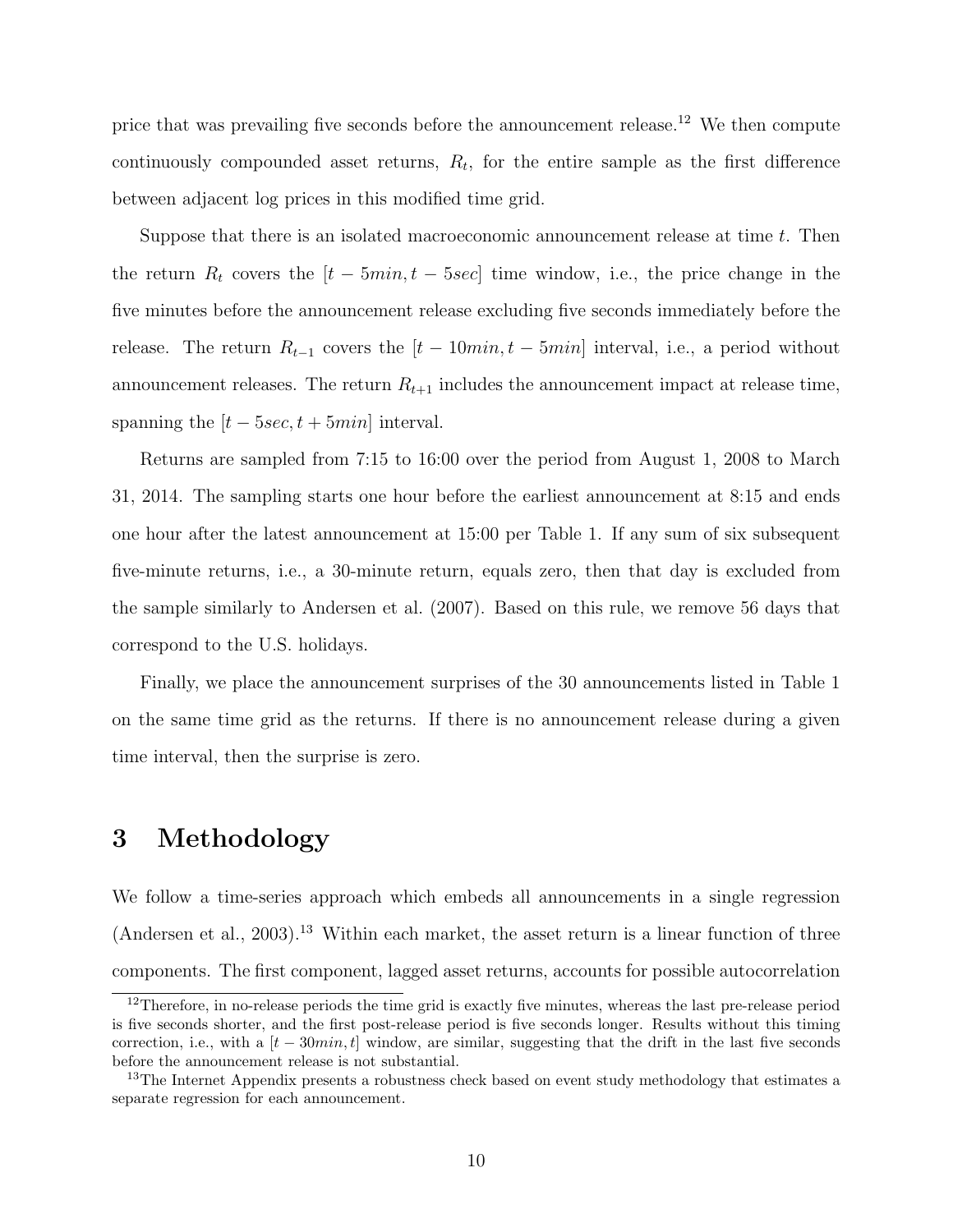price that was prevailing five seconds before the announcement release.[12] We then compute continuously compounded asset returns, $R_t$, for the entire sample as the first difference between adjacent log prices in this modified time grid.

Suppose that there is an isolated macroeconomic announcement release at time $t$. Then the return $R_t$ covers the $[t - 5min, t - 5sec]$ time window, i.e., the price change in the five minutes before the announcement release excluding five seconds immediately before the release. The return $R_{t-1}$ covers the $[t - 10min, t - 5min]$ interval, i.e., a period without announcement releases. The return $R_{t+1}$ includes the announcement impact at release time, spanning the $[t - 5sec, t + 5min]$ interval.

Returns are sampled from 7:15 to 16:00 over the period from August 1, 2008 to March 31, 2014. The sampling starts one hour before the earliest announcement at 8:15 and ends one hour after the latest announcement at 15:00 per Table 1. If any sum of six subsequent five-minute returns, i.e., a 30-minute return, equals zero, then that day is excluded from the sample similarly to Andersen et al. (2007). Based on this rule, we remove 56 days that correspond to the U.S. holidays.

Finally, we place the announcement surprises of the 30 announcements listed in Table 1 on the same time grid as the returns. If there is no announcement release during a given time interval, then the surprise is zero.

# 3 Methodology

We follow a time-series approach which embeds all announcements in a single regression (Andersen et al., 2003).[13] Within each market, the asset return is a linear function of three components. The first component, lagged asset returns, accounts for possible autocorrelation

[12] Therefore, in no-release periods the time grid is exactly five minutes, whereas the last pre-release period is five seconds shorter, and the first post-release period is five seconds longer. Results without this timing correction, i.e., with a $[t - 30min, t]$ window, are similar, suggesting that the drift in the last five seconds before the announcement release is not substantial.

[13] The Internet Appendix presents a robustness check based on event study methodology that estimates a separate regression for each announcement.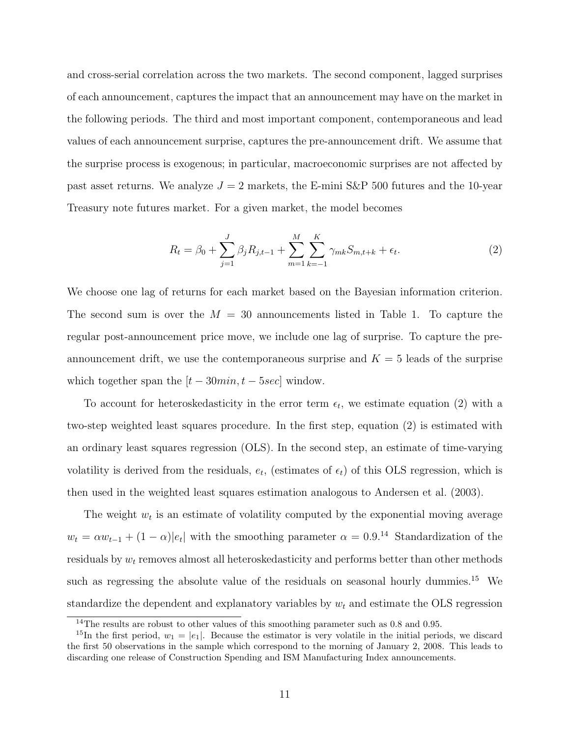and cross-serial correlation across the two markets. The second component, lagged surprises of each announcement, captures the impact that an announcement may have on the market in the following periods. The third and most important component, contemporaneous and lead values of each announcement surprise, captures the pre-announcement drift. We assume that the surprise process is exogenous; in particular, macroeconomic surprises are not affected by past asset returns. We analyze $J = 2$ markets, the E-mini S&P 500 futures and the 10-year Treasury note futures market. For a given market, the model becomes

$$R_t = \beta_0 + \sum_{j=1}^{J} \beta_j R_{j,t-1} + \sum_{m=1}^{M} \sum_{k=-1}^{K} \gamma_{mk} S_{m,t+k} + \epsilon_t. \tag{2}$$

We choose one lag of returns for each market based on the Bayesian information criterion. The second sum is over the $M = 30$ announcements listed in Table 1. To capture the regular post-announcement price move, we include one lag of surprise. To capture the pre-announcement drift, we use the contemporaneous surprise and $K = 5$ leads of the surprise which together span the $[t - 30min, t - 5sec]$ window.

To account for heteroskedasticity in the error term $\epsilon_t$, we estimate equation (2) with a two-step weighted least squares procedure. In the first step, equation (2) is estimated with an ordinary least squares regression (OLS). In the second step, an estimate of time-varying volatility is derived from the residuals, $e_t$, (estimates of $\epsilon_t$) of this OLS regression, which is then used in the weighted least squares estimation analogous to Andersen et al. (2003).

The weight $w_t$ is an estimate of volatility computed by the exponential moving average $w_t = \alpha w_{t-1} + (1 - \alpha)|e_t|$ with the smoothing parameter $\alpha = 0.9$.[14] Standardization of the residuals by $w_t$ removes almost all heteroskedasticity and performs better than other methods such as regressing the absolute value of the residuals on seasonal hourly dummies.[15] We standardize the dependent and explanatory variables by $w_t$ and estimate the OLS regression

[14]The results are robust to other values of this smoothing parameter such as 0.8 and 0.95.

[15]In the first period, $w_1 = |e_1|$. Because the estimator is very volatile in the initial periods, we discard the first 50 observations in the sample which correspond to the morning of January 2, 2008. This leads to discarding one release of Construction Spending and ISM Manufacturing Index announcements.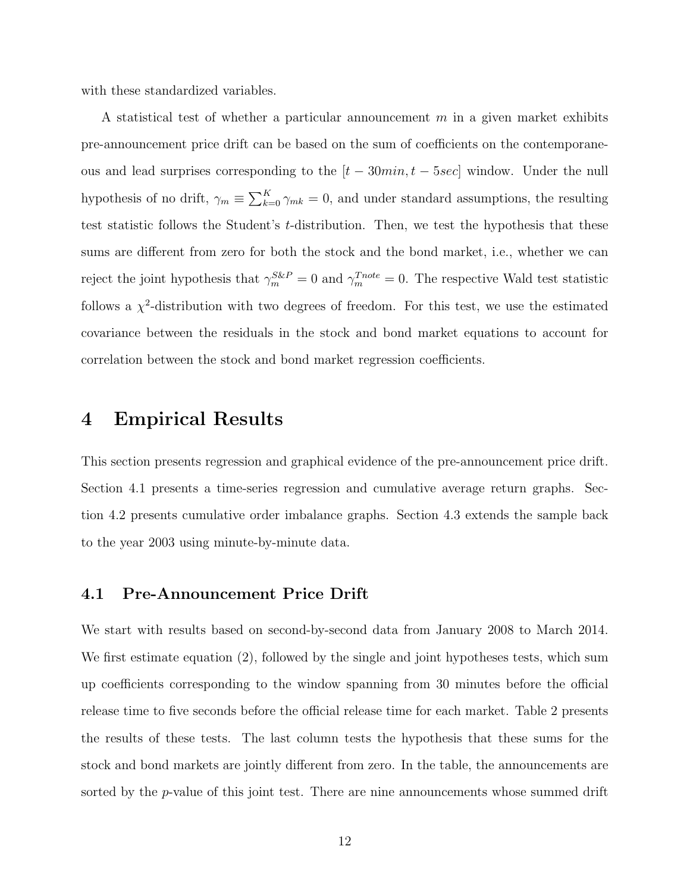with these standardized variables.

A statistical test of whether a particular announcement $m$ in a given market exhibits pre-announcement price drift can be based on the sum of coefficients on the contemporaneous and lead surprises corresponding to the $[t - 30min, t - 5sec]$ window. Under the null hypothesis of no drift, $\gamma_m \equiv \sum_{k=0}^{K} \gamma_{mk} = 0$, and under standard assumptions, the resulting test statistic follows the Student's $t$-distribution. Then, we test the hypothesis that these sums are different from zero for both the stock and the bond market, i.e., whether we can reject the joint hypothesis that $\gamma_m^{S\&P} = 0$ and $\gamma_m^{Tnote} = 0$. The respective Wald test statistic follows a $\chi^2$-distribution with two degrees of freedom. For this test, we use the estimated covariance between the residuals in the stock and bond market equations to account for correlation between the stock and bond market regression coefficients.

# 4 Empirical Results

This section presents regression and graphical evidence of the pre-announcement price drift. Section 4.1 presents a time-series regression and cumulative average return graphs. Section 4.2 presents cumulative order imbalance graphs. Section 4.3 extends the sample back to the year 2003 using minute-by-minute data.

## 4.1 Pre-Announcement Price Drift

We start with results based on second-by-second data from January 2008 to March 2014. We first estimate equation (2), followed by the single and joint hypotheses tests, which sum up coefficients corresponding to the window spanning from 30 minutes before the official release time to five seconds before the official release time for each market. Table 2 presents the results of these tests. The last column tests the hypothesis that these sums for the stock and bond markets are jointly different from zero. In the table, the announcements are sorted by the $p$-value of this joint test. There are nine announcements whose summed drift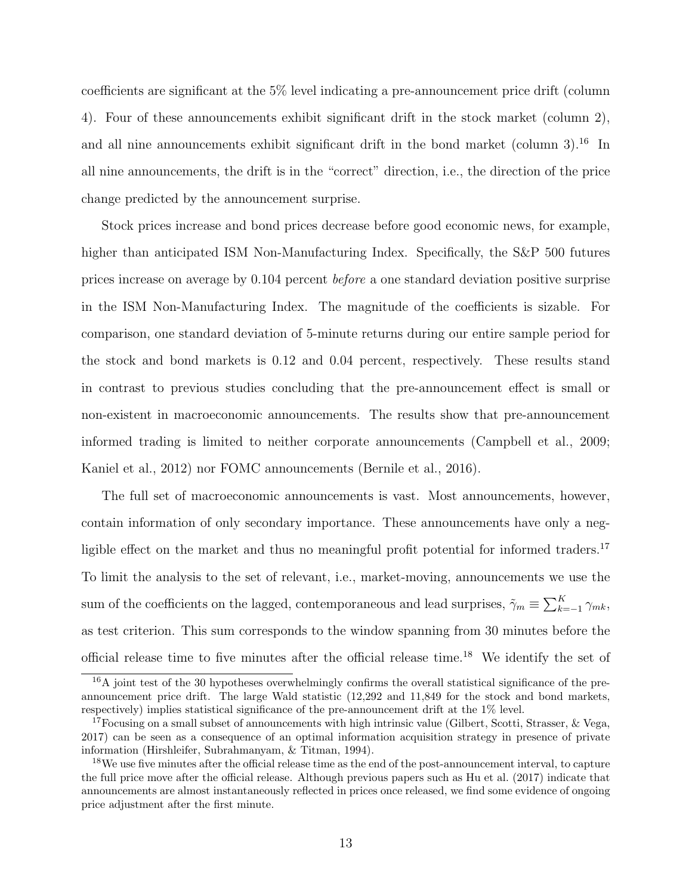coefficients are significant at the 5% level indicating a pre-announcement price drift (column 4). Four of these announcements exhibit significant drift in the stock market (column 2), and all nine announcements exhibit significant drift in the bond market (column 3).[16] In all nine announcements, the drift is in the "correct" direction, i.e., the direction of the price change predicted by the announcement surprise.

Stock prices increase and bond prices decrease before good economic news, for example, higher than anticipated ISM Non-Manufacturing Index. Specifically, the S&P 500 futures prices increase on average by 0.104 percent *before* a one standard deviation positive surprise in the ISM Non-Manufacturing Index. The magnitude of the coefficients is sizable. For comparison, one standard deviation of 5-minute returns during our entire sample period for the stock and bond markets is 0.12 and 0.04 percent, respectively. These results stand in contrast to previous studies concluding that the pre-announcement effect is small or non-existent in macroeconomic announcements. The results show that pre-announcement informed trading is limited to neither corporate announcements (Campbell et al., 2009; Kaniel et al., 2012) nor FOMC announcements (Bernile et al., 2016).

The full set of macroeconomic announcements is vast. Most announcements, however, contain information of only secondary importance. These announcements have only a negligible effect on the market and thus no meaningful profit potential for informed traders.[17] To limit the analysis to the set of relevant, i.e., market-moving, announcements we use the sum of the coefficients on the lagged, contemporaneous and lead surprises, $\tilde{\gamma}_m \equiv \sum_{k=-1}^{K} \gamma_{mk}$, as test criterion. This sum corresponds to the window spanning from 30 minutes before the official release time to five minutes after the official release time.[18] We identify the set of

[16] A joint test of the 30 hypotheses overwhelmingly confirms the overall statistical significance of the pre-announcement price drift. The large Wald statistic (12,292 and 11,849 for the stock and bond markets, respectively) implies statistical significance of the pre-announcement drift at the 1% level.

[17] Focusing on a small subset of announcements with high intrinsic value (Gilbert, Scotti, Strasser, & Vega, 2017) can be seen as a consequence of an optimal information acquisition strategy in presence of private information (Hirshleifer, Subrahmanyam, & Titman, 1994).

[18] We use five minutes after the official release time as the end of the post-announcement interval, to capture the full price move after the official release. Although previous papers such as Hu et al. (2017) indicate that announcements are almost instantaneously reflected in prices once released, we find some evidence of ongoing price adjustment after the first minute.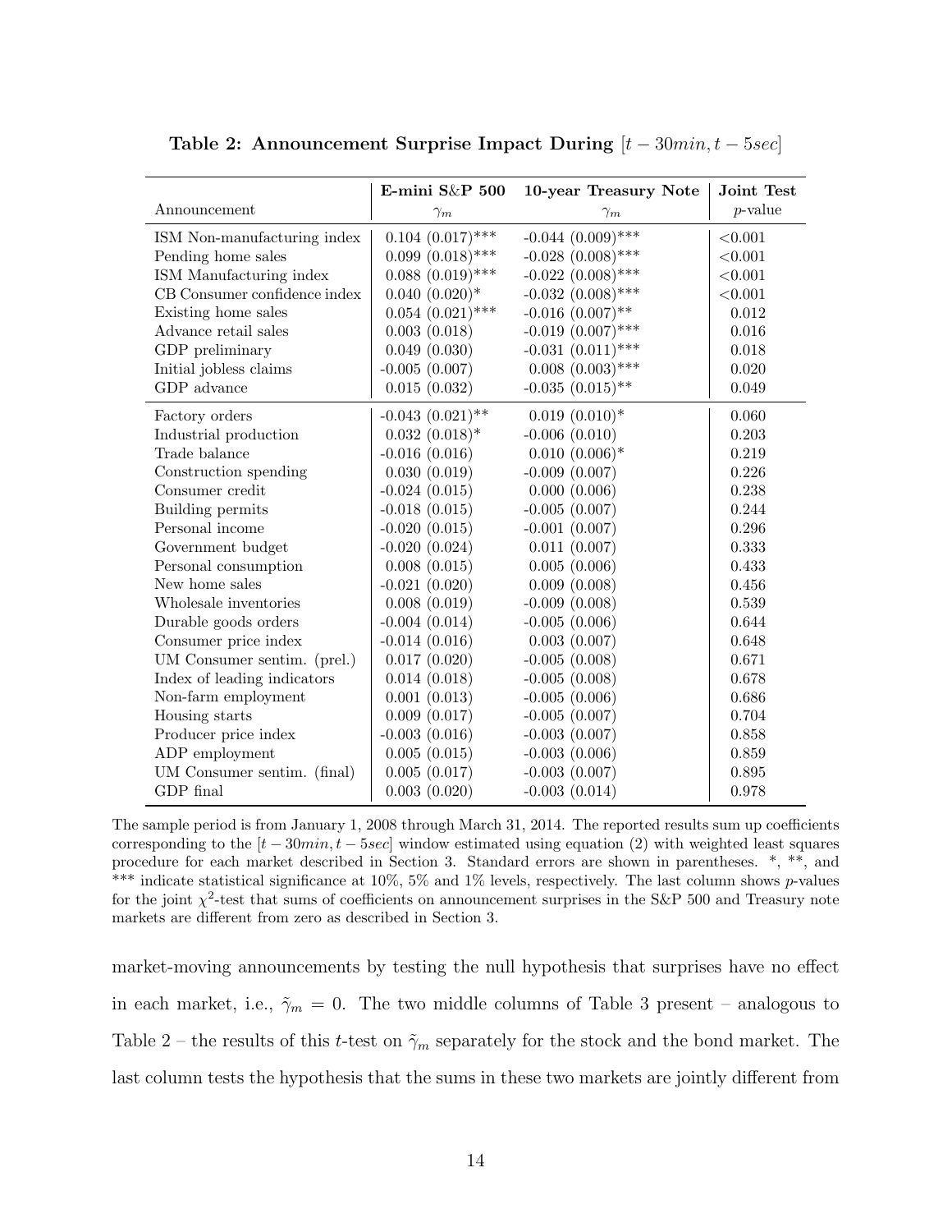**Table 2: Announcement Surprise Impact During $[t - 30min, t - 5sec]$**

| Announcement | E-mini S&P 500 $\gamma_m$ | 10-year Treasury Note $\gamma_m$ | Joint Test $p$-value |
|---|---|---|---|
| ISM Non-manufacturing index | 0.104 (0.017)*** | -0.044 (0.009)*** | <0.001 |
| Pending home sales | 0.099 (0.018)*** | -0.028 (0.008)*** | <0.001 |
| ISM Manufacturing index | 0.088 (0.019)*** | -0.022 (0.008)*** | <0.001 |
| CB Consumer confidence index | 0.040 (0.020)* | -0.032 (0.008)*** | <0.001 |
| Existing home sales | 0.054 (0.021)*** | -0.016 (0.007)** | 0.012 |
| Advance retail sales | 0.003 (0.018) | -0.019 (0.007)*** | 0.016 |
| GDP preliminary | 0.049 (0.030) | -0.031 (0.011)*** | 0.018 |
| Initial jobless claims | -0.005 (0.007) | 0.008 (0.003)*** | 0.020 |
| GDP advance | 0.015 (0.032) | -0.035 (0.015)** | 0.049 |
| Factory orders | -0.043 (0.021)** | 0.019 (0.010)* | 0.060 |
| Industrial production | 0.032 (0.018)* | -0.006 (0.010) | 0.203 |
| Trade balance | -0.016 (0.016) | 0.010 (0.006)* | 0.219 |
| Construction spending | 0.030 (0.019) | -0.009 (0.007) | 0.226 |
| Consumer credit | -0.024 (0.015) | 0.000 (0.006) | 0.238 |
| Building permits | -0.018 (0.015) | -0.005 (0.007) | 0.244 |
| Personal income | -0.020 (0.015) | -0.001 (0.007) | 0.296 |
| Government budget | -0.020 (0.024) | 0.011 (0.007) | 0.333 |
| Personal consumption | 0.008 (0.015) | 0.005 (0.006) | 0.433 |
| New home sales | -0.021 (0.020) | 0.009 (0.008) | 0.456 |
| Wholesale inventories | 0.008 (0.019) | -0.009 (0.008) | 0.539 |
| Durable goods orders | -0.004 (0.014) | -0.005 (0.006) | 0.644 |
| Consumer price index | -0.014 (0.016) | 0.003 (0.007) | 0.648 |
| UM Consumer sentim. (prel.) | 0.017 (0.020) | -0.005 (0.008) | 0.671 |
| Index of leading indicators | 0.014 (0.018) | -0.005 (0.008) | 0.678 |
| Non-farm employment | 0.001 (0.013) | -0.005 (0.006) | 0.686 |
| Housing starts | 0.009 (0.017) | -0.005 (0.007) | 0.704 |
| Producer price index | -0.003 (0.016) | -0.003 (0.007) | 0.858 |
| ADP employment | 0.005 (0.015) | -0.003 (0.006) | 0.859 |
| UM Consumer sentim. (final) | 0.005 (0.017) | -0.003 (0.007) | 0.895 |
| GDP final | 0.003 (0.020) | -0.003 (0.014) | 0.978 |

The sample period is from January 1, 2008 through March 31, 2014. The reported results sum up coefficients corresponding to the $[t - 30min, t - 5sec]$ window estimated using equation (2) with weighted least squares procedure for each market described in Section 3. Standard errors are shown in parentheses. *, **, and *** indicate statistical significance at 10%, 5% and 1% levels, respectively. The last column shows $p$-values for the joint $\chi^2$-test that sums of coefficients on announcement surprises in the S&P 500 and Treasury note markets are different from zero as described in Section 3.

market-moving announcements by testing the null hypothesis that surprises have no effect in each market, i.e., $\tilde{\gamma}_m = 0$. The two middle columns of Table 3 present – analogous to Table 2 – the results of this $t$-test on $\tilde{\gamma}_m$ separately for the stock and the bond market. The last column tests the hypothesis that the sums in these two markets are jointly different from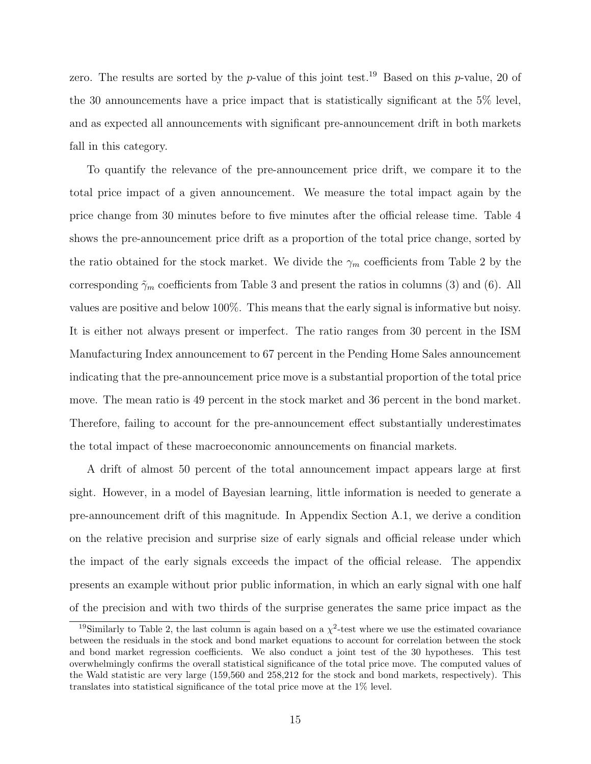zero. The results are sorted by the $p$-value of this joint test.[19] Based on this $p$-value, 20 of the 30 announcements have a price impact that is statistically significant at the 5% level, and as expected all announcements with significant pre-announcement drift in both markets fall in this category.

To quantify the relevance of the pre-announcement price drift, we compare it to the total price impact of a given announcement. We measure the total impact again by the price change from 30 minutes before to five minutes after the official release time. Table 4 shows the pre-announcement price drift as a proportion of the total price change, sorted by the ratio obtained for the stock market. We divide the $\gamma_m$ coefficients from Table 2 by the corresponding $\tilde{\gamma}_m$ coefficients from Table 3 and present the ratios in columns (3) and (6). All values are positive and below 100%. This means that the early signal is informative but noisy. It is either not always present or imperfect. The ratio ranges from 30 percent in the ISM Manufacturing Index announcement to 67 percent in the Pending Home Sales announcement indicating that the pre-announcement price move is a substantial proportion of the total price move. The mean ratio is 49 percent in the stock market and 36 percent in the bond market. Therefore, failing to account for the pre-announcement effect substantially underestimates the total impact of these macroeconomic announcements on financial markets.

A drift of almost 50 percent of the total announcement impact appears large at first sight. However, in a model of Bayesian learning, little information is needed to generate a pre-announcement drift of this magnitude. In Appendix Section A.1, we derive a condition on the relative precision and surprise size of early signals and official release under which the impact of the early signals exceeds the impact of the official release. The appendix presents an example without prior public information, in which an early signal with one half of the precision and with two thirds of the surprise generates the same price impact as the

[19] Similarly to Table 2, the last column is again based on a $\chi^2$-test where we use the estimated covariance between the residuals in the stock and bond market equations to account for correlation between the stock and bond market regression coefficients. We also conduct a joint test of the 30 hypotheses. This test overwhelmingly confirms the overall statistical significance of the total price move. The computed values of the Wald statistic are very large (159,560 and 258,212 for the stock and bond markets, respectively). This translates into statistical significance of the total price move at the 1% level.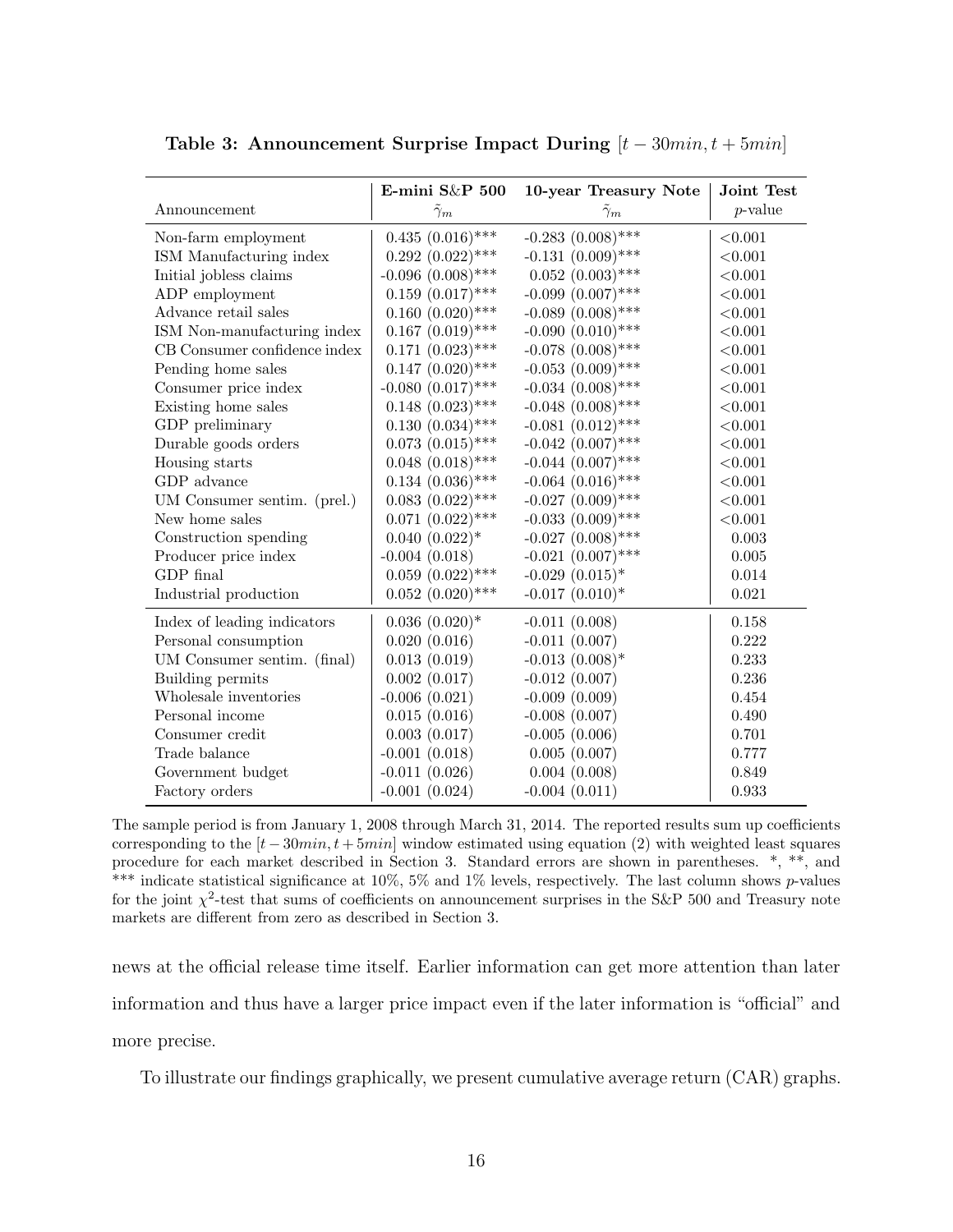**Table 3: Announcement Surprise Impact During $[t - 30min, t + 5min]$**

| Announcement | E-mini S&P 500 $\tilde{\gamma}_m$ | 10-year Treasury Note $\tilde{\gamma}_m$ | Joint Test $p$-value |
|---|---|---|---|
| Non-farm employment | 0.435 (0.016)*** | -0.283 (0.008)*** | <0.001 |
| ISM Manufacturing index | 0.292 (0.022)*** | -0.131 (0.009)*** | <0.001 |
| Initial jobless claims | -0.096 (0.008)*** | 0.052 (0.003)*** | <0.001 |
| ADP employment | 0.159 (0.017)*** | -0.099 (0.007)*** | <0.001 |
| Advance retail sales | 0.160 (0.020)*** | -0.089 (0.008)*** | <0.001 |
| ISM Non-manufacturing index | 0.167 (0.019)*** | -0.090 (0.010)*** | <0.001 |
| CB Consumer confidence index | 0.171 (0.023)*** | -0.078 (0.008)*** | <0.001 |
| Pending home sales | 0.147 (0.020)*** | -0.053 (0.009)*** | <0.001 |
| Consumer price index | -0.080 (0.017)*** | -0.034 (0.008)*** | <0.001 |
| Existing home sales | 0.148 (0.023)*** | -0.048 (0.008)*** | <0.001 |
| GDP preliminary | 0.130 (0.034)*** | -0.081 (0.012)*** | <0.001 |
| Durable goods orders | 0.073 (0.015)*** | -0.042 (0.007)*** | <0.001 |
| Housing starts | 0.048 (0.018)*** | -0.044 (0.007)*** | <0.001 |
| GDP advance | 0.134 (0.036)*** | -0.064 (0.016)*** | <0.001 |
| UM Consumer sentim. (prel.) | 0.083 (0.022)*** | -0.027 (0.009)*** | <0.001 |
| New home sales | 0.071 (0.022)*** | -0.033 (0.009)*** | <0.001 |
| Construction spending | 0.040 (0.022)* | -0.027 (0.008)*** | 0.003 |
| Producer price index | -0.004 (0.018) | -0.021 (0.007)*** | 0.005 |
| GDP final | 0.059 (0.022)*** | -0.029 (0.015)* | 0.014 |
| Industrial production | 0.052 (0.020)*** | -0.017 (0.010)* | 0.021 |
| Index of leading indicators | 0.036 (0.020)* | -0.011 (0.008) | 0.158 |
| Personal consumption | 0.020 (0.016) | -0.011 (0.007) | 0.222 |
| UM Consumer sentim. (final) | 0.013 (0.019) | -0.013 (0.008)* | 0.233 |
| Building permits | 0.002 (0.017) | -0.012 (0.007) | 0.236 |
| Wholesale inventories | -0.006 (0.021) | -0.009 (0.009) | 0.454 |
| Personal income | 0.015 (0.016) | -0.008 (0.007) | 0.490 |
| Consumer credit | 0.003 (0.017) | -0.005 (0.006) | 0.701 |
| Trade balance | -0.001 (0.018) | 0.005 (0.007) | 0.777 |
| Government budget | -0.011 (0.026) | 0.004 (0.008) | 0.849 |
| Factory orders | -0.001 (0.024) | -0.004 (0.011) | 0.933 |

The sample period is from January 1, 2008 through March 31, 2014. The reported results sum up coefficients corresponding to the $[t-30min, t+5min]$ window estimated using equation (2) with weighted least squares procedure for each market described in Section 3. Standard errors are shown in parentheses. *, **, and *** indicate statistical significance at 10%, 5% and 1% levels, respectively. The last column shows $p$-values for the joint $\chi^2$-test that sums of coefficients on announcement surprises in the S&P 500 and Treasury note markets are different from zero as described in Section 3.

news at the official release time itself. Earlier information can get more attention than later information and thus have a larger price impact even if the later information is "official" and more precise.

To illustrate our findings graphically, we present cumulative average return (CAR) graphs.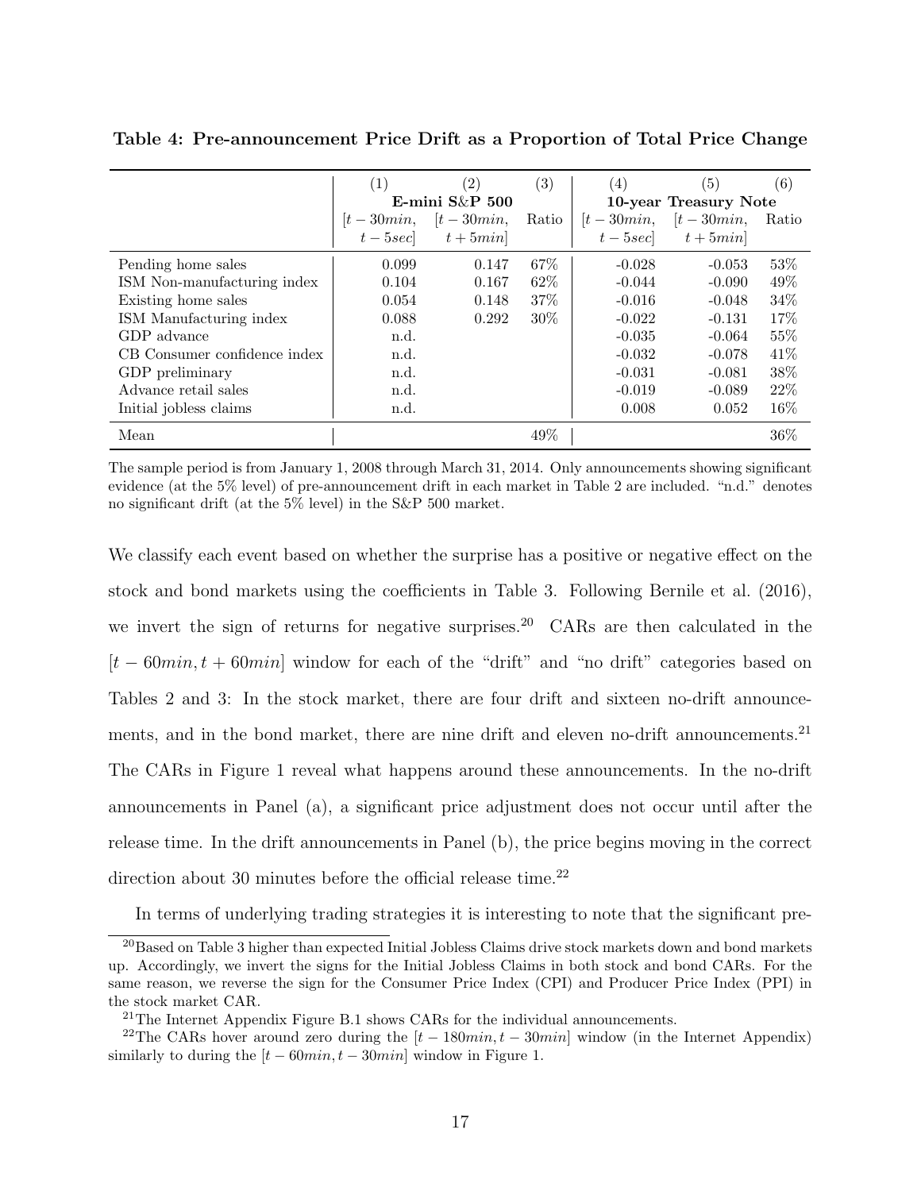**Table 4: Pre-announcement Price Drift as a Proportion of Total Price Change**

| | (1) | (2) | (3) | (4) | (5) | (6) |
|---|---|---|---|---|---|---|
| | E-mini S&P 500 | | | 10-year Treasury Note | | |
| | $[t-30min,$ $t-5sec]$ | $[t-30min,$ $t+5min]$ | Ratio | $[t-30min,$ $t-5sec]$ | $[t-30min,$ $t+5min]$ | Ratio |
| Pending home sales | 0.099 | 0.147 | 67% | -0.028 | -0.053 | 53% |
| ISM Non-manufacturing index | 0.104 | 0.167 | 62% | -0.044 | -0.090 | 49% |
| Existing home sales | 0.054 | 0.148 | 37% | -0.016 | -0.048 | 34% |
| ISM Manufacturing index | 0.088 | 0.292 | 30% | -0.022 | -0.131 | 17% |
| GDP advance | n.d. | | | -0.035 | -0.064 | 55% |
| CB Consumer confidence index | n.d. | | | -0.032 | -0.078 | 41% |
| GDP preliminary | n.d. | | | -0.031 | -0.081 | 38% |
| Advance retail sales | n.d. | | | -0.019 | -0.089 | 22% |
| Initial jobless claims | n.d. | | | 0.008 | 0.052 | 16% |
| Mean | | | 49% | | | 36% |

The sample period is from January 1, 2008 through March 31, 2014. Only announcements showing significant evidence (at the 5% level) of pre-announcement drift in each market in Table 2 are included. "n.d." denotes no significant drift (at the 5% level) in the S&P 500 market.

We classify each event based on whether the surprise has a positive or negative effect on the stock and bond markets using the coefficients in Table 3. Following Bernile et al. (2016), we invert the sign of returns for negative surprises.[20] CARs are then calculated in the $[t-60min, t+60min]$ window for each of the "drift" and "no drift" categories based on Tables 2 and 3: In the stock market, there are four drift and sixteen no-drift announcements, and in the bond market, there are nine drift and eleven no-drift announcements.[21] The CARs in Figure 1 reveal what happens around these announcements. In the no-drift announcements in Panel (a), a significant price adjustment does not occur until after the release time. In the drift announcements in Panel (b), the price begins moving in the correct direction about 30 minutes before the official release time.[22]

In terms of underlying trading strategies it is interesting to note that the significant pre-

[20] Based on Table 3 higher than expected Initial Jobless Claims drive stock markets down and bond markets up. Accordingly, we invert the signs for the Initial Jobless Claims in both stock and bond CARs. For the same reason, we reverse the sign for the Consumer Price Index (CPI) and Producer Price Index (PPI) in the stock market CAR.

[21] The Internet Appendix Figure B.1 shows CARs for the individual announcements.

[22] The CARs hover around zero during the $[t-180min, t-30min]$ window (in the Internet Appendix) similarly to during the $[t-60min, t-30min]$ window in Figure 1.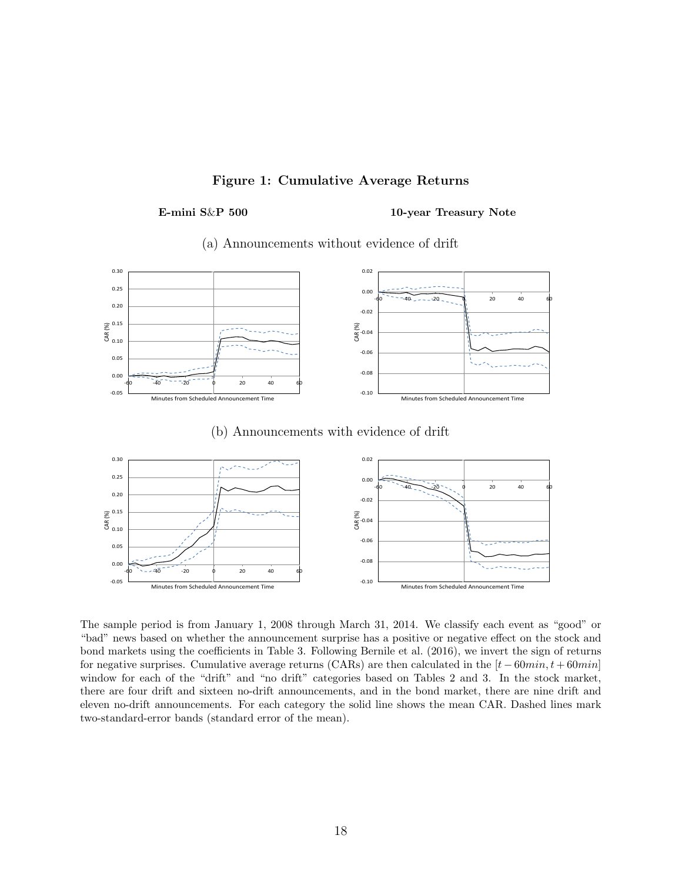**Figure 1: Cumulative Average Returns**

**E-mini S&P 500** **10-year Treasury Note**

(a) Announcements without evidence of drift

(b) Announcements with evidence of drift

The sample period is from January 1, 2008 through March 31, 2014. We classify each event as "good" or "bad" news based on whether the announcement surprise has a positive or negative effect on the stock and bond markets using the coefficients in Table 3. Following Bernile et al. (2016), we invert the sign of returns for negative surprises. Cumulative average returns (CARs) are then calculated in the $[t - 60min, t + 60min]$ window for each of the "drift" and "no drift" categories based on Tables 2 and 3. In the stock market, there are four drift and sixteen no-drift announcements, and in the bond market, there are nine drift and eleven no-drift announcements. For each category the solid line shows the mean CAR. Dashed lines mark two-standard-error bands (standard error of the mean).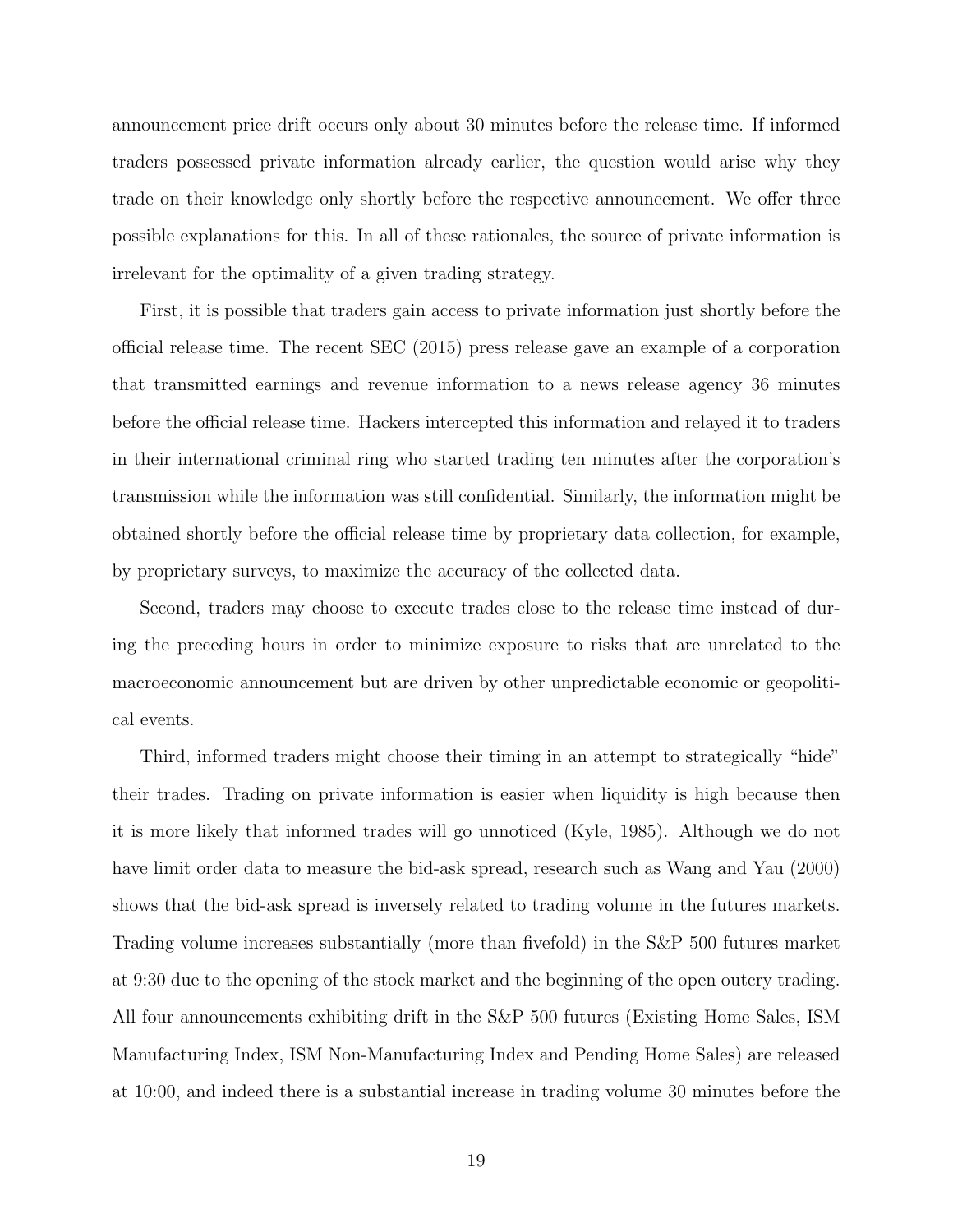announcement price drift occurs only about 30 minutes before the release time. If informed traders possessed private information already earlier, the question would arise why they trade on their knowledge only shortly before the respective announcement. We offer three possible explanations for this. In all of these rationales, the source of private information is irrelevant for the optimality of a given trading strategy.

First, it is possible that traders gain access to private information just shortly before the official release time. The recent SEC (2015) press release gave an example of a corporation that transmitted earnings and revenue information to a news release agency 36 minutes before the official release time. Hackers intercepted this information and relayed it to traders in their international criminal ring who started trading ten minutes after the corporation's transmission while the information was still confidential. Similarly, the information might be obtained shortly before the official release time by proprietary data collection, for example, by proprietary surveys, to maximize the accuracy of the collected data.

Second, traders may choose to execute trades close to the release time instead of during the preceding hours in order to minimize exposure to risks that are unrelated to the macroeconomic announcement but are driven by other unpredictable economic or geopolitical events.

Third, informed traders might choose their timing in an attempt to strategically "hide" their trades. Trading on private information is easier when liquidity is high because then it is more likely that informed trades will go unnoticed (Kyle, 1985). Although we do not have limit order data to measure the bid-ask spread, research such as Wang and Yau (2000) shows that the bid-ask spread is inversely related to trading volume in the futures markets. Trading volume increases substantially (more than fivefold) in the S&P 500 futures market at 9:30 due to the opening of the stock market and the beginning of the open outcry trading. All four announcements exhibiting drift in the S&P 500 futures (Existing Home Sales, ISM Manufacturing Index, ISM Non-Manufacturing Index and Pending Home Sales) are released at 10:00, and indeed there is a substantial increase in trading volume 30 minutes before the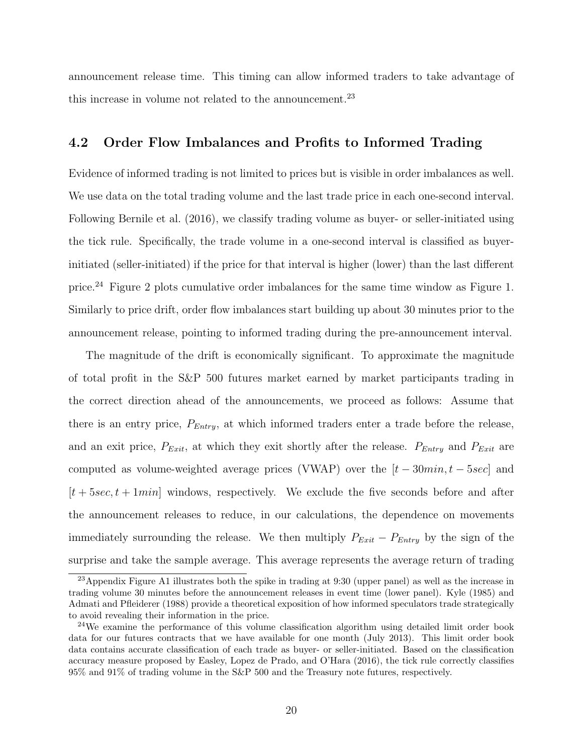announcement release time. This timing can allow informed traders to take advantage of this increase in volume not related to the announcement.[23]

## 4.2 Order Flow Imbalances and Profits to Informed Trading

Evidence of informed trading is not limited to prices but is visible in order imbalances as well. We use data on the total trading volume and the last trade price in each one-second interval. Following Bernile et al. (2016), we classify trading volume as buyer- or seller-initiated using the tick rule. Specifically, the trade volume in a one-second interval is classified as buyer-initiated (seller-initiated) if the price for that interval is higher (lower) than the last different price.[24] Figure 2 plots cumulative order imbalances for the same time window as Figure 1. Similarly to price drift, order flow imbalances start building up about 30 minutes prior to the announcement release, pointing to informed trading during the pre-announcement interval.

The magnitude of the drift is economically significant. To approximate the magnitude of total profit in the S&P 500 futures market earned by market participants trading in the correct direction ahead of the announcements, we proceed as follows: Assume that there is an entry price, $P_{Entry}$, at which informed traders enter a trade before the release, and an exit price, $P_{Exit}$, at which they exit shortly after the release. $P_{Entry}$ and $P_{Exit}$ are computed as volume-weighted average prices (VWAP) over the $[t - 30min, t - 5sec]$ and $[t + 5sec, t + 1min]$ windows, respectively. We exclude the five seconds before and after the announcement releases to reduce, in our calculations, the dependence on movements immediately surrounding the release. We then multiply $P_{Exit} - P_{Entry}$ by the sign of the surprise and take the sample average. This average represents the average return of trading

[23] Appendix Figure A1 illustrates both the spike in trading at 9:30 (upper panel) as well as the increase in trading volume 30 minutes before the announcement releases in event time (lower panel). Kyle (1985) and Admati and Pfleiderer (1988) provide a theoretical exposition of how informed speculators trade strategically to avoid revealing their information in the price.

[24] We examine the performance of this volume classification algorithm using detailed limit order book data for our futures contracts that we have available for one month (July 2013). This limit order book data contains accurate classification of each trade as buyer- or seller-initiated. Based on the classification accuracy measure proposed by Easley, Lopez de Prado, and O'Hara (2016), the tick rule correctly classifies 95% and 91% of trading volume in the S&P 500 and the Treasury note futures, respectively.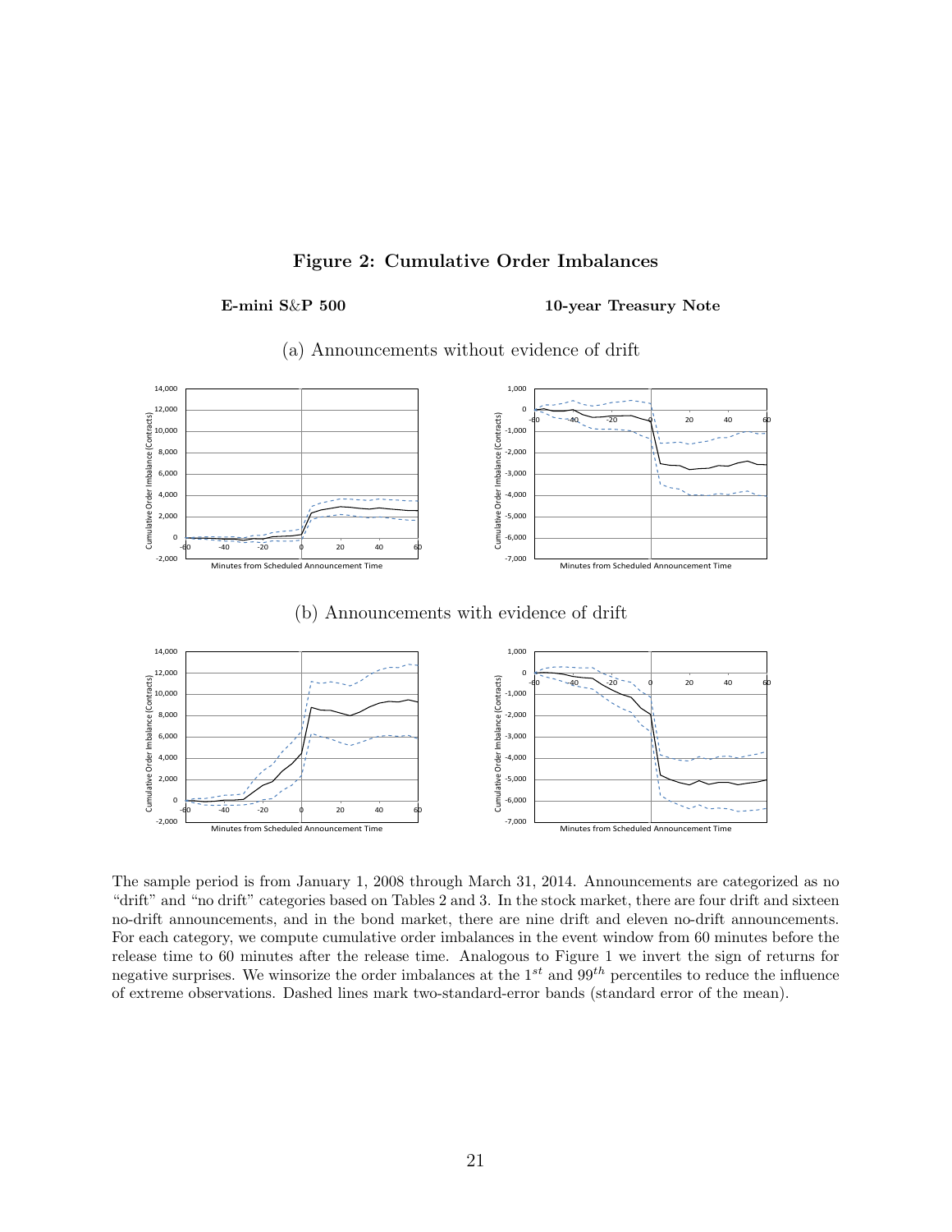**Figure 2: Cumulative Order Imbalances**

**E-mini S&P 500** **10-year Treasury Note**

(a) Announcements without evidence of drift

(b) Announcements with evidence of drift

The sample period is from January 1, 2008 through March 31, 2014. Announcements are categorized as no "drift" and "no drift" categories based on Tables 2 and 3. In the stock market, there are four drift and sixteen no-drift announcements, and in the bond market, there are nine drift and eleven no-drift announcements. For each category, we compute cumulative order imbalances in the event window from 60 minutes before the release time to 60 minutes after the release time. Analogous to Figure 1 we invert the sign of returns for negative surprises. We winsorize the order imbalances at the $1^{st}$ and $99^{th}$ percentiles to reduce the influence of extreme observations. Dashed lines mark two-standard-error bands (standard error of the mean).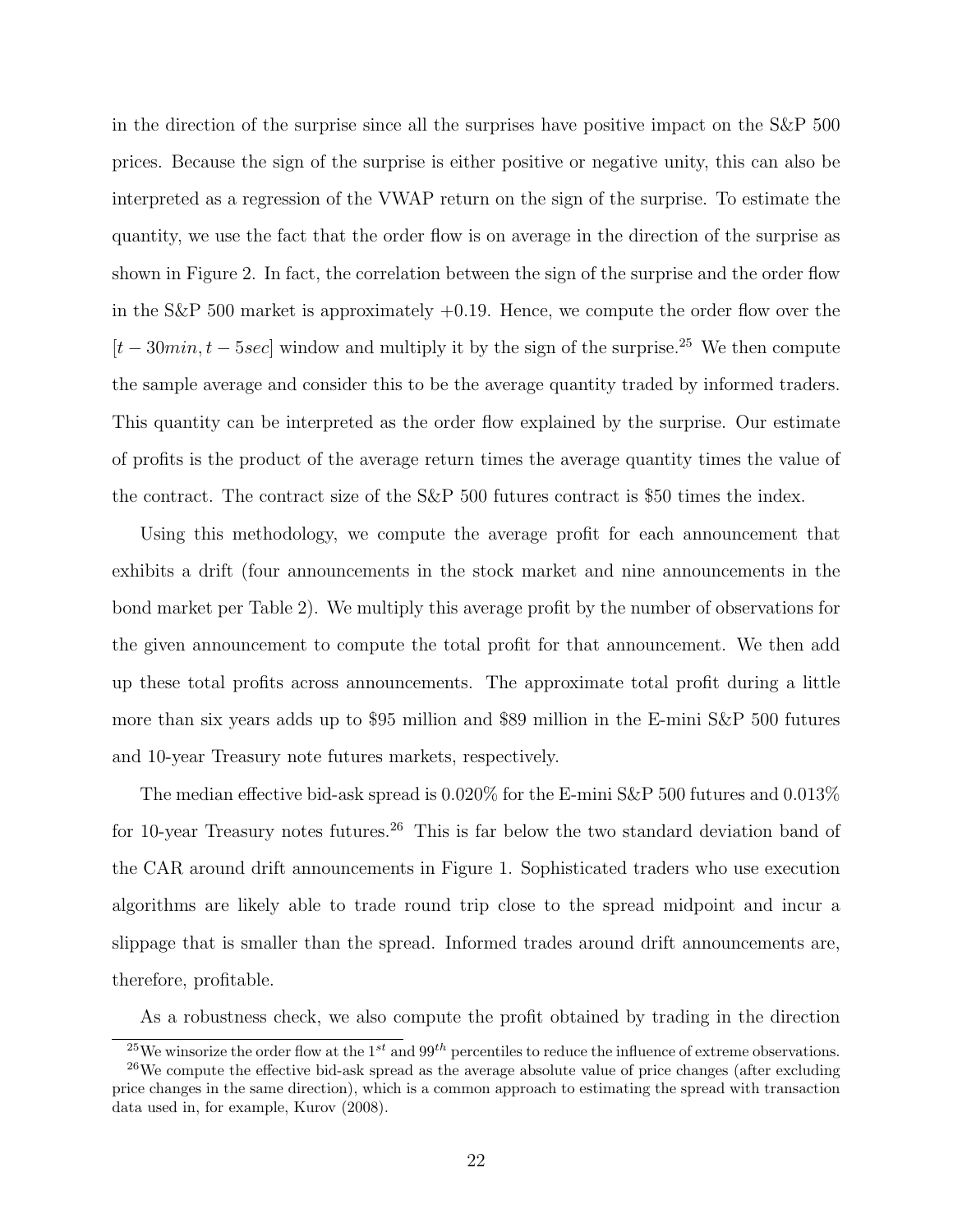in the direction of the surprise since all the surprises have positive impact on the S&P 500 prices. Because the sign of the surprise is either positive or negative unity, this can also be interpreted as a regression of the VWAP return on the sign of the surprise. To estimate the quantity, we use the fact that the order flow is on average in the direction of the surprise as shown in Figure 2. In fact, the correlation between the sign of the surprise and the order flow in the S&P 500 market is approximately +0.19. Hence, we compute the order flow over the $[t - 30min, t - 5sec]$ window and multiply it by the sign of the surprise.[25] We then compute the sample average and consider this to be the average quantity traded by informed traders. This quantity can be interpreted as the order flow explained by the surprise. Our estimate of profits is the product of the average return times the average quantity times the value of the contract. The contract size of the S&P 500 futures contract is $50 times the index.

Using this methodology, we compute the average profit for each announcement that exhibits a drift (four announcements in the stock market and nine announcements in the bond market per Table 2). We multiply this average profit by the number of observations for the given announcement to compute the total profit for that announcement. We then add up these total profits across announcements. The approximate total profit during a little more than six years adds up to $95 million and $89 million in the E-mini S&P 500 futures and 10-year Treasury note futures markets, respectively.

The median effective bid-ask spread is 0.020% for the E-mini S&P 500 futures and 0.013% for 10-year Treasury notes futures.[26] This is far below the two standard deviation band of the CAR around drift announcements in Figure 1. Sophisticated traders who use execution algorithms are likely able to trade round trip close to the spread midpoint and incur a slippage that is smaller than the spread. Informed trades around drift announcements are, therefore, profitable.

As a robustness check, we also compute the profit obtained by trading in the direction

[25] We winsorize the order flow at the $1^{st}$ and $99^{th}$ percentiles to reduce the influence of extreme observations.

[26] We compute the effective bid-ask spread as the average absolute value of price changes (after excluding price changes in the same direction), which is a common approach to estimating the spread with transaction data used in, for example, Kurov (2008).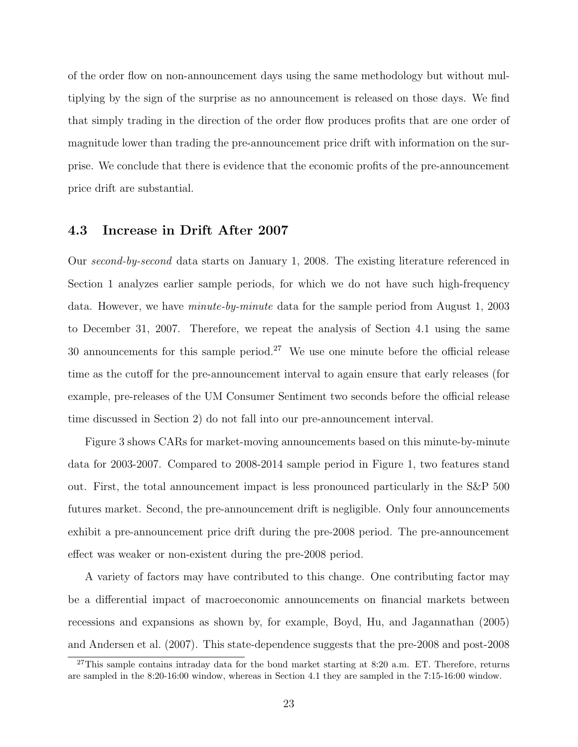of the order flow on non-announcement days using the same methodology but without multiplying by the sign of the surprise as no announcement is released on those days. We find that simply trading in the direction of the order flow produces profits that are one order of magnitude lower than trading the pre-announcement price drift with information on the surprise. We conclude that there is evidence that the economic profits of the pre-announcement price drift are substantial.

### 4.3 Increase in Drift After 2007

Our *second-by-second* data starts on January 1, 2008. The existing literature referenced in Section 1 analyzes earlier sample periods, for which we do not have such high-frequency data. However, we have *minute-by-minute* data for the sample period from August 1, 2003 to December 31, 2007. Therefore, we repeat the analysis of Section 4.1 using the same 30 announcements for this sample period.[27] We use one minute before the official release time as the cutoff for the pre-announcement interval to again ensure that early releases (for example, pre-releases of the UM Consumer Sentiment two seconds before the official release time discussed in Section 2) do not fall into our pre-announcement interval.

Figure 3 shows CARs for market-moving announcements based on this minute-by-minute data for 2003-2007. Compared to 2008-2014 sample period in Figure 1, two features stand out. First, the total announcement impact is less pronounced particularly in the S&P 500 futures market. Second, the pre-announcement drift is negligible. Only four announcements exhibit a pre-announcement price drift during the pre-2008 period. The pre-announcement effect was weaker or non-existent during the pre-2008 period.

A variety of factors may have contributed to this change. One contributing factor may be a differential impact of macroeconomic announcements on financial markets between recessions and expansions as shown by, for example, Boyd, Hu, and Jagannathan (2005) and Andersen et al. (2007). This state-dependence suggests that the pre-2008 and post-2008

[27] This sample contains intraday data for the bond market starting at 8:20 a.m. ET. Therefore, returns are sampled in the 8:20-16:00 window, whereas in Section 4.1 they are sampled in the 7:15-16:00 window.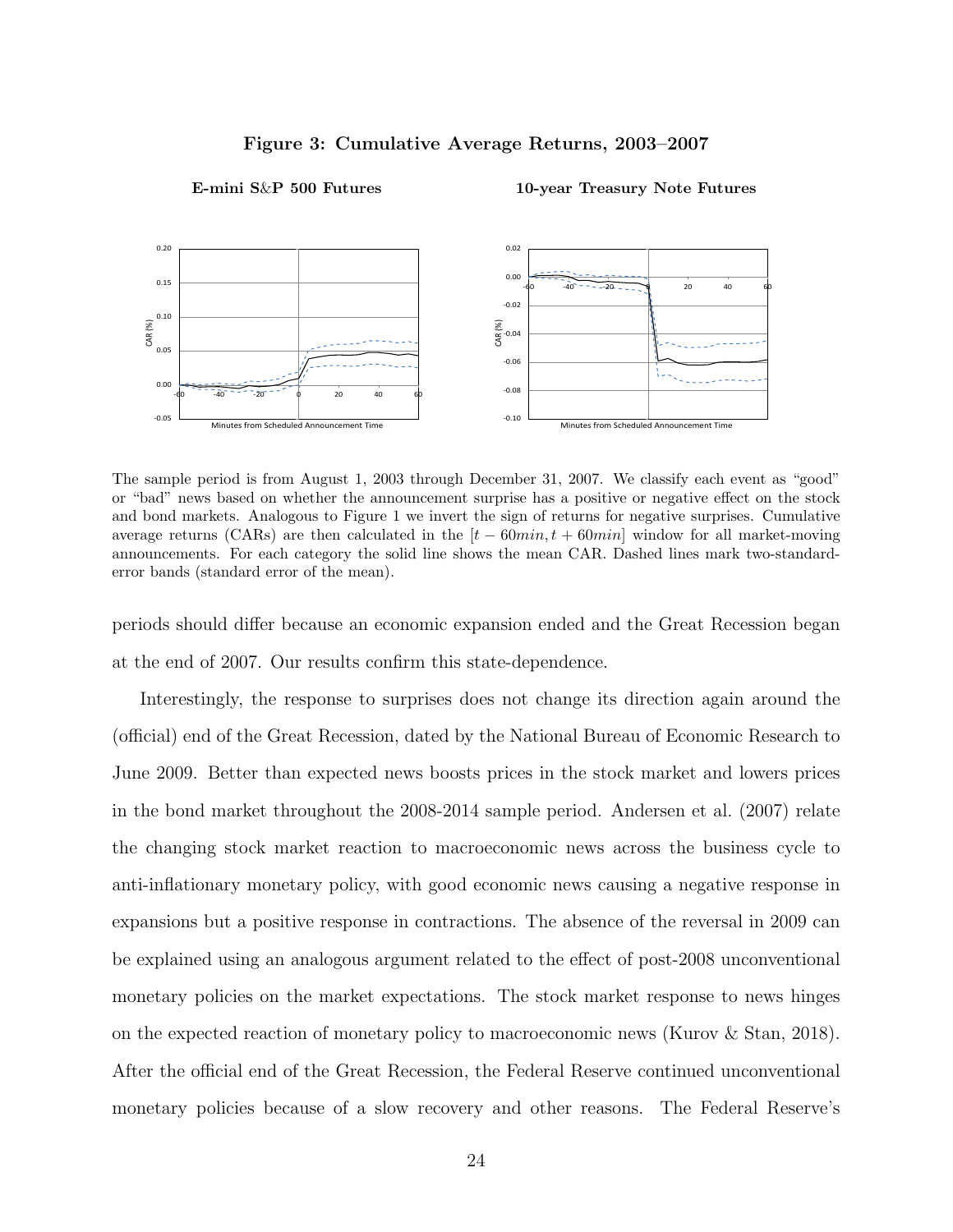**Figure 3: Cumulative Average Returns, 2003–2007**

**E-mini S&P 500 Futures** **10-year Treasury Note Futures**

The sample period is from August 1, 2003 through December 31, 2007. We classify each event as "good" or "bad" news based on whether the announcement surprise has a positive or negative effect on the stock and bond markets. Analogous to Figure 1 we invert the sign of returns for negative surprises. Cumulative average returns (CARs) are then calculated in the $[t - 60min, t + 60min]$ window for all market-moving announcements. For each category the solid line shows the mean CAR. Dashed lines mark two-standard-error bands (standard error of the mean).

periods should differ because an economic expansion ended and the Great Recession began at the end of 2007. Our results confirm this state-dependence.

Interestingly, the response to surprises does not change its direction again around the (official) end of the Great Recession, dated by the National Bureau of Economic Research to June 2009. Better than expected news boosts prices in the stock market and lowers prices in the bond market throughout the 2008-2014 sample period. Andersen et al. (2007) relate the changing stock market reaction to macroeconomic news across the business cycle to anti-inflationary monetary policy, with good economic news causing a negative response in expansions but a positive response in contractions. The absence of the reversal in 2009 can be explained using an analogous argument related to the effect of post-2008 unconventional monetary policies on the market expectations. The stock market response to news hinges on the expected reaction of monetary policy to macroeconomic news (Kurov & Stan, 2018). After the official end of the Great Recession, the Federal Reserve continued unconventional monetary policies because of a slow recovery and other reasons. The Federal Reserve's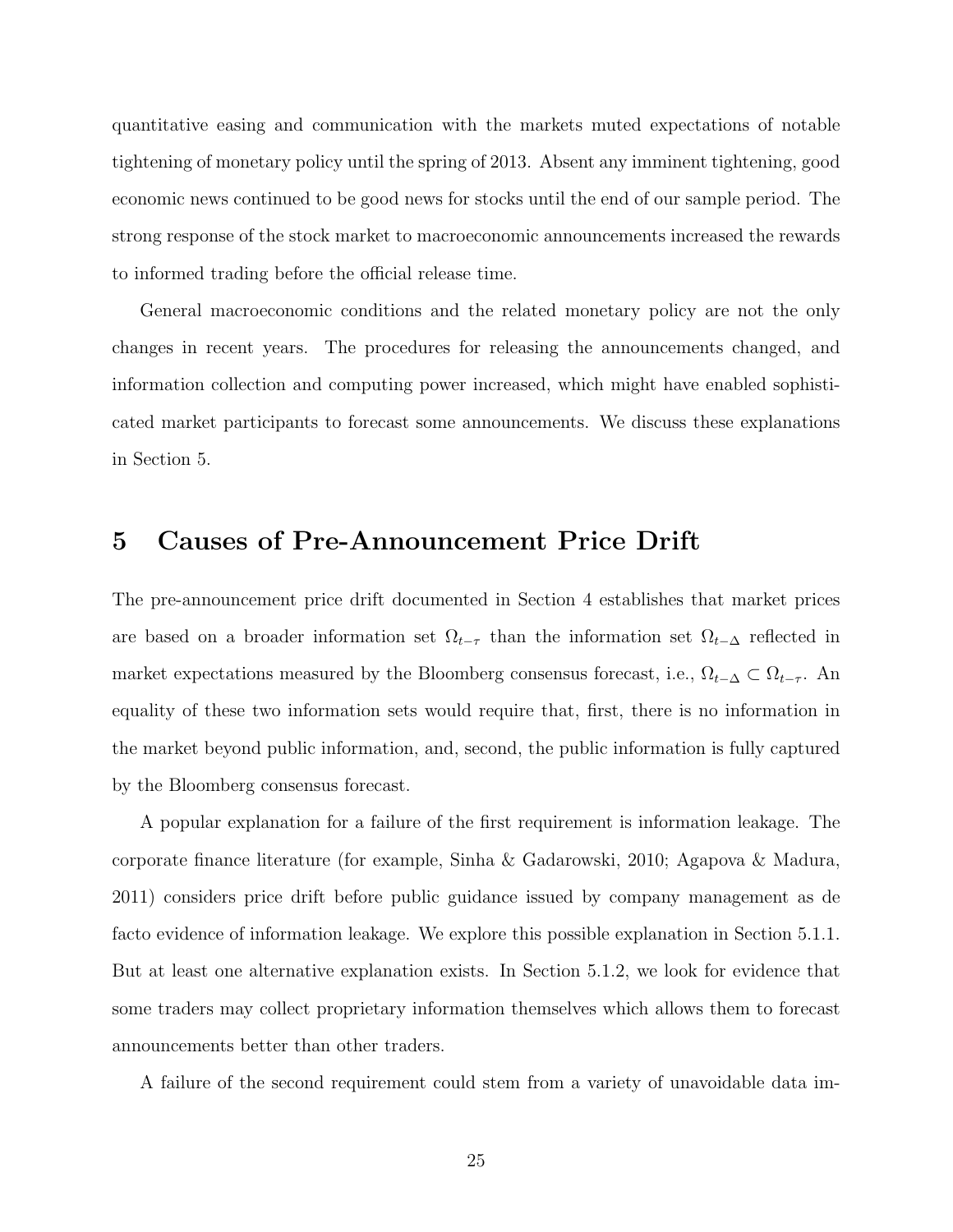quantitative easing and communication with the markets muted expectations of notable tightening of monetary policy until the spring of 2013. Absent any imminent tightening, good economic news continued to be good news for stocks until the end of our sample period. The strong response of the stock market to macroeconomic announcements increased the rewards to informed trading before the official release time.

General macroeconomic conditions and the related monetary policy are not the only changes in recent years. The procedures for releasing the announcements changed, and information collection and computing power increased, which might have enabled sophisticated market participants to forecast some announcements. We discuss these explanations in Section 5.

# 5 Causes of Pre-Announcement Price Drift

The pre-announcement price drift documented in Section 4 establishes that market prices are based on a broader information set $\Omega_{t-\tau}$ than the information set $\Omega_{t-\Delta}$ reflected in market expectations measured by the Bloomberg consensus forecast, i.e., $\Omega_{t-\Delta} \subset \Omega_{t-\tau}$. An equality of these two information sets would require that, first, there is no information in the market beyond public information, and, second, the public information is fully captured by the Bloomberg consensus forecast.

A popular explanation for a failure of the first requirement is information leakage. The corporate finance literature (for example, Sinha & Gadarowski, 2010; Agapova & Madura, 2011) considers price drift before public guidance issued by company management as de facto evidence of information leakage. We explore this possible explanation in Section 5.1.1. But at least one alternative explanation exists. In Section 5.1.2, we look for evidence that some traders may collect proprietary information themselves which allows them to forecast announcements better than other traders.

A failure of the second requirement could stem from a variety of unavoidable data im-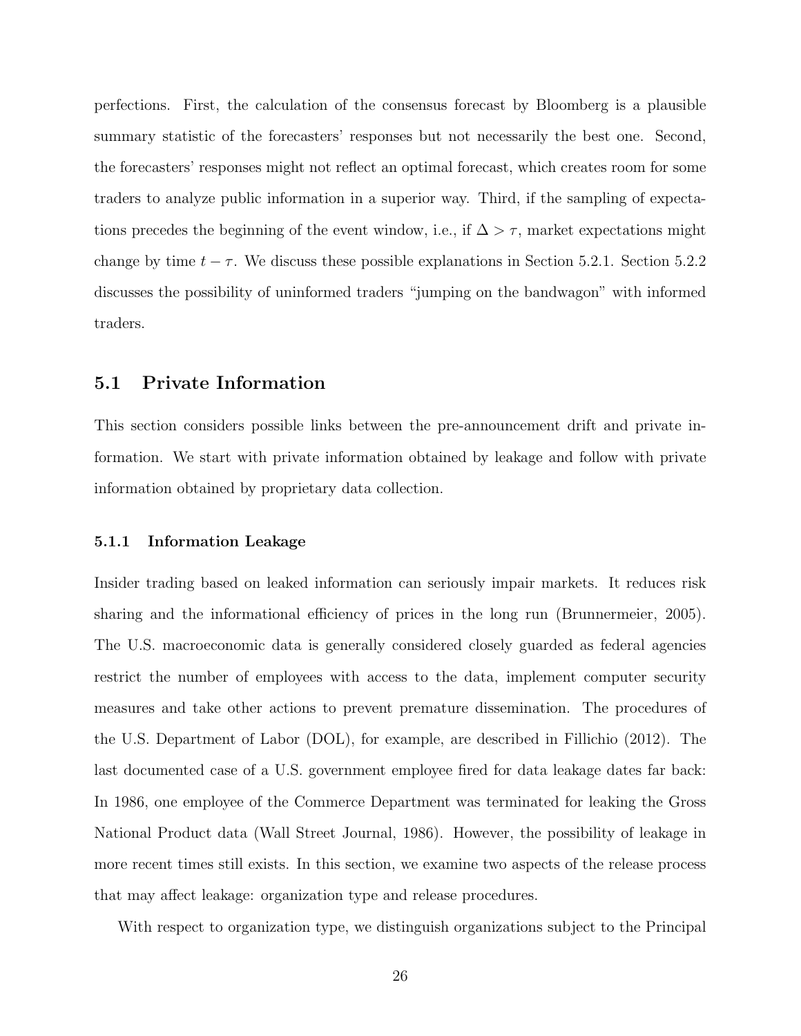perfections. First, the calculation of the consensus forecast by Bloomberg is a plausible summary statistic of the forecasters' responses but not necessarily the best one. Second, the forecasters' responses might not reflect an optimal forecast, which creates room for some traders to analyze public information in a superior way. Third, if the sampling of expectations precedes the beginning of the event window, i.e., if $\Delta > \tau$, market expectations might change by time $t - \tau$. We discuss these possible explanations in Section 5.2.1. Section 5.2.2 discusses the possibility of uninformed traders "jumping on the bandwagon" with informed traders.

## 5.1 Private Information

This section considers possible links between the pre-announcement drift and private information. We start with private information obtained by leakage and follow with private information obtained by proprietary data collection.

### 5.1.1 Information Leakage

Insider trading based on leaked information can seriously impair markets. It reduces risk sharing and the informational efficiency of prices in the long run (Brunnermeier, 2005). The U.S. macroeconomic data is generally considered closely guarded as federal agencies restrict the number of employees with access to the data, implement computer security measures and take other actions to prevent premature dissemination. The procedures of the U.S. Department of Labor (DOL), for example, are described in Fillichio (2012). The last documented case of a U.S. government employee fired for data leakage dates far back: In 1986, one employee of the Commerce Department was terminated for leaking the Gross National Product data (Wall Street Journal, 1986). However, the possibility of leakage in more recent times still exists. In this section, we examine two aspects of the release process that may affect leakage: organization type and release procedures.

With respect to organization type, we distinguish organizations subject to the Principal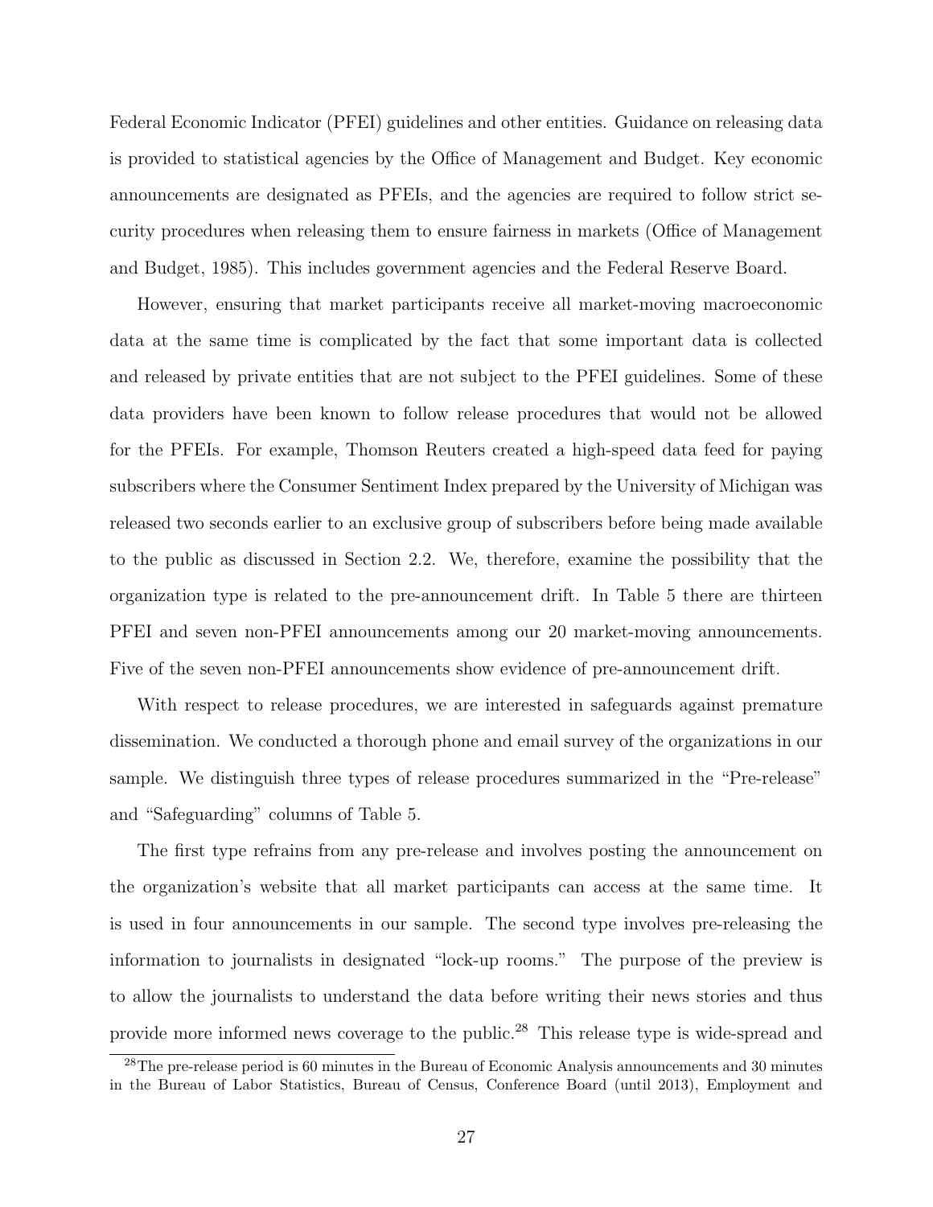Federal Economic Indicator (PFEI) guidelines and other entities. Guidance on releasing data is provided to statistical agencies by the Office of Management and Budget. Key economic announcements are designated as PFEIs, and the agencies are required to follow strict security procedures when releasing them to ensure fairness in markets (Office of Management and Budget, 1985). This includes government agencies and the Federal Reserve Board.

However, ensuring that market participants receive all market-moving macroeconomic data at the same time is complicated by the fact that some important data is collected and released by private entities that are not subject to the PFEI guidelines. Some of these data providers have been known to follow release procedures that would not be allowed for the PFEIs. For example, Thomson Reuters created a high-speed data feed for paying subscribers where the Consumer Sentiment Index prepared by the University of Michigan was released two seconds earlier to an exclusive group of subscribers before being made available to the public as discussed in Section 2.2. We, therefore, examine the possibility that the organization type is related to the pre-announcement drift. In Table 5 there are thirteen PFEI and seven non-PFEI announcements among our 20 market-moving announcements. Five of the seven non-PFEI announcements show evidence of pre-announcement drift.

With respect to release procedures, we are interested in safeguards against premature dissemination. We conducted a thorough phone and email survey of the organizations in our sample. We distinguish three types of release procedures summarized in the "Pre-release" and "Safeguarding" columns of Table 5.

The first type refrains from any pre-release and involves posting the announcement on the organization's website that all market participants can access at the same time. It is used in four announcements in our sample. The second type involves pre-releasing the information to journalists in designated "lock-up rooms." The purpose of the preview is to allow the journalists to understand the data before writing their news stories and thus provide more informed news coverage to the public.[28] This release type is wide-spread and

[28] The pre-release period is 60 minutes in the Bureau of Economic Analysis announcements and 30 minutes in the Bureau of Labor Statistics, Bureau of Census, Conference Board (until 2013), Employment and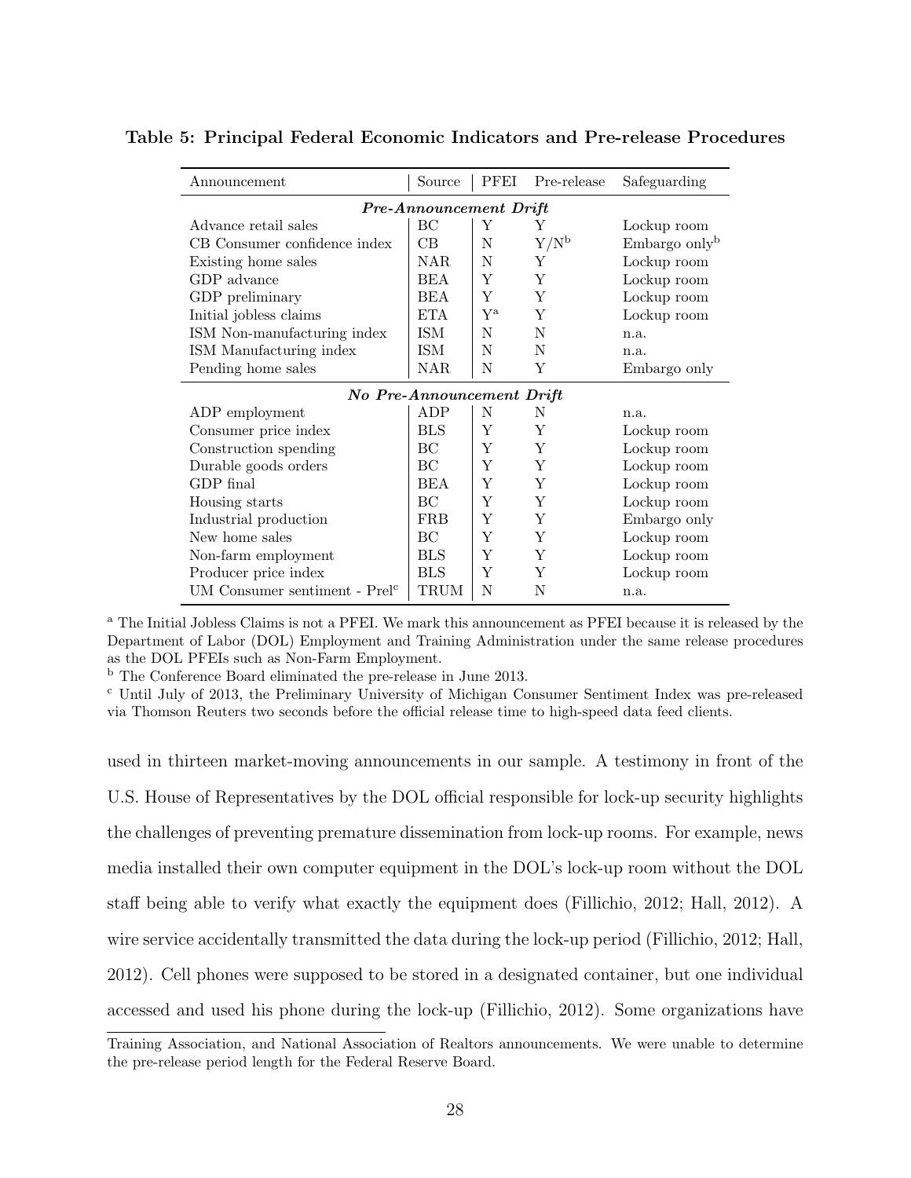**Table 5: Principal Federal Economic Indicators and Pre-release Procedures**

| Announcement | Source | PFEI | Pre-release | Safeguarding |
|---|---|---|---|---|
| ***Pre-Announcement Drift*** | | | | |
| Advance retail sales | BC | Y | Y | Lockup room |
| CB Consumer confidence index | CB | N | Y/N[b] | Embargo only[b] |
| Existing home sales | NAR | N | Y | Lockup room |
| GDP advance | BEA | Y | Y | Lockup room |
| GDP preliminary | BEA | Y | Y | Lockup room |
| Initial jobless claims | ETA | Y[a] | Y | Lockup room |
| ISM Non-manufacturing index | ISM | N | N | n.a. |
| ISM Manufacturing index | ISM | N | N | n.a. |
| Pending home sales | NAR | N | Y | Embargo only |
| ***No Pre-Announcement Drift*** | | | | |
| ADP employment | ADP | N | N | n.a. |
| Consumer price index | BLS | Y | Y | Lockup room |
| Construction spending | BC | Y | Y | Lockup room |
| Durable goods orders | BC | Y | Y | Lockup room |
| GDP final | BEA | Y | Y | Lockup room |
| Housing starts | BC | Y | Y | Lockup room |
| Industrial production | FRB | Y | Y | Embargo only |
| New home sales | BC | Y | Y | Lockup room |
| Non-farm employment | BLS | Y | Y | Lockup room |
| Producer price index | BLS | Y | Y | Lockup room |
| UM Consumer sentiment - Prel[c] | TRUM | N | N | n.a. |

[a] The Initial Jobless Claims is not a PFEI. We mark this announcement as PFEI because it is released by the Department of Labor (DOL) Employment and Training Administration under the same release procedures as the DOL PFEIs such as Non-Farm Employment.

[b] The Conference Board eliminated the pre-release in June 2013.

[c] Until July of 2013, the Preliminary University of Michigan Consumer Sentiment Index was pre-released via Thomson Reuters two seconds before the official release time to high-speed data feed clients.

used in thirteen market-moving announcements in our sample. A testimony in front of the U.S. House of Representatives by the DOL official responsible for lock-up security highlights the challenges of preventing premature dissemination from lock-up rooms. For example, news media installed their own computer equipment in the DOL's lock-up room without the DOL staff being able to verify what exactly the equipment does (Fillichio, 2012; Hall, 2012). A wire service accidentally transmitted the data during the lock-up period (Fillichio, 2012; Hall, 2012). Cell phones were supposed to be stored in a designated container, but one individual accessed and used his phone during the lock-up (Fillichio, 2012). Some organizations have

Training Association, and National Association of Realtors announcements. We were unable to determine the pre-release period length for the Federal Reserve Board.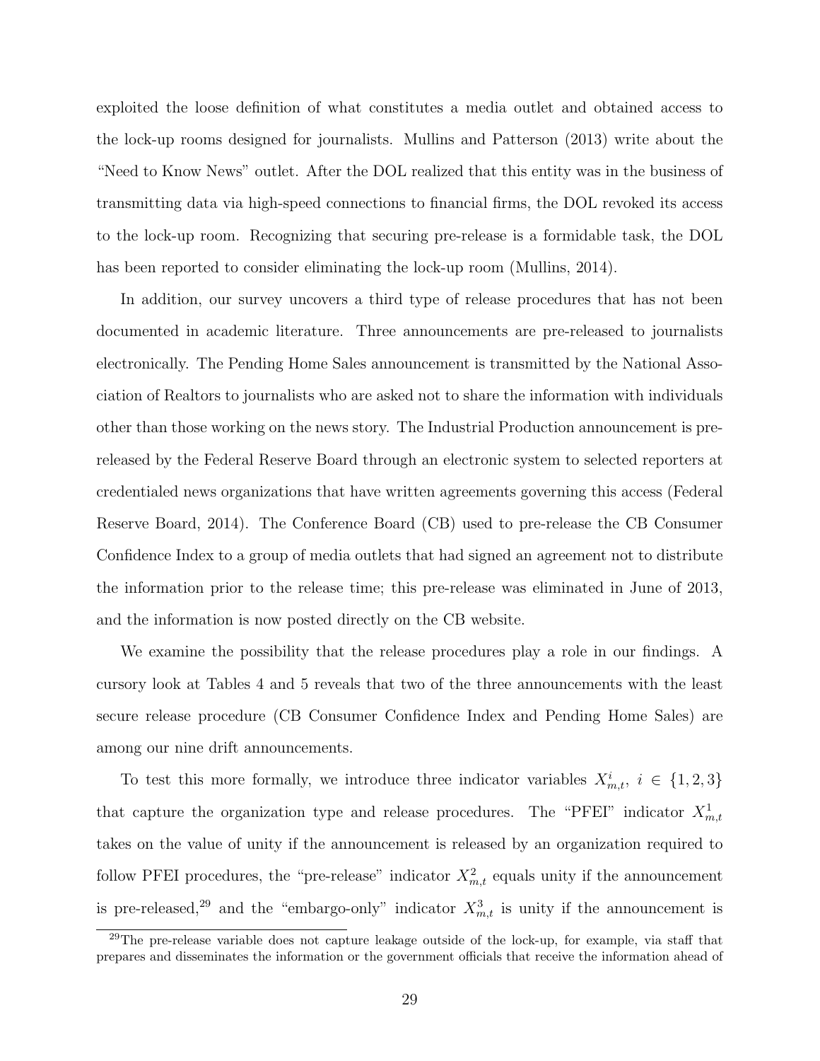exploited the loose definition of what constitutes a media outlet and obtained access to the lock-up rooms designed for journalists. Mullins and Patterson (2013) write about the "Need to Know News" outlet. After the DOL realized that this entity was in the business of transmitting data via high-speed connections to financial firms, the DOL revoked its access to the lock-up room. Recognizing that securing pre-release is a formidable task, the DOL has been reported to consider eliminating the lock-up room (Mullins, 2014).

In addition, our survey uncovers a third type of release procedures that has not been documented in academic literature. Three announcements are pre-released to journalists electronically. The Pending Home Sales announcement is transmitted by the National Association of Realtors to journalists who are asked not to share the information with individuals other than those working on the news story. The Industrial Production announcement is pre-released by the Federal Reserve Board through an electronic system to selected reporters at credentialed news organizations that have written agreements governing this access (Federal Reserve Board, 2014). The Conference Board (CB) used to pre-release the CB Consumer Confidence Index to a group of media outlets that had signed an agreement not to distribute the information prior to the release time; this pre-release was eliminated in June of 2013, and the information is now posted directly on the CB website.

We examine the possibility that the release procedures play a role in our findings. A cursory look at Tables 4 and 5 reveals that two of the three announcements with the least secure release procedure (CB Consumer Confidence Index and Pending Home Sales) are among our nine drift announcements.

To test this more formally, we introduce three indicator variables $X^i_{m,t},\ i \in \{1, 2, 3\}$ that capture the organization type and release procedures. The "PFEI" indicator $X^1_{m,t}$ takes on the value of unity if the announcement is released by an organization required to follow PFEI procedures, the "pre-release" indicator $X^2_{m,t}$ equals unity if the announcement is pre-released,[29] and the "embargo-only" indicator $X^3_{m,t}$ is unity if the announcement is

[29]The pre-release variable does not capture leakage outside of the lock-up, for example, via staff that prepares and disseminates the information or the government officials that receive the information ahead of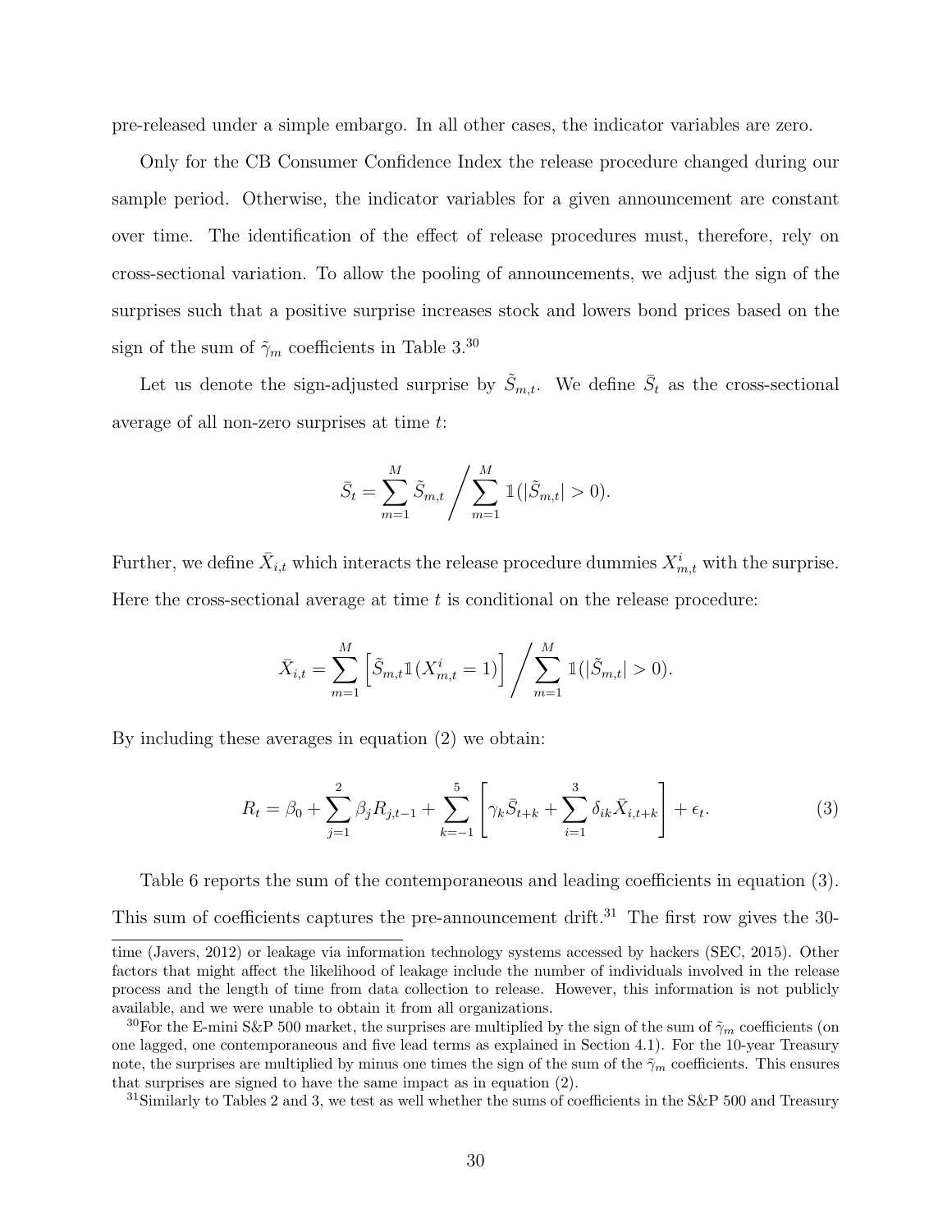pre-released under a simple embargo. In all other cases, the indicator variables are zero.

Only for the CB Consumer Confidence Index the release procedure changed during our sample period. Otherwise, the indicator variables for a given announcement are constant over time. The identification of the effect of release procedures must, therefore, rely on cross-sectional variation. To allow the pooling of announcements, we adjust the sign of the surprises such that a positive surprise increases stock and lowers bond prices based on the sign of the sum of $\tilde{\gamma}_m$ coefficients in Table 3.[30]

Let us denote the sign-adjusted surprise by $\tilde{S}_{m,t}$. We define $\bar{S}_t$ as the cross-sectional average of all non-zero surprises at time $t$:

$$\bar{S}_t = \sum_{m=1}^{M} \tilde{S}_{m,t} \Bigg/ \sum_{m=1}^{M} \mathbb{1}(|\tilde{S}_{m,t}| > 0).$$

Further, we define $\bar{X}_{i,t}$ which interacts the release procedure dummies $X^i_{m,t}$ with the surprise. Here the cross-sectional average at time $t$ is conditional on the release procedure:

$$\bar{X}_{i,t} = \sum_{m=1}^{M} \left[ \tilde{S}_{m,t} \mathbb{1}(X^i_{m,t} = 1) \right] \Bigg/ \sum_{m=1}^{M} \mathbb{1}(|\tilde{S}_{m,t}| > 0).$$

By including these averages in equation (2) we obtain:

$$R_t = \beta_0 + \sum_{j=1}^{2} \beta_j R_{j,t-1} + \sum_{k=-1}^{5} \left[ \gamma_k \bar{S}_{t+k} + \sum_{i=1}^{3} \delta_{ik} \bar{X}_{i,t+k} \right] + \epsilon_t. \tag{3}$$

Table 6 reports the sum of the contemporaneous and leading coefficients in equation (3). This sum of coefficients captures the pre-announcement drift.[31] The first row gives the 30-

---

time (Javers, 2012) or leakage via information technology systems accessed by hackers (SEC, 2015). Other factors that might affect the likelihood of leakage include the number of individuals involved in the release process and the length of time from data collection to release. However, this information is not publicly available, and we were unable to obtain it from all organizations.

[30]For the E-mini S&P 500 market, the surprises are multiplied by the sign of the sum of $\tilde{\gamma}_m$ coefficients (on one lagged, one contemporaneous and five lead terms as explained in Section 4.1). For the 10-year Treasury note, the surprises are multiplied by minus one times the sign of the sum of the $\tilde{\gamma}_m$ coefficients. This ensures that surprises are signed to have the same impact as in equation (2).

[31]Similarly to Tables 2 and 3, we test as well whether the sums of coefficients in the S&P 500 and Treasury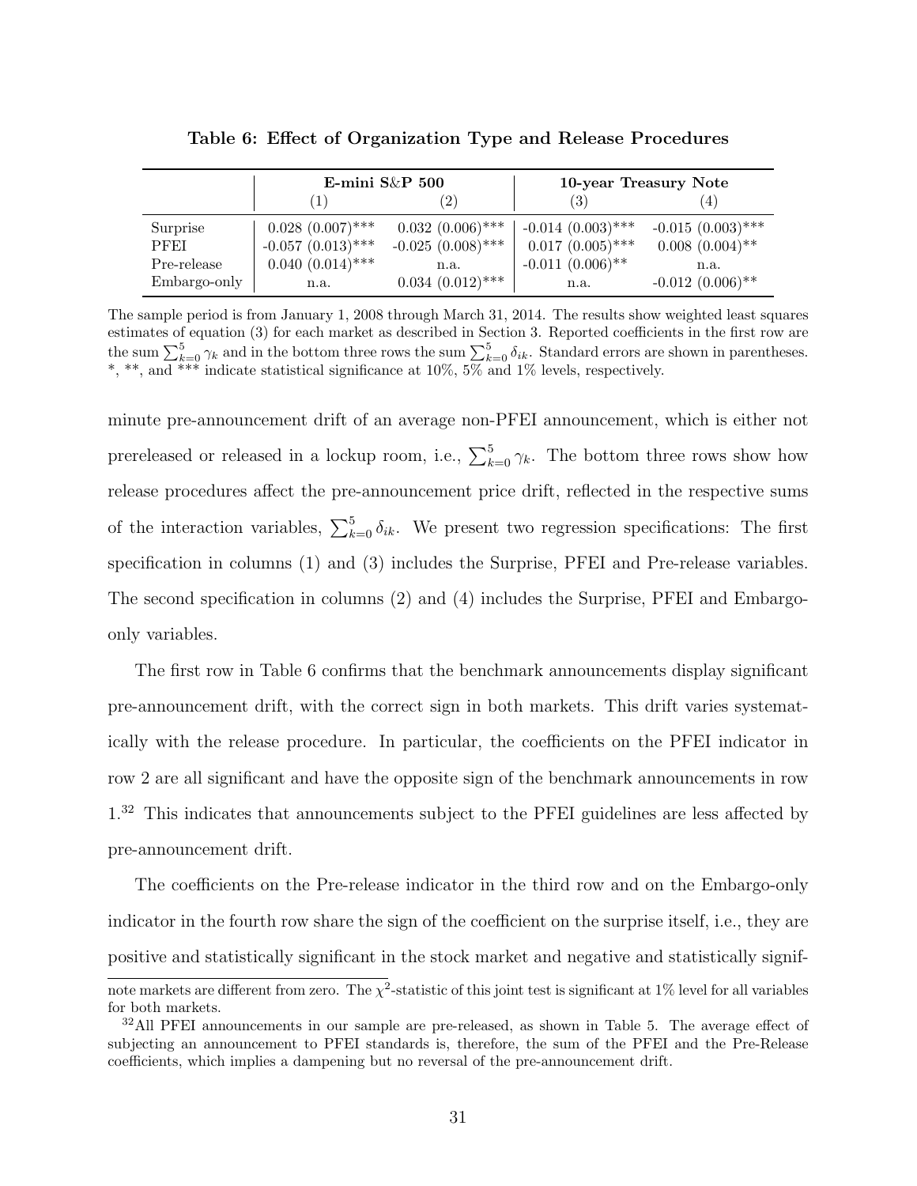**Table 6: Effect of Organization Type and Release Procedures**

| | E-mini S&P 500 | | 10-year Treasury Note | |
|---|---|---|---|---|
| | (1) | (2) | (3) | (4) |
| Surprise | 0.028 (0.007)*** | 0.032 (0.006)*** | -0.014 (0.003)*** | -0.015 (0.003)*** |
| PFEI | -0.057 (0.013)*** | -0.025 (0.008)*** | 0.017 (0.005)*** | 0.008 (0.004)** |
| Pre-release | 0.040 (0.014)*** | n.a. | -0.011 (0.006)** | n.a. |
| Embargo-only | n.a. | 0.034 (0.012)*** | n.a. | -0.012 (0.006)** |

The sample period is from January 1, 2008 through March 31, 2014. The results show weighted least squares estimates of equation (3) for each market as described in Section 3. Reported coefficients in the first row are the sum $\sum_{k=0}^{5} \gamma_k$ and in the bottom three rows the sum $\sum_{k=0}^{5} \delta_{ik}$. Standard errors are shown in parentheses. *, **, and *** indicate statistical significance at 10%, 5% and 1% levels, respectively.

minute pre-announcement drift of an average non-PFEI announcement, which is either not prereleased or released in a lockup room, i.e., $\sum_{k=0}^{5} \gamma_k$. The bottom three rows show how release procedures affect the pre-announcement price drift, reflected in the respective sums of the interaction variables, $\sum_{k=0}^{5} \delta_{ik}$. We present two regression specifications: The first specification in columns (1) and (3) includes the Surprise, PFEI and Pre-release variables. The second specification in columns (2) and (4) includes the Surprise, PFEI and Embargo-only variables.

The first row in Table 6 confirms that the benchmark announcements display significant pre-announcement drift, with the correct sign in both markets. This drift varies systematically with the release procedure. In particular, the coefficients on the PFEI indicator in row 2 are all significant and have the opposite sign of the benchmark announcements in row 1.[32] This indicates that announcements subject to the PFEI guidelines are less affected by pre-announcement drift.

The coefficients on the Pre-release indicator in the third row and on the Embargo-only indicator in the fourth row share the sign of the coefficient on the surprise itself, i.e., they are positive and statistically significant in the stock market and negative and statistically signif-

note markets are different from zero. The $\chi^2$-statistic of this joint test is significant at 1% level for all variables for both markets.

[32] All PFEI announcements in our sample are pre-released, as shown in Table 5. The average effect of subjecting an announcement to PFEI standards is, therefore, the sum of the PFEI and the Pre-Release coefficients, which implies a dampening but no reversal of the pre-announcement drift.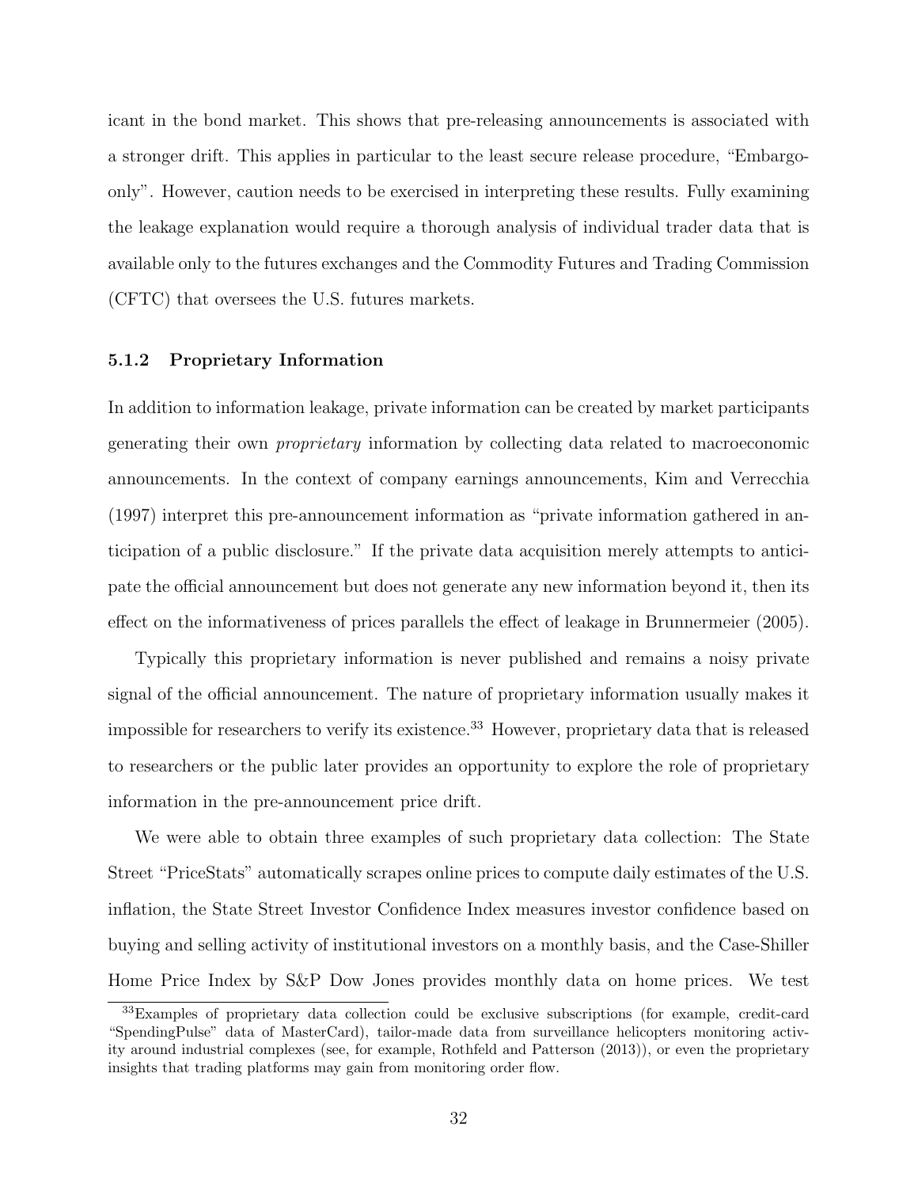icant in the bond market. This shows that pre-releasing announcements is associated with a stronger drift. This applies in particular to the least secure release procedure, "Embargo-only". However, caution needs to be exercised in interpreting these results. Fully examining the leakage explanation would require a thorough analysis of individual trader data that is available only to the futures exchanges and the Commodity Futures and Trading Commission (CFTC) that oversees the U.S. futures markets.

### 5.1.2 Proprietary Information

In addition to information leakage, private information can be created by market participants generating their own *proprietary* information by collecting data related to macroeconomic announcements. In the context of company earnings announcements, Kim and Verrecchia (1997) interpret this pre-announcement information as "private information gathered in anticipation of a public disclosure." If the private data acquisition merely attempts to anticipate the official announcement but does not generate any new information beyond it, then its effect on the informativeness of prices parallels the effect of leakage in Brunnermeier (2005).

Typically this proprietary information is never published and remains a noisy private signal of the official announcement. The nature of proprietary information usually makes it impossible for researchers to verify its existence.[33] However, proprietary data that is released to researchers or the public later provides an opportunity to explore the role of proprietary information in the pre-announcement price drift.

We were able to obtain three examples of such proprietary data collection: The State Street "PriceStats" automatically scrapes online prices to compute daily estimates of the U.S. inflation, the State Street Investor Confidence Index measures investor confidence based on buying and selling activity of institutional investors on a monthly basis, and the Case-Shiller Home Price Index by S&P Dow Jones provides monthly data on home prices. We test

---

[33] Examples of proprietary data collection could be exclusive subscriptions (for example, credit-card "SpendingPulse" data of MasterCard), tailor-made data from surveillance helicopters monitoring activity around industrial complexes (see, for example, Rothfeld and Patterson (2013)), or even the proprietary insights that trading platforms may gain from monitoring order flow.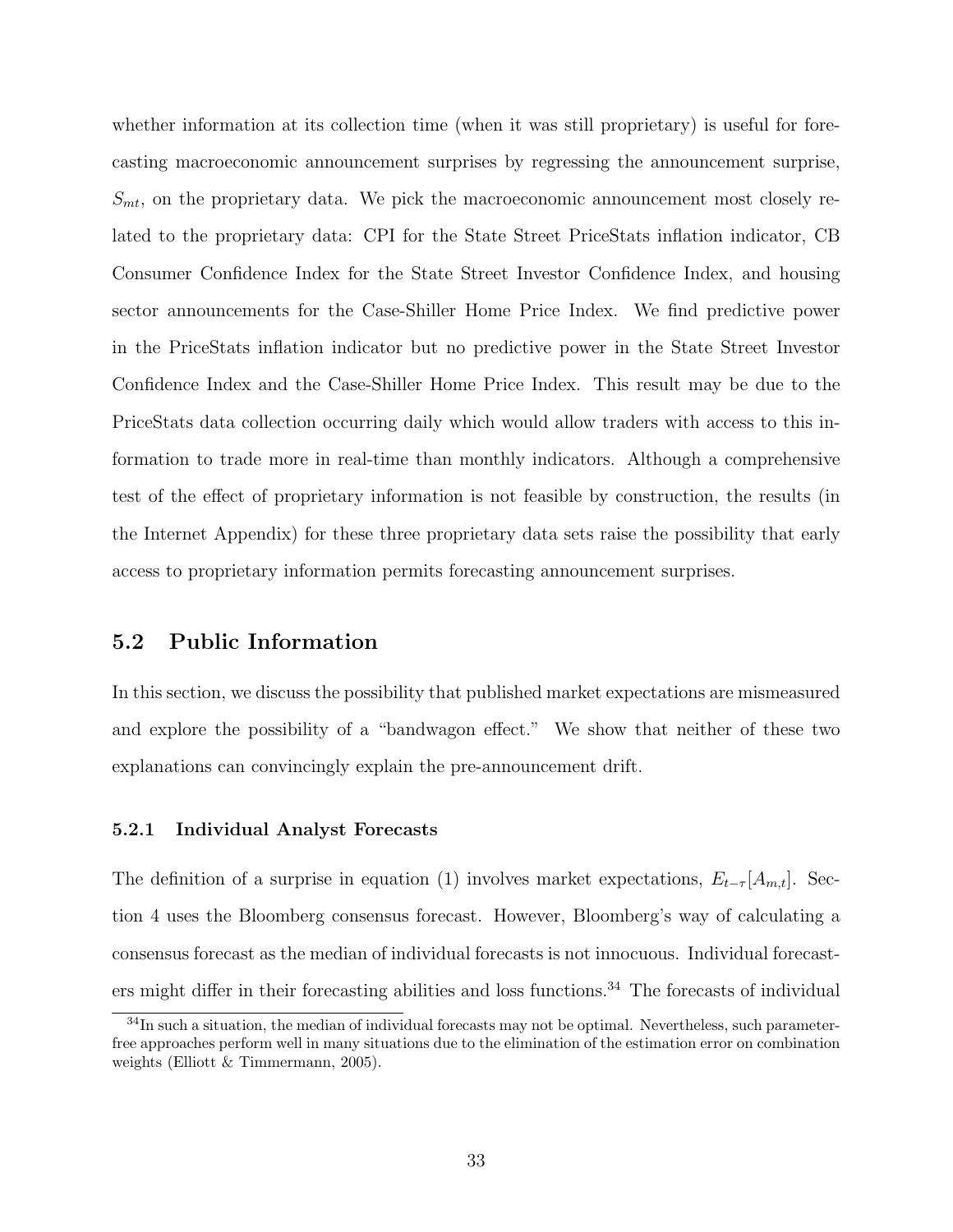whether information at its collection time (when it was still proprietary) is useful for forecasting macroeconomic announcement surprises by regressing the announcement surprise, $S_{mt}$, on the proprietary data. We pick the macroeconomic announcement most closely related to the proprietary data: CPI for the State Street PriceStats inflation indicator, CB Consumer Confidence Index for the State Street Investor Confidence Index, and housing sector announcements for the Case-Shiller Home Price Index. We find predictive power in the PriceStats inflation indicator but no predictive power in the State Street Investor Confidence Index and the Case-Shiller Home Price Index. This result may be due to the PriceStats data collection occurring daily which would allow traders with access to this information to trade more in real-time than monthly indicators. Although a comprehensive test of the effect of proprietary information is not feasible by construction, the results (in the Internet Appendix) for these three proprietary data sets raise the possibility that early access to proprietary information permits forecasting announcement surprises.

## 5.2 Public Information

In this section, we discuss the possibility that published market expectations are mismeasured and explore the possibility of a "bandwagon effect." We show that neither of these two explanations can convincingly explain the pre-announcement drift.

### 5.2.1 Individual Analyst Forecasts

The definition of a surprise in equation (1) involves market expectations, $E_{t-\tau}[A_{m,t}]$. Section 4 uses the Bloomberg consensus forecast. However, Bloomberg's way of calculating a consensus forecast as the median of individual forecasts is not innocuous. Individual forecasters might differ in their forecasting abilities and loss functions.[34] The forecasts of individual

[34] In such a situation, the median of individual forecasts may not be optimal. Nevertheless, such parameter-free approaches perform well in many situations due to the elimination of the estimation error on combination weights (Elliott & Timmermann, 2005).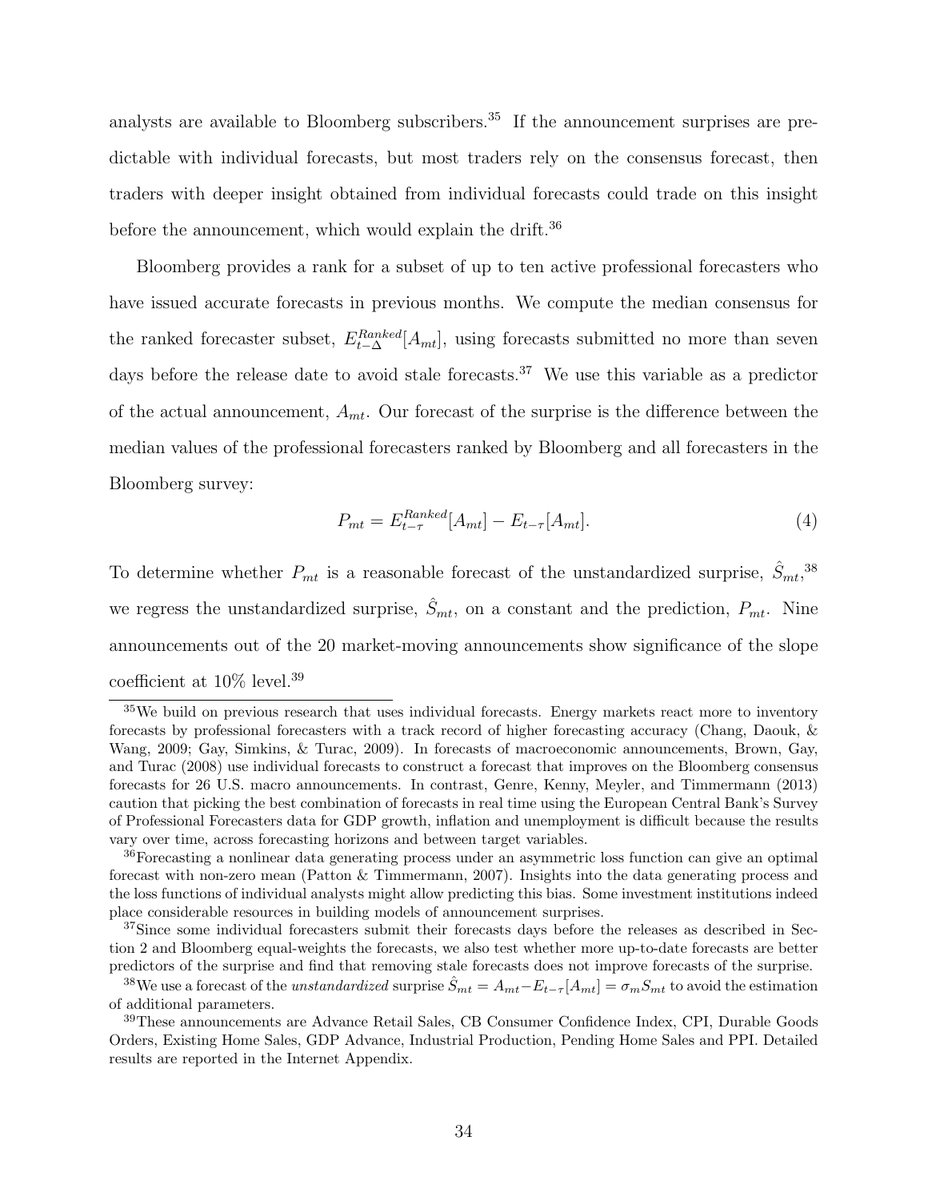analysts are available to Bloomberg subscribers.[35] If the announcement surprises are predictable with individual forecasts, but most traders rely on the consensus forecast, then traders with deeper insight obtained from individual forecasts could trade on this insight before the announcement, which would explain the drift.[36]

Bloomberg provides a rank for a subset of up to ten active professional forecasters who have issued accurate forecasts in previous months. We compute the median consensus for the ranked forecaster subset, $E_{t-\Delta}^{Ranked}[A_{mt}]$, using forecasts submitted no more than seven days before the release date to avoid stale forecasts.[37] We use this variable as a predictor of the actual announcement, $A_{mt}$. Our forecast of the surprise is the difference between the median values of the professional forecasters ranked by Bloomberg and all forecasters in the Bloomberg survey:

$$P_{mt} = E_{t-\tau}^{Ranked}[A_{mt}] - E_{t-\tau}[A_{mt}]. \tag{4}$$

To determine whether $P_{mt}$ is a reasonable forecast of the unstandardized surprise, $\hat{S}_{mt}$,[38] we regress the unstandardized surprise, $\hat{S}_{mt}$, on a constant and the prediction, $P_{mt}$. Nine announcements out of the 20 market-moving announcements show significance of the slope coefficient at 10% level.[39]

---

[35] We build on previous research that uses individual forecasts. Energy markets react more to inventory forecasts by professional forecasters with a track record of higher forecasting accuracy (Chang, Daouk, & Wang, 2009; Gay, Simkins, & Turac, 2009). In forecasts of macroeconomic announcements, Brown, Gay, and Turac (2008) use individual forecasts to construct a forecast that improves on the Bloomberg consensus forecasts for 26 U.S. macro announcements. In contrast, Genre, Kenny, Meyler, and Timmermann (2013) caution that picking the best combination of forecasts in real time using the European Central Bank's Survey of Professional Forecasters data for GDP growth, inflation and unemployment is difficult because the results vary over time, across forecasting horizons and between target variables.

[36] Forecasting a nonlinear data generating process under an asymmetric loss function can give an optimal forecast with non-zero mean (Patton & Timmermann, 2007). Insights into the data generating process and the loss functions of individual analysts might allow predicting this bias. Some investment institutions indeed place considerable resources in building models of announcement surprises.

[37] Since some individual forecasters submit their forecasts days before the releases as described in Section 2 and Bloomberg equal-weights the forecasts, we also test whether more up-to-date forecasts are better predictors of the surprise and find that removing stale forecasts does not improve forecasts of the surprise.

[38] We use a forecast of the *unstandardized* surprise $\hat{S}_{mt} = A_{mt} - E_{t-\tau}[A_{mt}] = \sigma_m S_{mt}$ to avoid the estimation of additional parameters.

[39] These announcements are Advance Retail Sales, CB Consumer Confidence Index, CPI, Durable Goods Orders, Existing Home Sales, GDP Advance, Industrial Production, Pending Home Sales and PPI. Detailed results are reported in the Internet Appendix.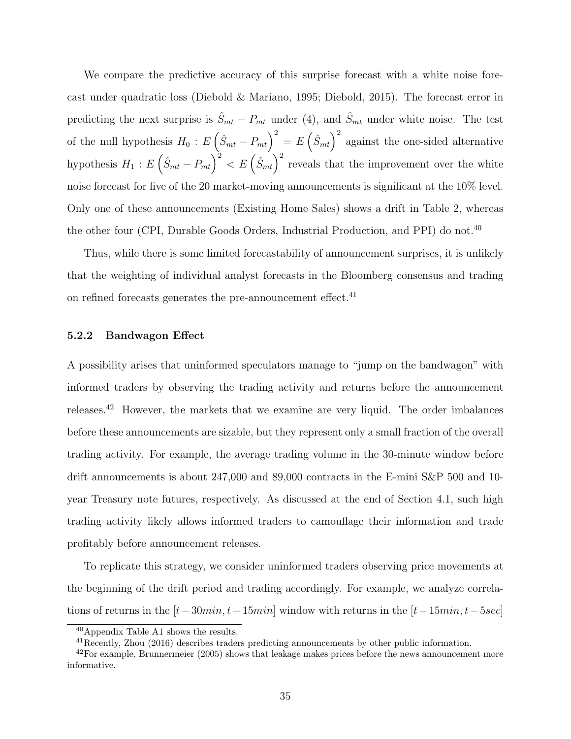We compare the predictive accuracy of this surprise forecast with a white noise forecast under quadratic loss (Diebold & Mariano, 1995; Diebold, 2015). The forecast error in predicting the next surprise is $\hat{S}_{mt} - P_{mt}$ under (4), and $\hat{S}_{mt}$ under white noise. The test of the null hypothesis $H_0 : E\left(\hat{S}_{mt} - P_{mt}\right)^2 = E\left(\hat{S}_{mt}\right)^2$ against the one-sided alternative hypothesis $H_1 : E\left(\hat{S}_{mt} - P_{mt}\right)^2 < E\left(\hat{S}_{mt}\right)^2$ reveals that the improvement over the white noise forecast for five of the 20 market-moving announcements is significant at the 10% level. Only one of these announcements (Existing Home Sales) shows a drift in Table 2, whereas the other four (CPI, Durable Goods Orders, Industrial Production, and PPI) do not.[40]

Thus, while there is some limited forecastability of announcement surprises, it is unlikely that the weighting of individual analyst forecasts in the Bloomberg consensus and trading on refined forecasts generates the pre-announcement effect.[41]

### 5.2.2 Bandwagon Effect

A possibility arises that uninformed speculators manage to "jump on the bandwagon" with informed traders by observing the trading activity and returns before the announcement releases.[42] However, the markets that we examine are very liquid. The order imbalances before these announcements are sizable, but they represent only a small fraction of the overall trading activity. For example, the average trading volume in the 30-minute window before drift announcements is about 247,000 and 89,000 contracts in the E-mini S&P 500 and 10-year Treasury note futures, respectively. As discussed at the end of Section 4.1, such high trading activity likely allows informed traders to camouflage their information and trade profitably before announcement releases.

To replicate this strategy, we consider uninformed traders observing price movements at the beginning of the drift period and trading accordingly. For example, we analyze correlations of returns in the $[t - 30min, t - 15min]$ window with returns in the $[t - 15min, t - 5sec]$

[40] Appendix Table A1 shows the results.

[41] Recently, Zhou (2016) describes traders predicting announcements by other public information.

[42] For example, Brunnermeier (2005) shows that leakage makes prices before the news announcement more informative.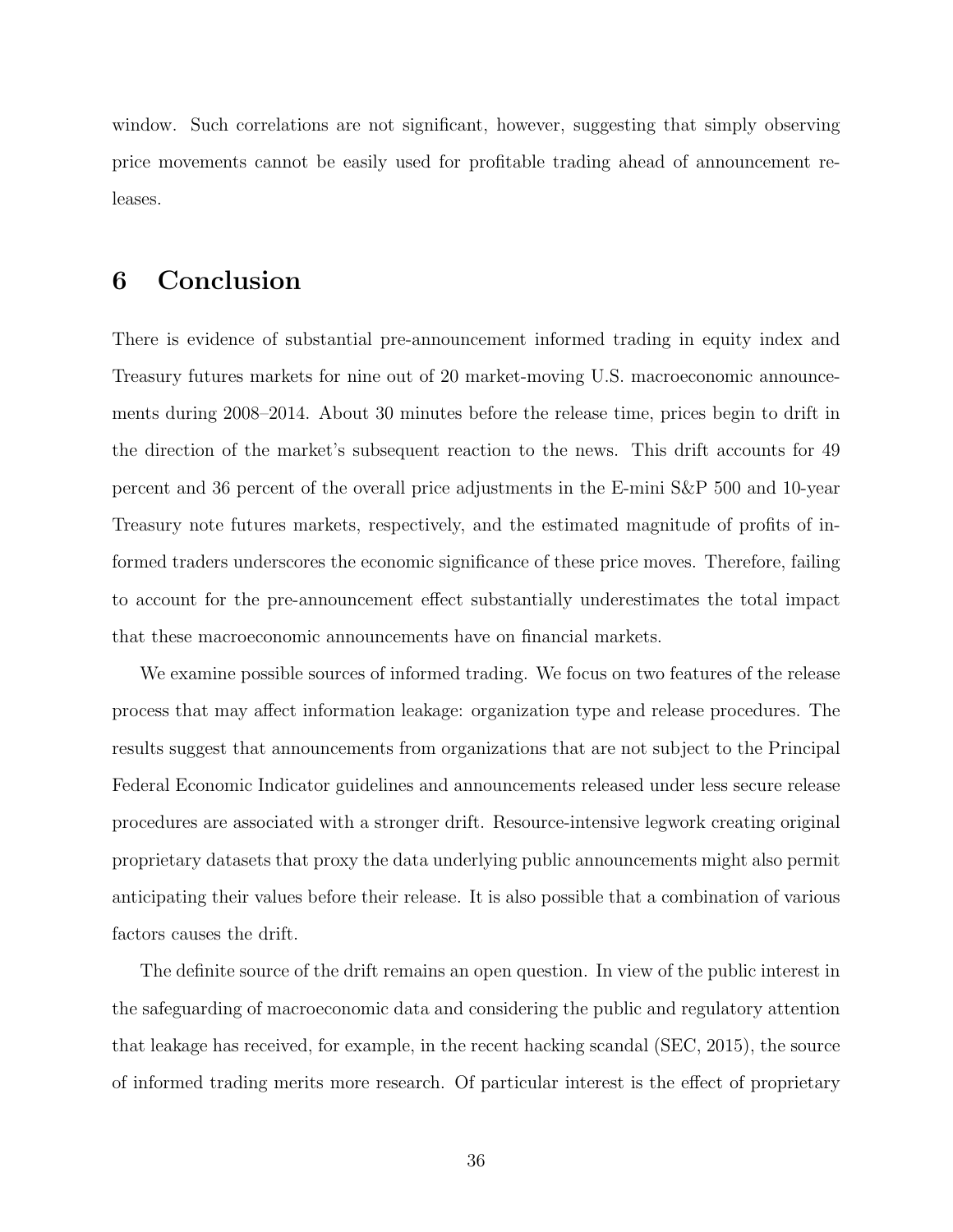window. Such correlations are not significant, however, suggesting that simply observing price movements cannot be easily used for profitable trading ahead of announcement releases.

# 6 Conclusion

There is evidence of substantial pre-announcement informed trading in equity index and Treasury futures markets for nine out of 20 market-moving U.S. macroeconomic announcements during 2008–2014. About 30 minutes before the release time, prices begin to drift in the direction of the market's subsequent reaction to the news. This drift accounts for 49 percent and 36 percent of the overall price adjustments in the E-mini S&P 500 and 10-year Treasury note futures markets, respectively, and the estimated magnitude of profits of informed traders underscores the economic significance of these price moves. Therefore, failing to account for the pre-announcement effect substantially underestimates the total impact that these macroeconomic announcements have on financial markets.

We examine possible sources of informed trading. We focus on two features of the release process that may affect information leakage: organization type and release procedures. The results suggest that announcements from organizations that are not subject to the Principal Federal Economic Indicator guidelines and announcements released under less secure release procedures are associated with a stronger drift. Resource-intensive legwork creating original proprietary datasets that proxy the data underlying public announcements might also permit anticipating their values before their release. It is also possible that a combination of various factors causes the drift.

The definite source of the drift remains an open question. In view of the public interest in the safeguarding of macroeconomic data and considering the public and regulatory attention that leakage has received, for example, in the recent hacking scandal (SEC, 2015), the source of informed trading merits more research. Of particular interest is the effect of proprietary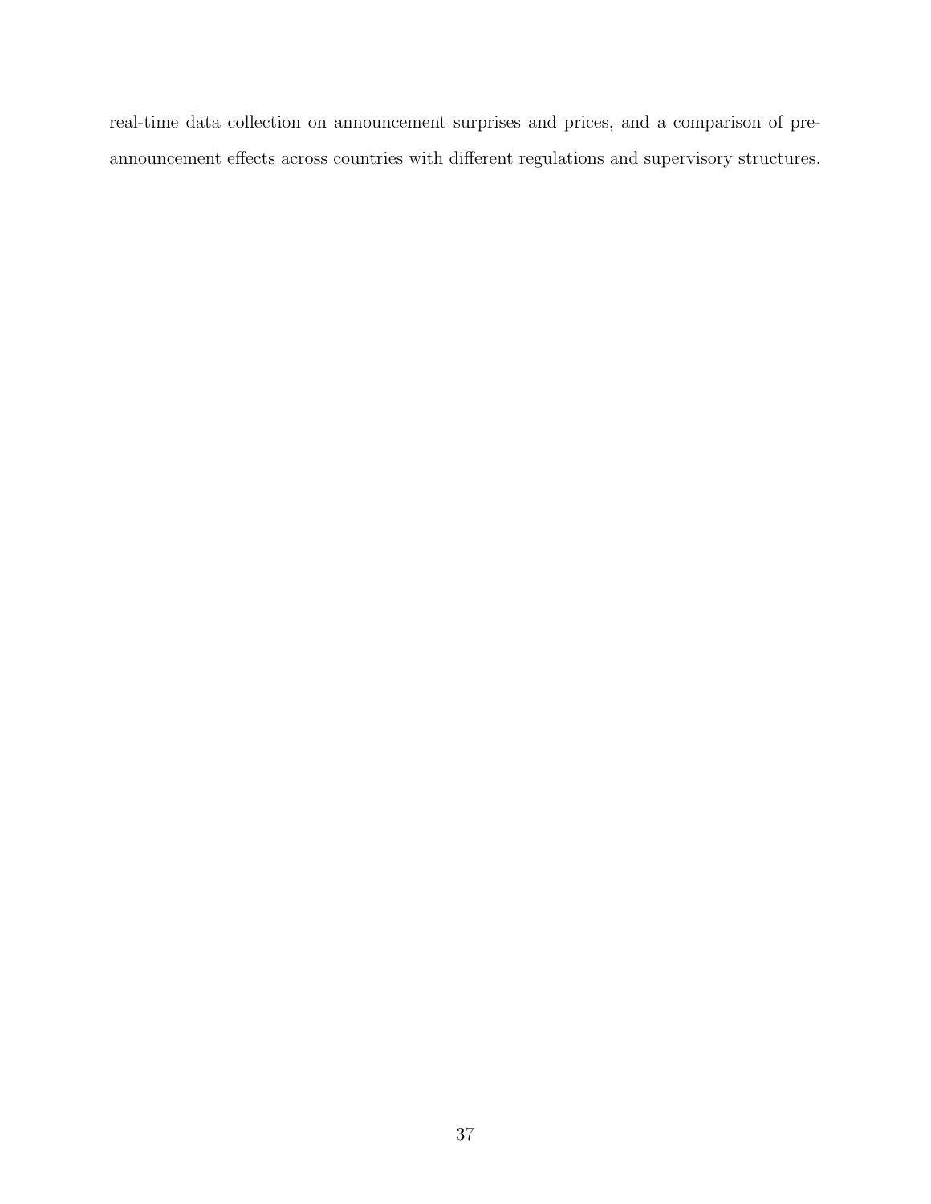real-time data collection on announcement surprises and prices, and a comparison of pre-announcement effects across countries with different regulations and supervisory structures.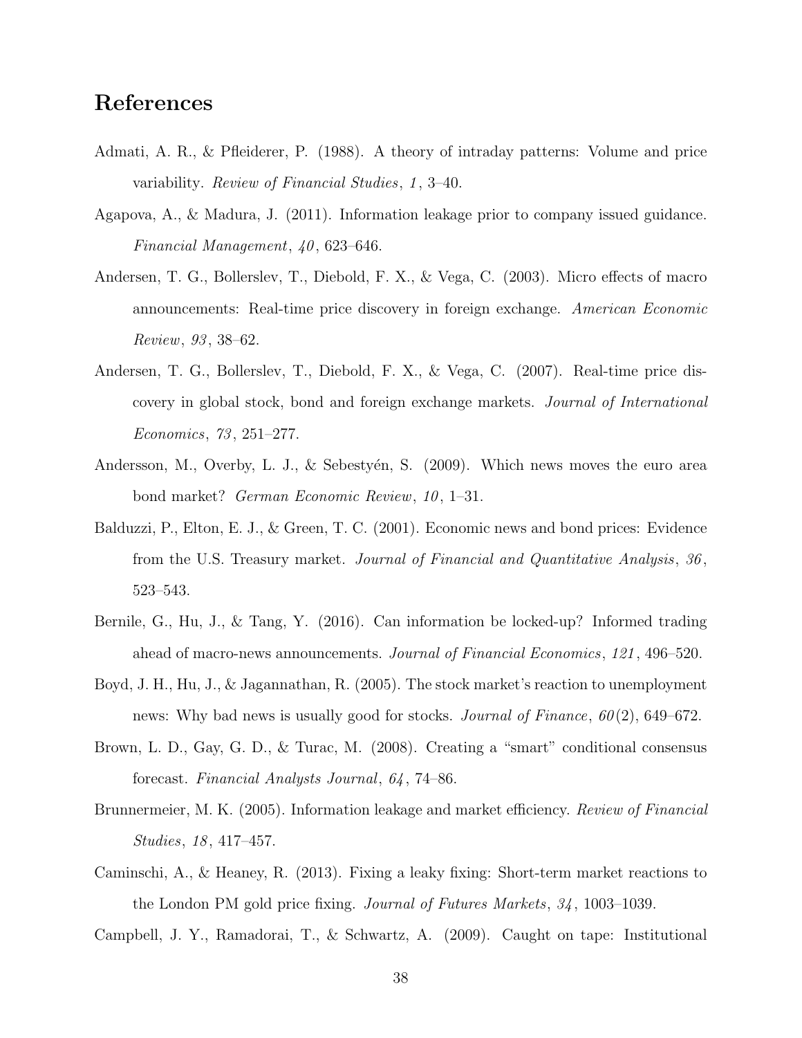## References

Admati, A. R., & Pfleiderer, P. (1988). A theory of intraday patterns: Volume and price variability. *Review of Financial Studies*, *1*, 3–40.

Agapova, A., & Madura, J. (2011). Information leakage prior to company issued guidance. *Financial Management*, *40*, 623–646.

Andersen, T. G., Bollerslev, T., Diebold, F. X., & Vega, C. (2003). Micro effects of macro announcements: Real-time price discovery in foreign exchange. *American Economic Review*, *93*, 38–62.

Andersen, T. G., Bollerslev, T., Diebold, F. X., & Vega, C. (2007). Real-time price discovery in global stock, bond and foreign exchange markets. *Journal of International Economics*, *73*, 251–277.

Andersson, M., Overby, L. J., & Sebestyén, S. (2009). Which news moves the euro area bond market? *German Economic Review*, *10*, 1–31.

Balduzzi, P., Elton, E. J., & Green, T. C. (2001). Economic news and bond prices: Evidence from the U.S. Treasury market. *Journal of Financial and Quantitative Analysis*, *36*, 523–543.

Bernile, G., Hu, J., & Tang, Y. (2016). Can information be locked-up? Informed trading ahead of macro-news announcements. *Journal of Financial Economics*, *121*, 496–520.

Boyd, J. H., Hu, J., & Jagannathan, R. (2005). The stock market's reaction to unemployment news: Why bad news is usually good for stocks. *Journal of Finance*, *60*(2), 649–672.

Brown, L. D., Gay, G. D., & Turac, M. (2008). Creating a "smart" conditional consensus forecast. *Financial Analysts Journal*, *64*, 74–86.

Brunnermeier, M. K. (2005). Information leakage and market efficiency. *Review of Financial Studies*, *18*, 417–457.

Caminschi, A., & Heaney, R. (2013). Fixing a leaky fixing: Short-term market reactions to the London PM gold price fixing. *Journal of Futures Markets*, *34*, 1003–1039.

Campbell, J. Y., Ramadorai, T., & Schwartz, A. (2009). Caught on tape: Institutional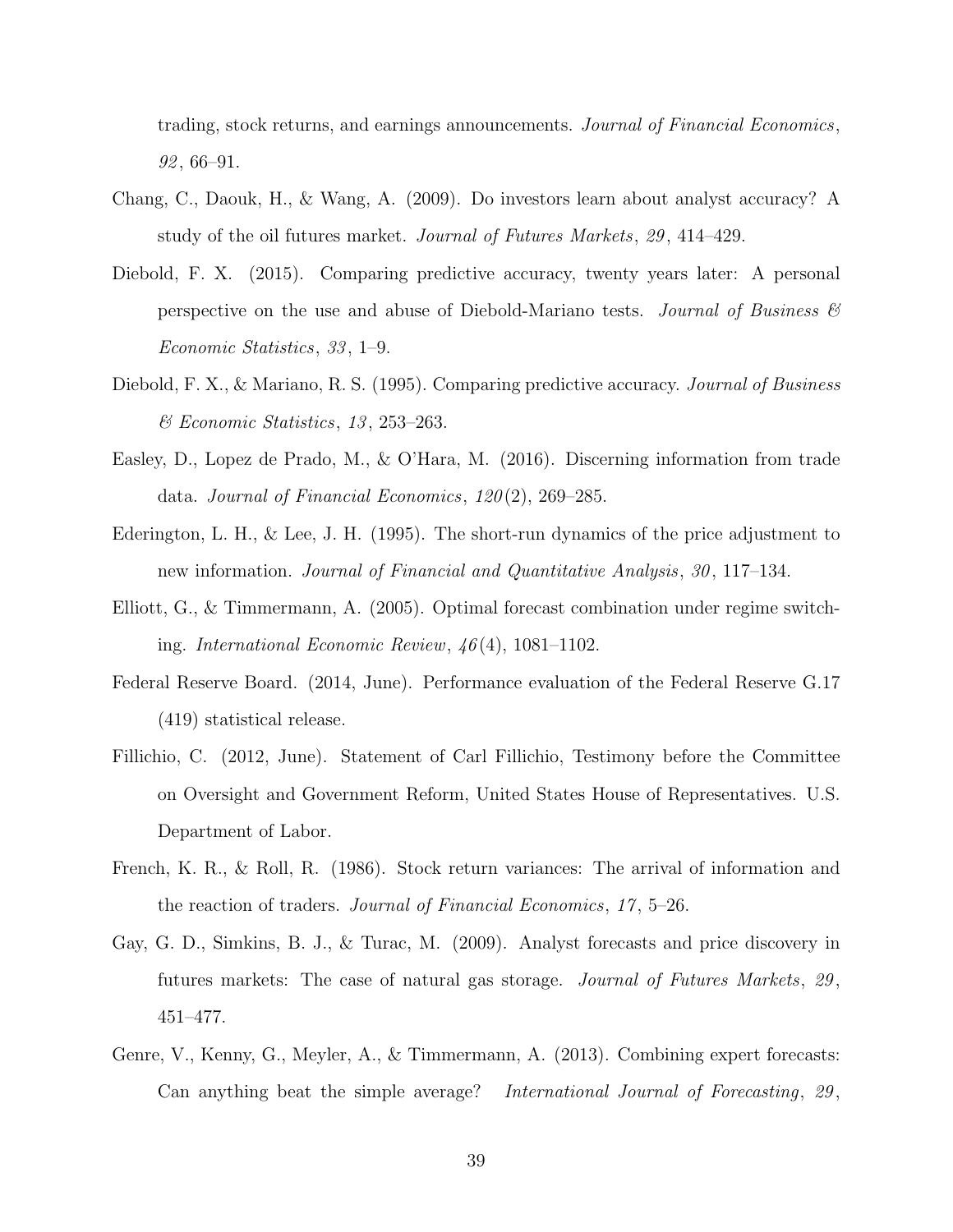trading, stock returns, and earnings announcements. *Journal of Financial Economics*, *92*, 66–91.

Chang, C., Daouk, H., & Wang, A. (2009). Do investors learn about analyst accuracy? A study of the oil futures market. *Journal of Futures Markets*, *29*, 414–429.

Diebold, F. X. (2015). Comparing predictive accuracy, twenty years later: A personal perspective on the use and abuse of Diebold-Mariano tests. *Journal of Business & Economic Statistics*, *33*, 1–9.

Diebold, F. X., & Mariano, R. S. (1995). Comparing predictive accuracy. *Journal of Business & Economic Statistics*, *13*, 253–263.

Easley, D., Lopez de Prado, M., & O'Hara, M. (2016). Discerning information from trade data. *Journal of Financial Economics*, *120*(2), 269–285.

Ederington, L. H., & Lee, J. H. (1995). The short-run dynamics of the price adjustment to new information. *Journal of Financial and Quantitative Analysis*, *30*, 117–134.

Elliott, G., & Timmermann, A. (2005). Optimal forecast combination under regime switching. *International Economic Review*, *46*(4), 1081–1102.

Federal Reserve Board. (2014, June). Performance evaluation of the Federal Reserve G.17 (419) statistical release.

Fillichio, C. (2012, June). Statement of Carl Fillichio, Testimony before the Committee on Oversight and Government Reform, United States House of Representatives. U.S. Department of Labor.

French, K. R., & Roll, R. (1986). Stock return variances: The arrival of information and the reaction of traders. *Journal of Financial Economics*, *17*, 5–26.

Gay, G. D., Simkins, B. J., & Turac, M. (2009). Analyst forecasts and price discovery in futures markets: The case of natural gas storage. *Journal of Futures Markets*, *29*, 451–477.

Genre, V., Kenny, G., Meyler, A., & Timmermann, A. (2013). Combining expert forecasts: Can anything beat the simple average? *International Journal of Forecasting*, *29*,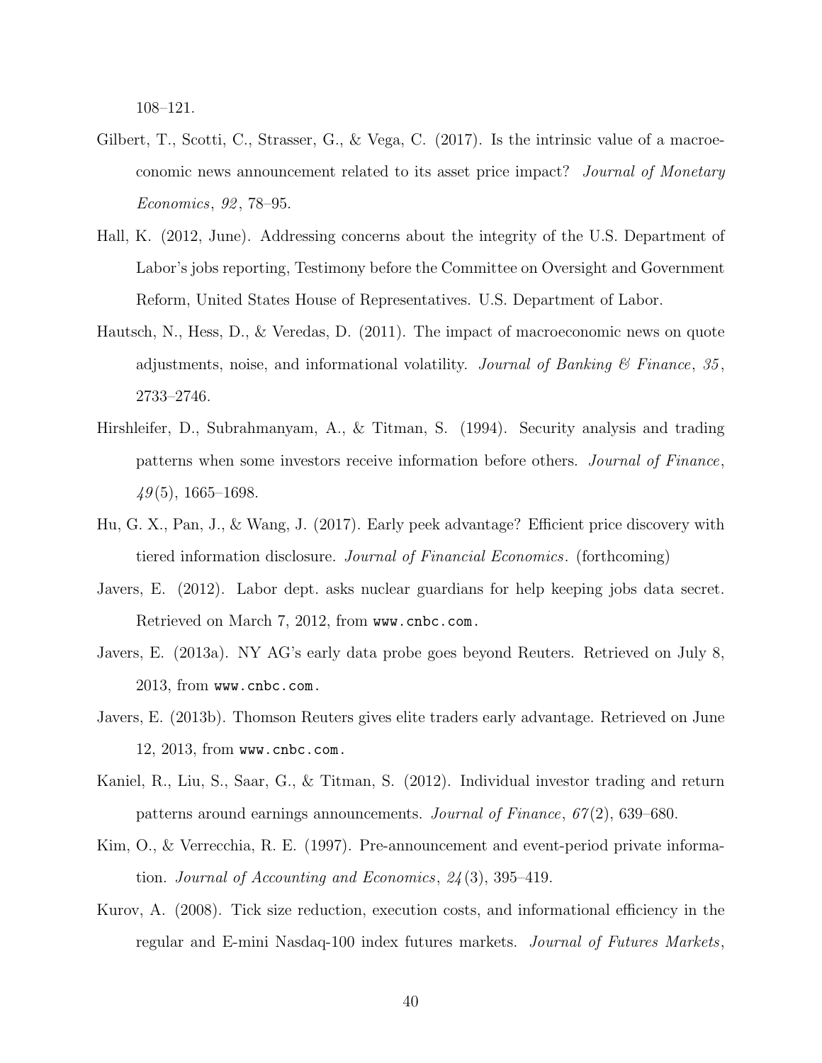108–121.

Gilbert, T., Scotti, C., Strasser, G., & Vega, C. (2017). Is the intrinsic value of a macroeconomic news announcement related to its asset price impact? *Journal of Monetary Economics*, *92*, 78–95.

Hall, K. (2012, June). Addressing concerns about the integrity of the U.S. Department of Labor's jobs reporting, Testimony before the Committee on Oversight and Government Reform, United States House of Representatives. U.S. Department of Labor.

Hautsch, N., Hess, D., & Veredas, D. (2011). The impact of macroeconomic news on quote adjustments, noise, and informational volatility. *Journal of Banking & Finance*, *35*, 2733–2746.

Hirshleifer, D., Subrahmanyam, A., & Titman, S. (1994). Security analysis and trading patterns when some investors receive information before others. *Journal of Finance*, *49*(5), 1665–1698.

Hu, G. X., Pan, J., & Wang, J. (2017). Early peek advantage? Efficient price discovery with tiered information disclosure. *Journal of Financial Economics*. (forthcoming)

Javers, E. (2012). Labor dept. asks nuclear guardians for help keeping jobs data secret. Retrieved on March 7, 2012, from www.cnbc.com.

Javers, E. (2013a). NY AG's early data probe goes beyond Reuters. Retrieved on July 8, 2013, from www.cnbc.com.

Javers, E. (2013b). Thomson Reuters gives elite traders early advantage. Retrieved on June 12, 2013, from www.cnbc.com.

Kaniel, R., Liu, S., Saar, G., & Titman, S. (2012). Individual investor trading and return patterns around earnings announcements. *Journal of Finance*, *67*(2), 639–680.

Kim, O., & Verrecchia, R. E. (1997). Pre-announcement and event-period private information. *Journal of Accounting and Economics*, *24*(3), 395–419.

Kurov, A. (2008). Tick size reduction, execution costs, and informational efficiency in the regular and E-mini Nasdaq-100 index futures markets. *Journal of Futures Markets*,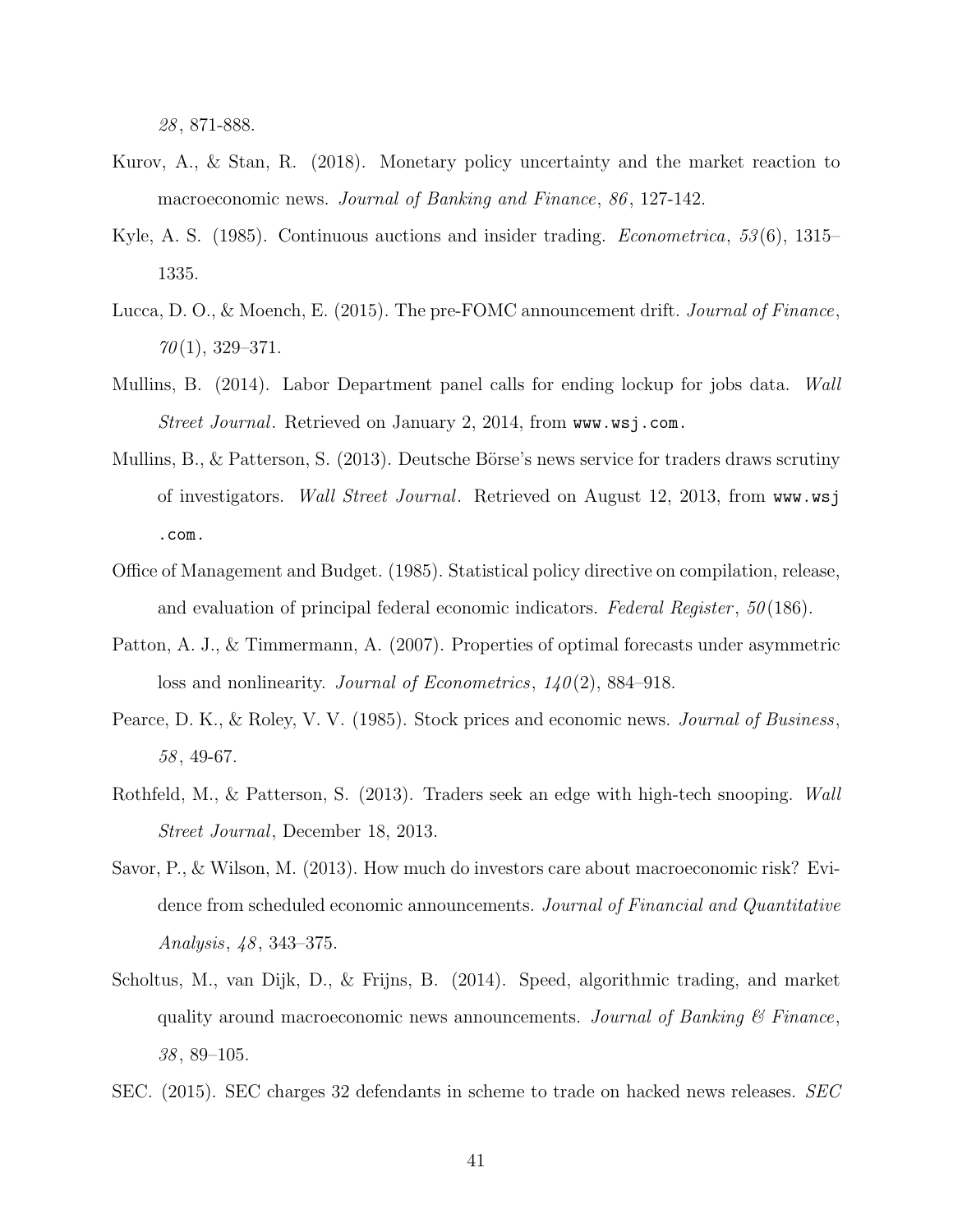*28*, 871-888.

Kurov, A., & Stan, R. (2018). Monetary policy uncertainty and the market reaction to macroeconomic news. *Journal of Banking and Finance*, *86*, 127-142.

Kyle, A. S. (1985). Continuous auctions and insider trading. *Econometrica*, *53*(6), 1315–1335.

Lucca, D. O., & Moench, E. (2015). The pre-FOMC announcement drift. *Journal of Finance*, *70*(1), 329–371.

Mullins, B. (2014). Labor Department panel calls for ending lockup for jobs data. *Wall Street Journal*. Retrieved on January 2, 2014, from www.wsj.com.

Mullins, B., & Patterson, S. (2013). Deutsche Börse's news service for traders draws scrutiny of investigators. *Wall Street Journal*. Retrieved on August 12, 2013, from www.wsj.com.

Office of Management and Budget. (1985). Statistical policy directive on compilation, release, and evaluation of principal federal economic indicators. *Federal Register*, *50*(186).

Patton, A. J., & Timmermann, A. (2007). Properties of optimal forecasts under asymmetric loss and nonlinearity. *Journal of Econometrics*, *140*(2), 884–918.

Pearce, D. K., & Roley, V. V. (1985). Stock prices and economic news. *Journal of Business*, *58*, 49-67.

Rothfeld, M., & Patterson, S. (2013). Traders seek an edge with high-tech snooping. *Wall Street Journal*, December 18, 2013.

Savor, P., & Wilson, M. (2013). How much do investors care about macroeconomic risk? Evidence from scheduled economic announcements. *Journal of Financial and Quantitative Analysis*, *48*, 343–375.

Scholtus, M., van Dijk, D., & Frijns, B. (2014). Speed, algorithmic trading, and market quality around macroeconomic news announcements. *Journal of Banking & Finance*, *38*, 89–105.

SEC. (2015). SEC charges 32 defendants in scheme to trade on hacked news releases. *SEC*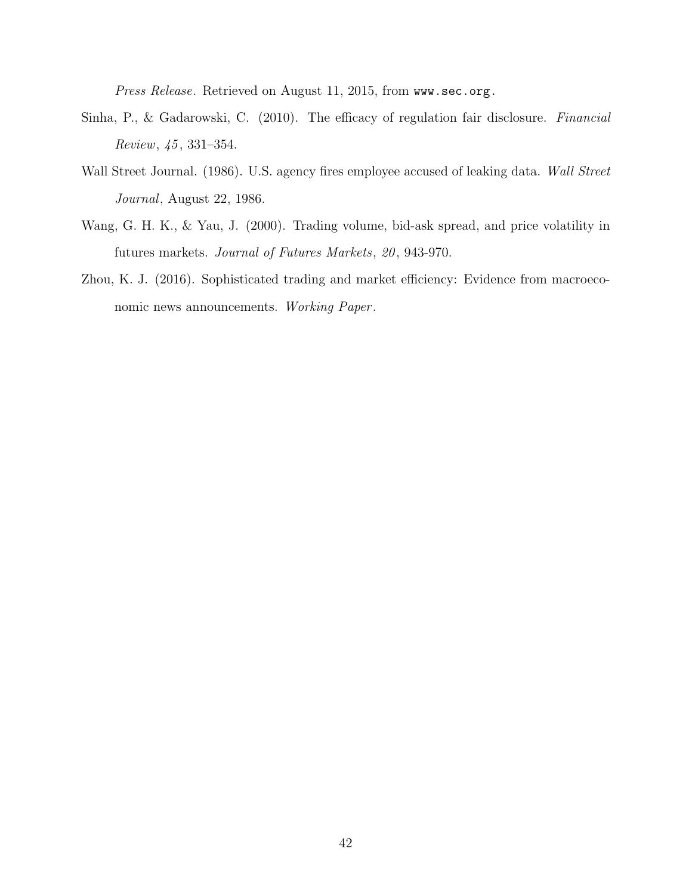*Press Release*. Retrieved on August 11, 2015, from www.sec.org.

Sinha, P., & Gadarowski, C. (2010). The efficacy of regulation fair disclosure. *Financial Review*, *45*, 331–354.

Wall Street Journal. (1986). U.S. agency fires employee accused of leaking data. *Wall Street Journal*, August 22, 1986.

Wang, G. H. K., & Yau, J. (2000). Trading volume, bid-ask spread, and price volatility in futures markets. *Journal of Futures Markets*, *20*, 943-970.

Zhou, K. J. (2016). Sophisticated trading and market efficiency: Evidence from macroeconomic news announcements. *Working Paper*.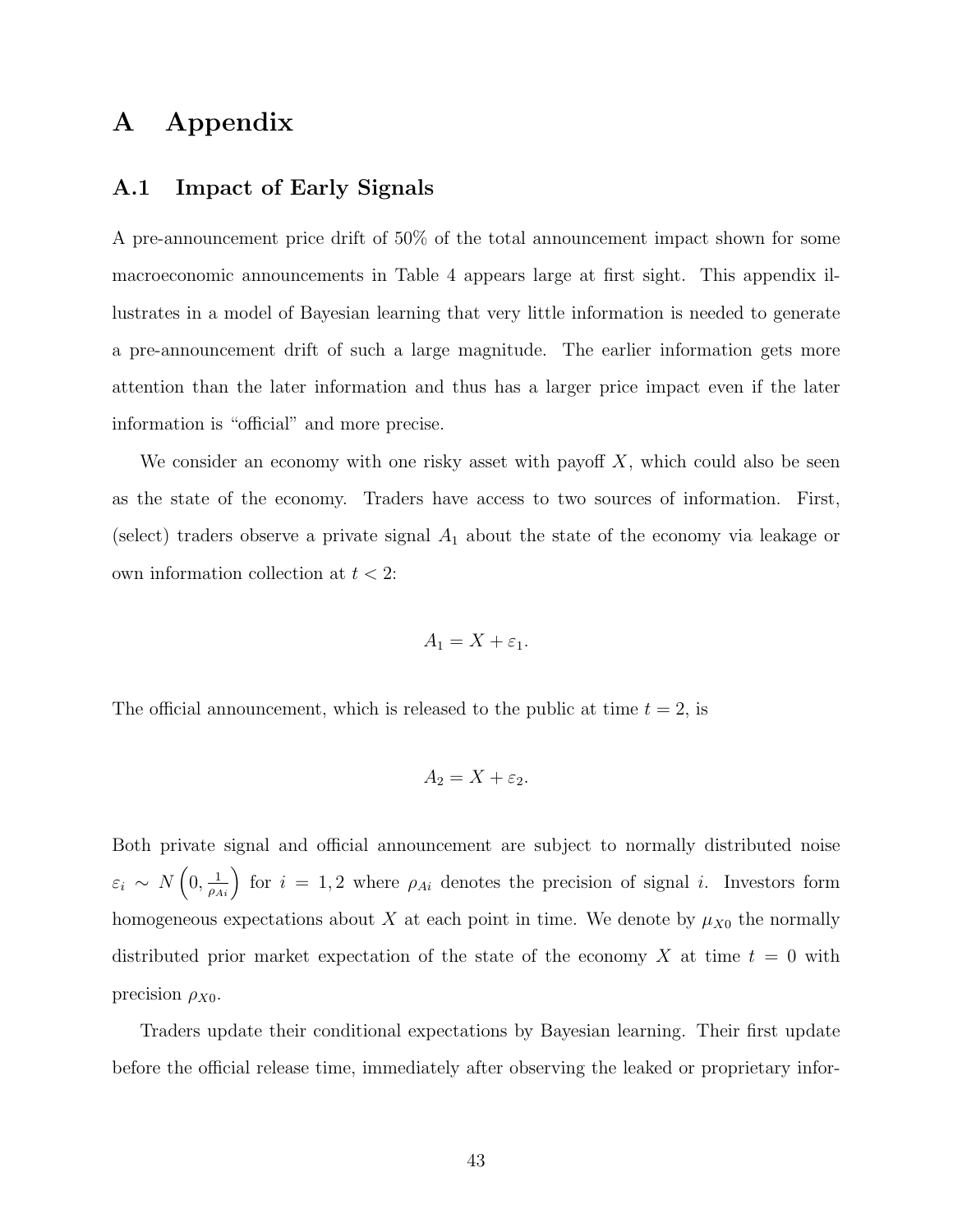# A Appendix

## A.1 Impact of Early Signals

A pre-announcement price drift of 50% of the total announcement impact shown for some macroeconomic announcements in Table 4 appears large at first sight. This appendix illustrates in a model of Bayesian learning that very little information is needed to generate a pre-announcement drift of such a large magnitude. The earlier information gets more attention than the later information and thus has a larger price impact even if the later information is "official" and more precise.

We consider an economy with one risky asset with payoff $X$, which could also be seen as the state of the economy. Traders have access to two sources of information. First, (select) traders observe a private signal $A_1$ about the state of the economy via leakage or own information collection at $t < 2$:

$$A_1 = X + \varepsilon_1.$$

The official announcement, which is released to the public at time $t = 2$, is

$$A_2 = X + \varepsilon_2.$$

Both private signal and official announcement are subject to normally distributed noise $\varepsilon_i \sim N\left(0, \frac{1}{\rho_{Ai}}\right)$ for $i = 1, 2$ where $\rho_{Ai}$ denotes the precision of signal $i$. Investors form homogeneous expectations about $X$ at each point in time. We denote by $\mu_{X0}$ the normally distributed prior market expectation of the state of the economy $X$ at time $t = 0$ with precision $\rho_{X0}$.

Traders update their conditional expectations by Bayesian learning. Their first update before the official release time, immediately after observing the leaked or proprietary infor-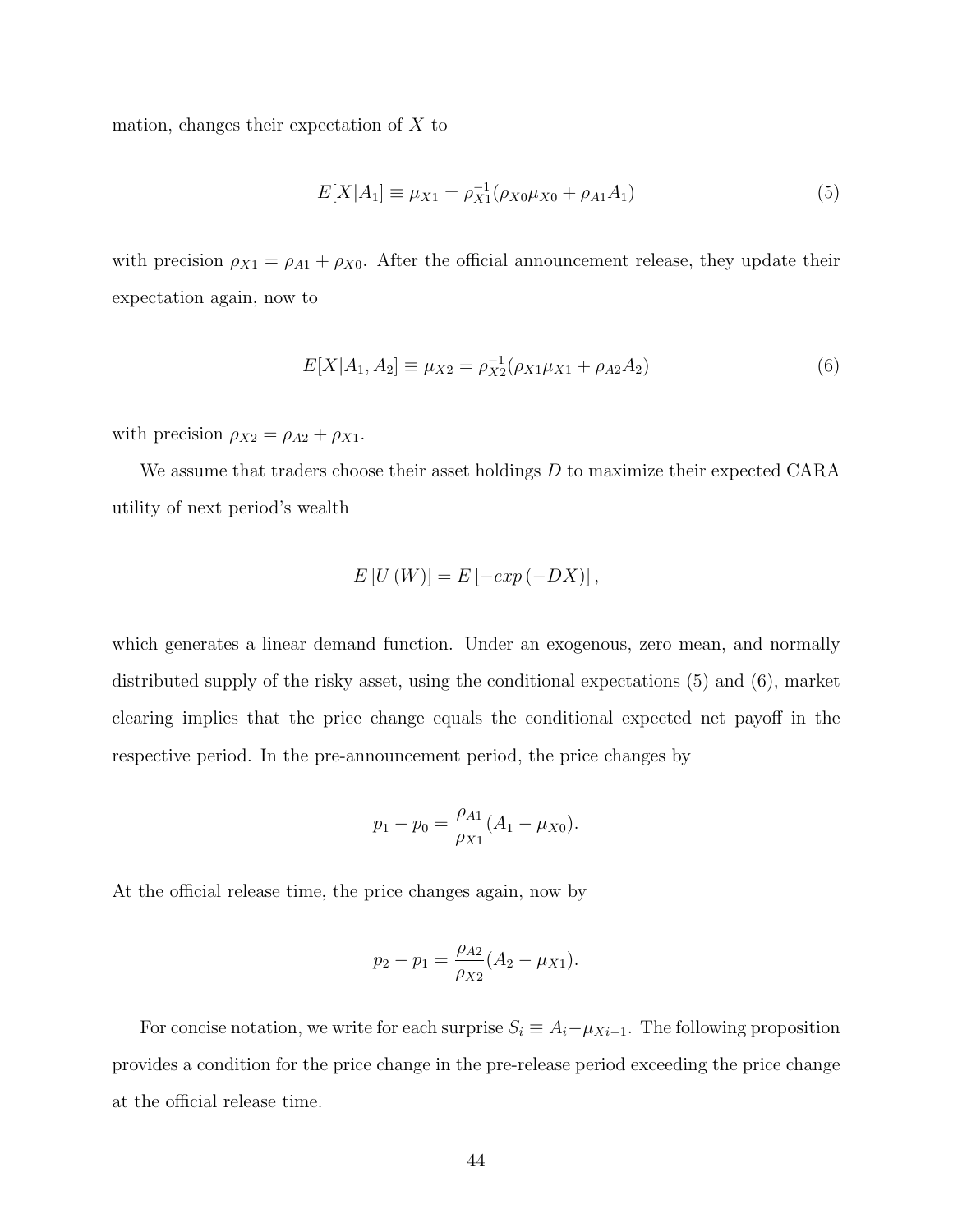mation, changes their expectation of $X$ to

$$E[X|A_1] \equiv \mu_{X1} = \rho_{X1}^{-1}(\rho_{X0}\mu_{X0} + \rho_{A1}A_1) \tag{5}$$

with precision $\rho_{X1} = \rho_{A1} + \rho_{X0}$. After the official announcement release, they update their expectation again, now to

$$E[X|A_1, A_2] \equiv \mu_{X2} = \rho_{X2}^{-1}(\rho_{X1}\mu_{X1} + \rho_{A2}A_2) \tag{6}$$

with precision $\rho_{X2} = \rho_{A2} + \rho_{X1}$.

We assume that traders choose their asset holdings $D$ to maximize their expected CARA utility of next period's wealth

$$E\left[U\left(W\right)\right] = E\left[-exp\left(-DX\right)\right],$$

which generates a linear demand function. Under an exogenous, zero mean, and normally distributed supply of the risky asset, using the conditional expectations (5) and (6), market clearing implies that the price change equals the conditional expected net payoff in the respective period. In the pre-announcement period, the price changes by

$$p_1 - p_0 = \frac{\rho_{A1}}{\rho_{X1}}(A_1 - \mu_{X0}).$$

At the official release time, the price changes again, now by

$$p_2 - p_1 = \frac{\rho_{A2}}{\rho_{X2}}(A_2 - \mu_{X1}).$$

For concise notation, we write for each surprise $S_i \equiv A_i - \mu_{Xi-1}$. The following proposition provides a condition for the price change in the pre-release period exceeding the price change at the official release time.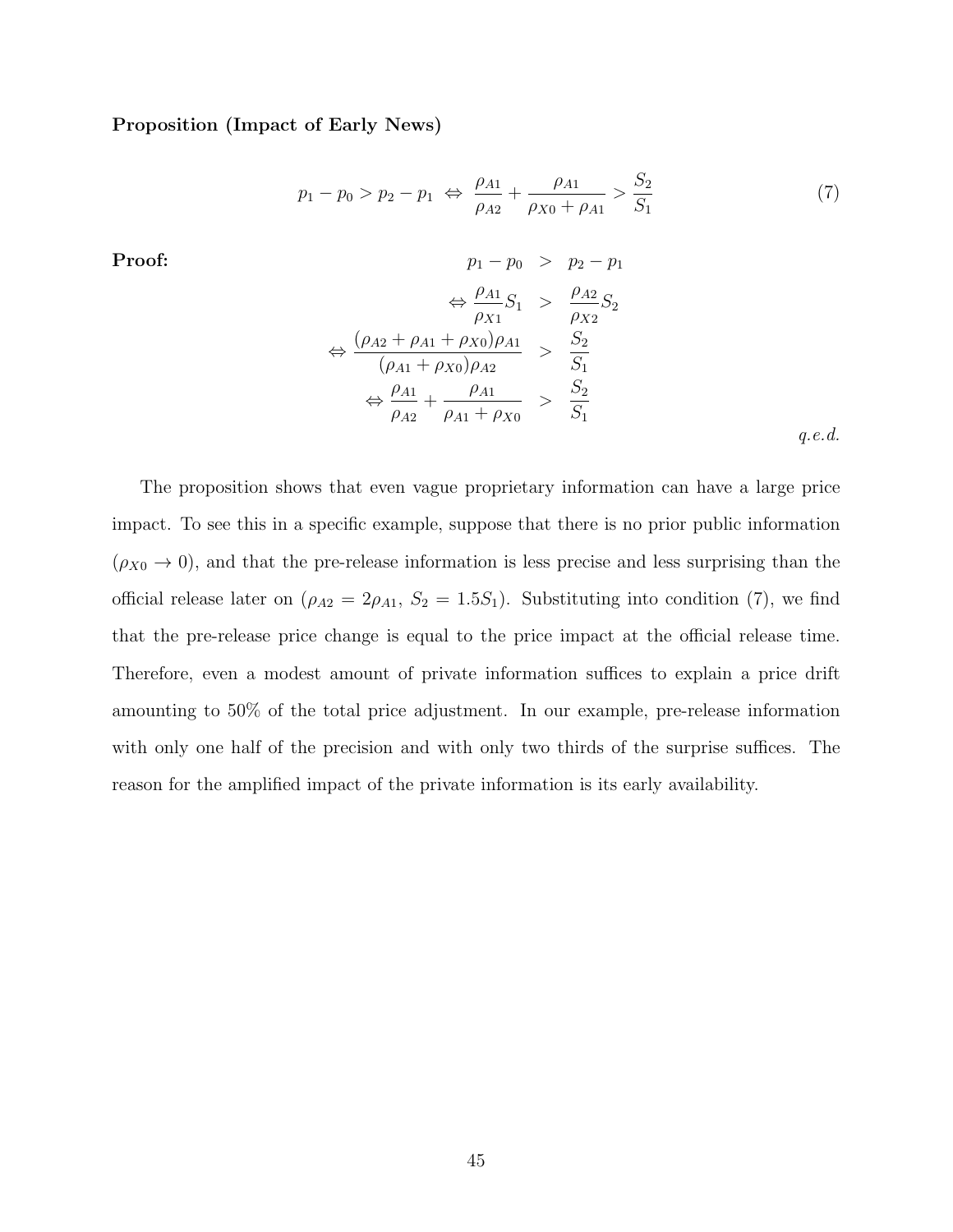**Proposition (Impact of Early News)**

$$p_1 - p_0 > p_2 - p_1 \;\Leftrightarrow\; \frac{\rho_{A1}}{\rho_{A2}} + \frac{\rho_{A1}}{\rho_{X0} + \rho_{A1}} > \frac{S_2}{S_1} \tag{7}$$

**Proof:**

$$\begin{aligned}
p_1 - p_0 &> p_2 - p_1 \\
\Leftrightarrow \frac{\rho_{A1}}{\rho_{X1}} S_1 &> \frac{\rho_{A2}}{\rho_{X2}} S_2 \\
\Leftrightarrow \frac{(\rho_{A2} + \rho_{A1} + \rho_{X0})\rho_{A1}}{(\rho_{A1} + \rho_{X0})\rho_{A2}} &> \frac{S_2}{S_1} \\
\Leftrightarrow \frac{\rho_{A1}}{\rho_{A2}} + \frac{\rho_{A1}}{\rho_{A1} + \rho_{X0}} &> \frac{S_2}{S_1}
\end{aligned}$$

*q.e.d.*

The proposition shows that even vague proprietary information can have a large price impact. To see this in a specific example, suppose that there is no prior public information ($\rho_{X0} \to 0$), and that the pre-release information is less precise and less surprising than the official release later on ($\rho_{A2} = 2\rho_{A1}$, $S_2 = 1.5 S_1$). Substituting into condition (7), we find that the pre-release price change is equal to the price impact at the official release time. Therefore, even a modest amount of private information suffices to explain a price drift amounting to 50% of the total price adjustment. In our example, pre-release information with only one half of the precision and with only two thirds of the surprise suffices. The reason for the amplified impact of the private information is its early availability.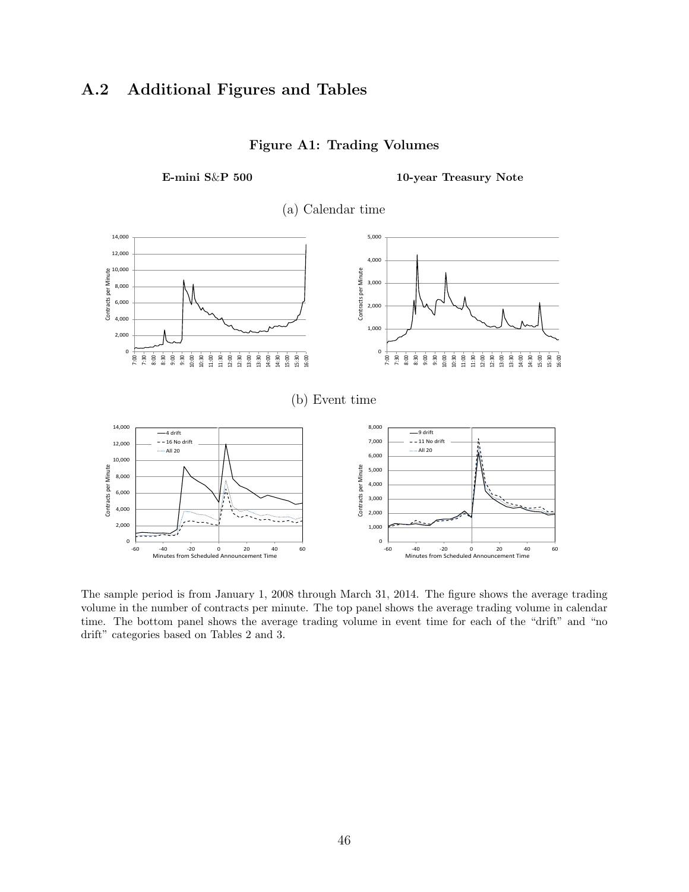## A.2 Additional Figures and Tables

**Figure A1: Trading Volumes**

**E-mini S&P 500** **10-year Treasury Note**

(a) Calendar time

(b) Event time

The sample period is from January 1, 2008 through March 31, 2014. The figure shows the average trading volume in the number of contracts per minute. The top panel shows the average trading volume in calendar time. The bottom panel shows the average trading volume in event time for each of the "drift" and "no drift" categories based on Tables 2 and 3.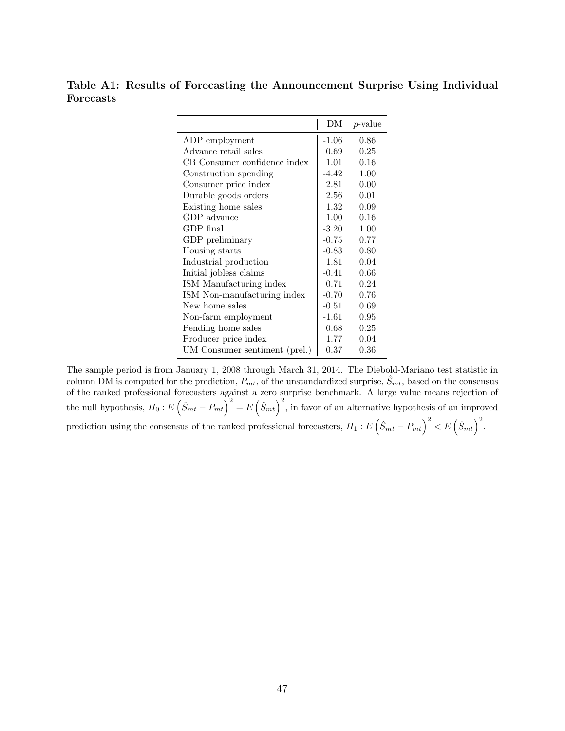**Table A1: Results of Forecasting the Announcement Surprise Using Individual Forecasts**

| | DM | $p$-value |
|---|---|---|
| ADP employment | -1.06 | 0.86 |
| Advance retail sales | 0.69 | 0.25 |
| CB Consumer confidence index | 1.01 | 0.16 |
| Construction spending | -4.42 | 1.00 |
| Consumer price index | 2.81 | 0.00 |
| Durable goods orders | 2.56 | 0.01 |
| Existing home sales | 1.32 | 0.09 |
| GDP advance | 1.00 | 0.16 |
| GDP final | -3.20 | 1.00 |
| GDP preliminary | -0.75 | 0.77 |
| Housing starts | -0.83 | 0.80 |
| Industrial production | 1.81 | 0.04 |
| Initial jobless claims | -0.41 | 0.66 |
| ISM Manufacturing index | 0.71 | 0.24 |
| ISM Non-manufacturing index | -0.70 | 0.76 |
| New home sales | -0.51 | 0.69 |
| Non-farm employment | -1.61 | 0.95 |
| Pending home sales | 0.68 | 0.25 |
| Producer price index | 1.77 | 0.04 |
| UM Consumer sentiment (prel.) | 0.37 | 0.36 |

The sample period is from January 1, 2008 through March 31, 2014. The Diebold-Mariano test statistic in column DM is computed for the prediction, $P_{mt}$, of the unstandardized surprise, $\hat{S}_{mt}$, based on the consensus of the ranked professional forecasters against a zero surprise benchmark. A large value means rejection of the null hypothesis, $H_0 : E\left(\hat{S}_{mt} - P_{mt}\right)^2 = E\left(\hat{S}_{mt}\right)^2$, in favor of an alternative hypothesis of an improved prediction using the consensus of the ranked professional forecasters, $H_1 : E\left(\hat{S}_{mt} - P_{mt}\right)^2 < E\left(\hat{S}_{mt}\right)^2$.